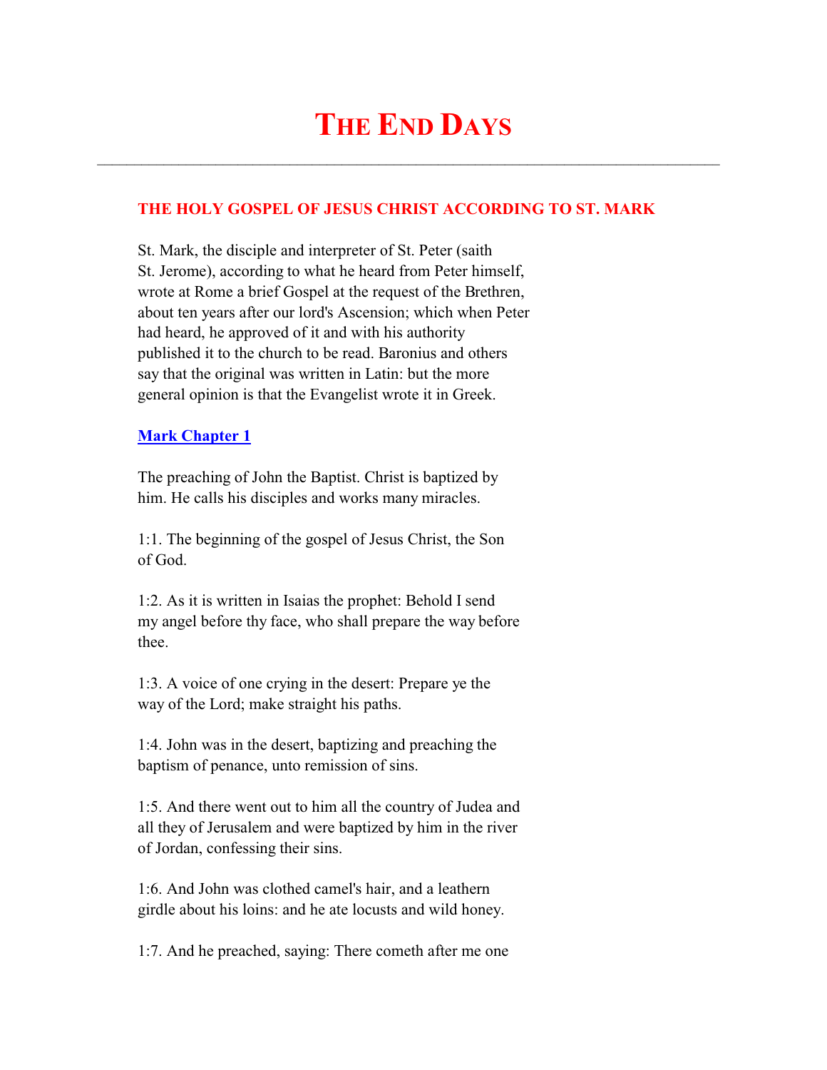# The End Days

---

## THE HOLY GOSPEL OF JESUS CHRIST ACCORDING TO ST. MARK

St. Mark, the disciple and interpreter of St. Peter (saith St. Jerome), according to what he heard from Peter himself, wrote at Rome a brief Gospel at the request of the Brethren, about ten years after our lord's Ascension; which when Peter had heard, he approved of it and with his authority published it to the church to be read. Baronius and others say that the original was written in Latin: but the more general opinion is that the Evangelist wrote it in Greek.

### Mark Chapter 1

The preaching of John the Baptist. Christ is baptized by him. He calls his disciples and works many miracles.

1:1. The beginning of the gospel of Jesus Christ, the Son of God.

1:2. As it is written in Isaias the prophet: Behold I send my angel before thy face, who shall prepare the way before thee.

1:3. A voice of one crying in the desert: Prepare ye the way of the Lord; make straight his paths.

1:4. John was in the desert, baptizing and preaching the baptism of penance, unto remission of sins.

1:5. And there went out to him all the country of Judea and all they of Jerusalem and were baptized by him in the river of Jordan, confessing their sins.

1:6. And John was clothed camel's hair, and a leathern girdle about his loins: and he ate locusts and wild honey.

1:7. And he preached, saying: There cometh after me one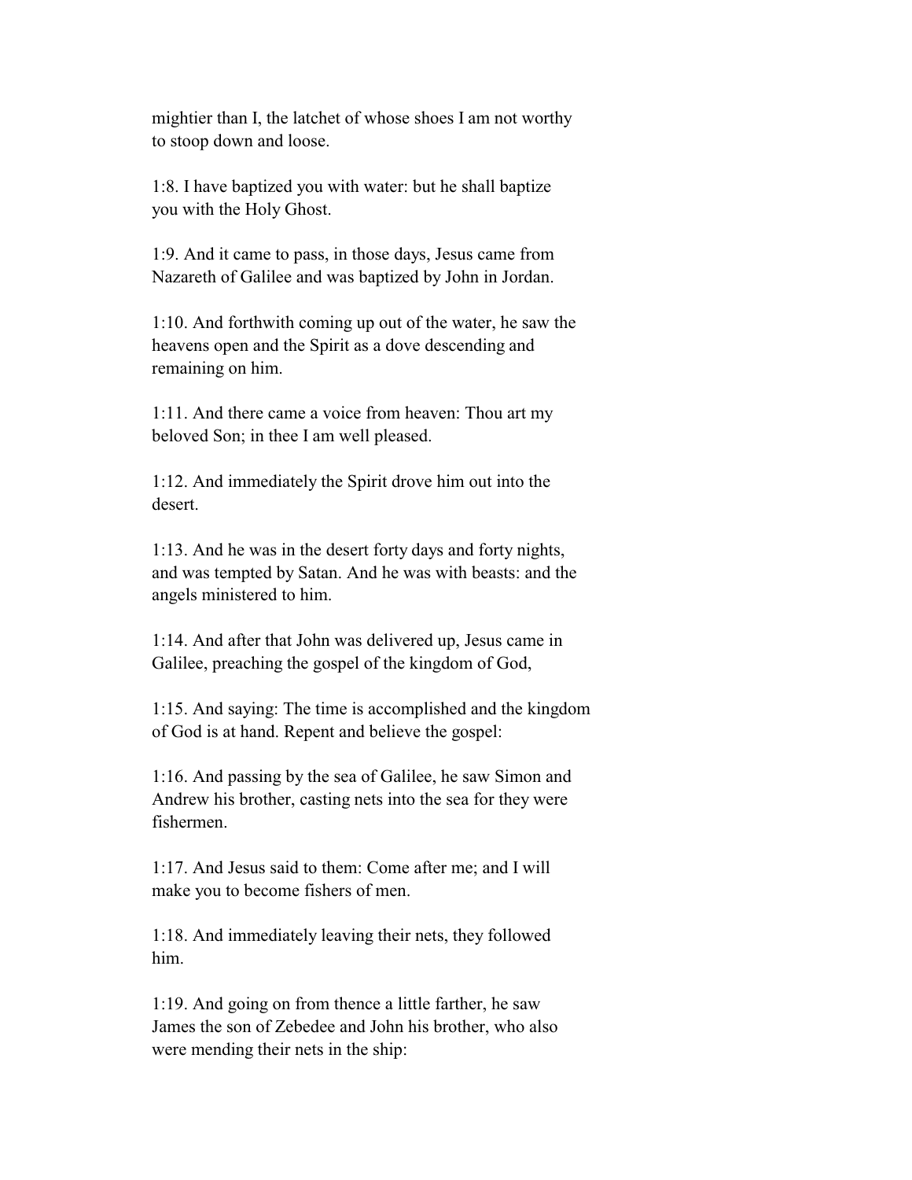mightier than I, the latchet of whose shoes I am not worthy to stoop down and loose.

1:8. I have baptized you with water: but he shall baptize you with the Holy Ghost.

1:9. And it came to pass, in those days, Jesus came from Nazareth of Galilee and was baptized by John in Jordan.

1:10. And forthwith coming up out of the water, he saw the heavens open and the Spirit as a dove descending and remaining on him.

1:11. And there came a voice from heaven: Thou art my beloved Son; in thee I am well pleased.

1:12. And immediately the Spirit drove him out into the desert.

1:13. And he was in the desert forty days and forty nights, and was tempted by Satan. And he was with beasts: and the angels ministered to him.

1:14. And after that John was delivered up, Jesus came in Galilee, preaching the gospel of the kingdom of God,

1:15. And saying: The time is accomplished and the kingdom of God is at hand. Repent and believe the gospel:

1:16. And passing by the sea of Galilee, he saw Simon and Andrew his brother, casting nets into the sea for they were fishermen.

1:17. And Jesus said to them: Come after me; and I will make you to become fishers of men.

1:18. And immediately leaving their nets, they followed him.

1:19. And going on from thence a little farther, he saw James the son of Zebedee and John his brother, who also were mending their nets in the ship: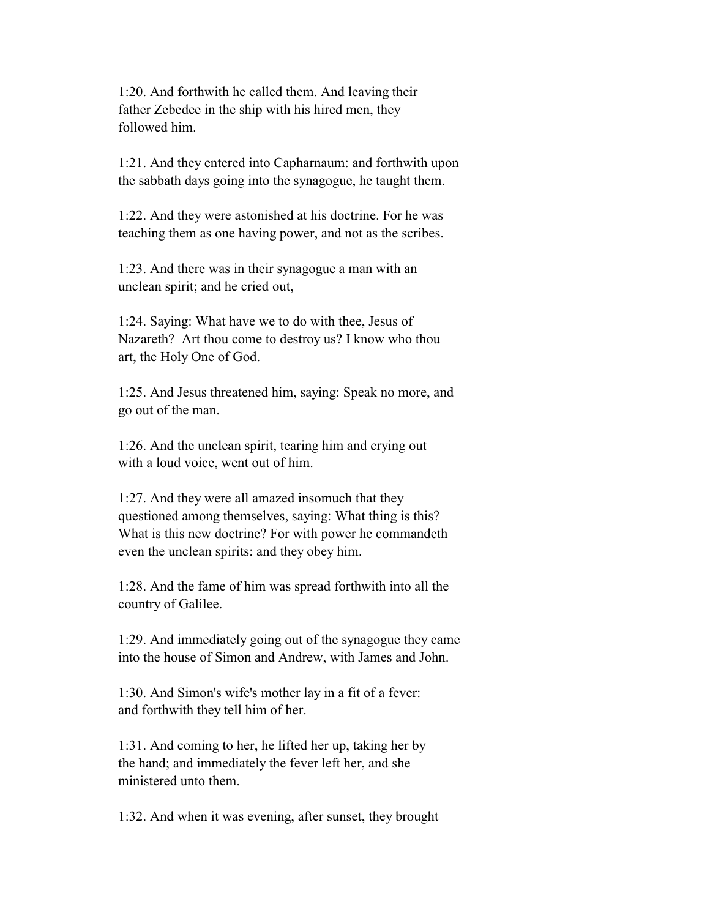1:20. And forthwith he called them. And leaving their father Zebedee in the ship with his hired men, they followed him.

1:21. And they entered into Capharnaum: and forthwith upon the sabbath days going into the synagogue, he taught them.

1:22. And they were astonished at his doctrine. For he was teaching them as one having power, and not as the scribes.

1:23. And there was in their synagogue a man with an unclean spirit; and he cried out,

1:24. Saying: What have we to do with thee, Jesus of Nazareth? Art thou come to destroy us? I know who thou art, the Holy One of God.

1:25. And Jesus threatened him, saying: Speak no more, and go out of the man.

1:26. And the unclean spirit, tearing him and crying out with a loud voice, went out of him.

1:27. And they were all amazed insomuch that they questioned among themselves, saying: What thing is this? What is this new doctrine? For with power he commandeth even the unclean spirits: and they obey him.

1:28. And the fame of him was spread forthwith into all the country of Galilee.

1:29. And immediately going out of the synagogue they came into the house of Simon and Andrew, with James and John.

1:30. And Simon's wife's mother lay in a fit of a fever: and forthwith they tell him of her.

1:31. And coming to her, he lifted her up, taking her by the hand; and immediately the fever left her, and she ministered unto them.

1:32. And when it was evening, after sunset, they brought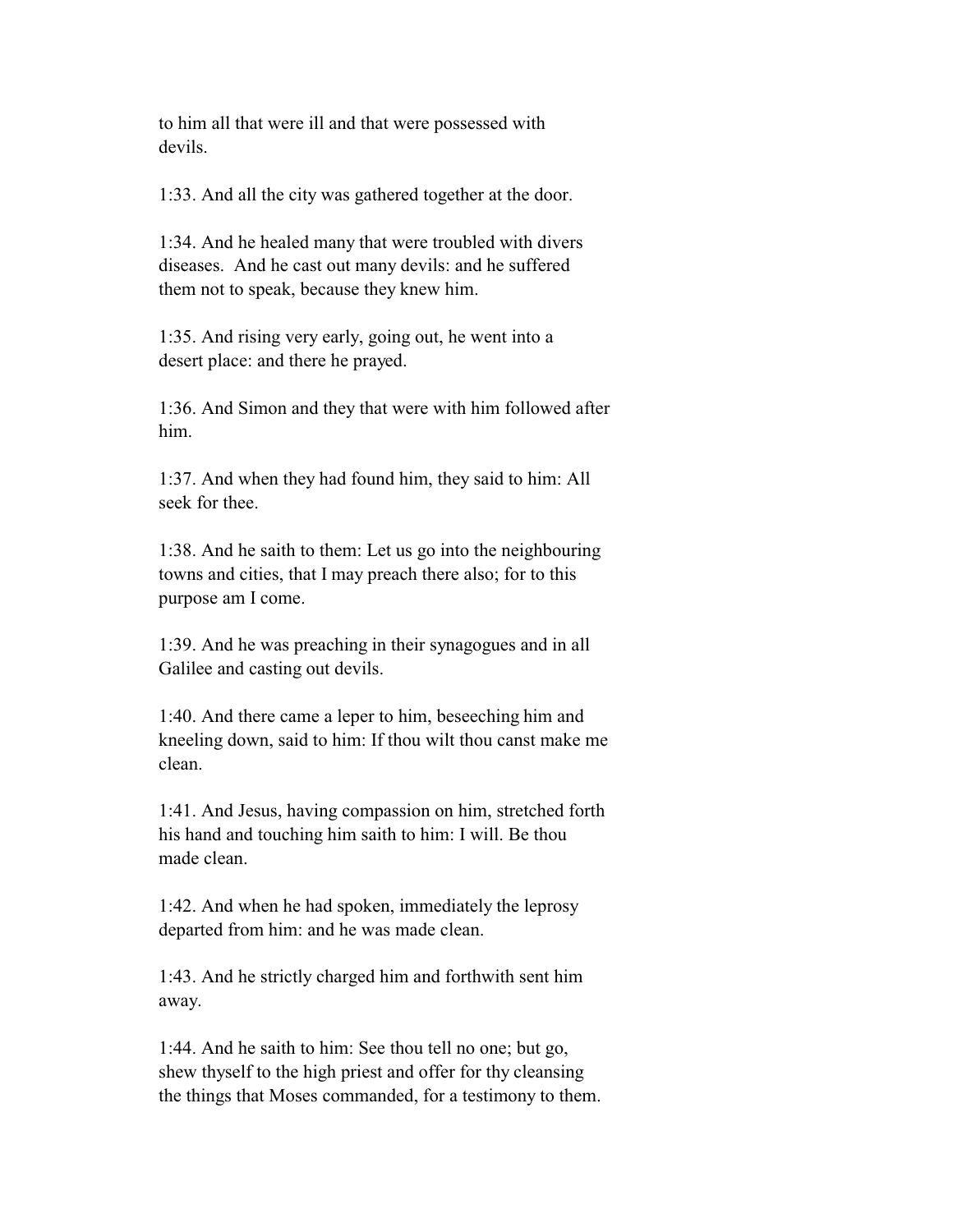to him all that were ill and that were possessed with devils.

1:33. And all the city was gathered together at the door.

1:34. And he healed many that were troubled with divers diseases. And he cast out many devils: and he suffered them not to speak, because they knew him.

1:35. And rising very early, going out, he went into a desert place: and there he prayed.

1:36. And Simon and they that were with him followed after him.

1:37. And when they had found him, they said to him: All seek for thee.

1:38. And he saith to them: Let us go into the neighbouring towns and cities, that I may preach there also; for to this purpose am I come.

1:39. And he was preaching in their synagogues and in all Galilee and casting out devils.

1:40. And there came a leper to him, beseeching him and kneeling down, said to him: If thou wilt thou canst make me clean.

1:41. And Jesus, having compassion on him, stretched forth his hand and touching him saith to him: I will. Be thou made clean.

1:42. And when he had spoken, immediately the leprosy departed from him: and he was made clean.

1:43. And he strictly charged him and forthwith sent him away.

1:44. And he saith to him: See thou tell no one; but go, shew thyself to the high priest and offer for thy cleansing the things that Moses commanded, for a testimony to them.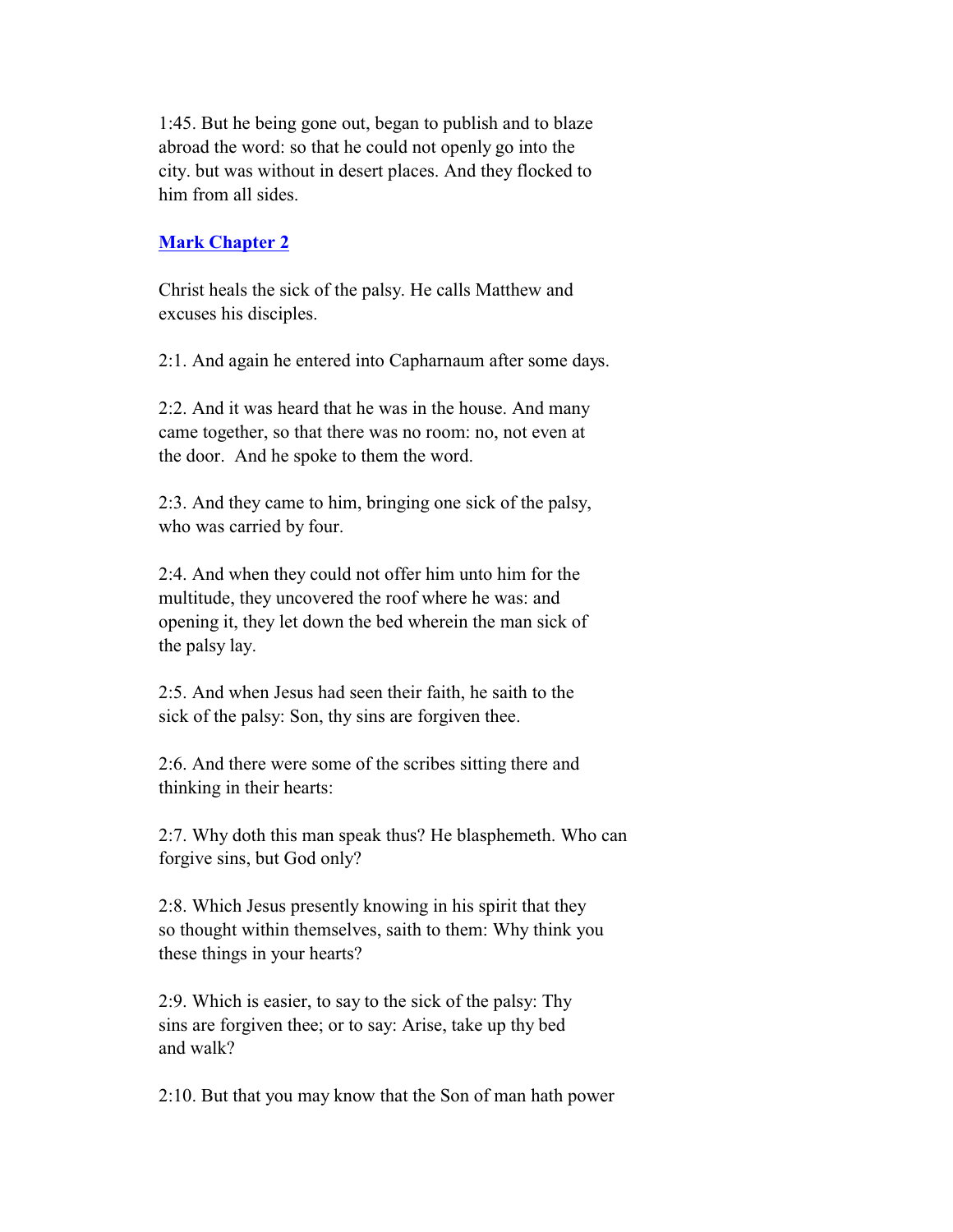1:45. But he being gone out, began to publish and to blaze abroad the word: so that he could not openly go into the city. but was without in desert places. And they flocked to him from all sides.

## Mark Chapter 2

Christ heals the sick of the palsy. He calls Matthew and excuses his disciples.

2:1. And again he entered into Capharnaum after some days.

2:2. And it was heard that he was in the house. And many came together, so that there was no room: no, not even at the door. And he spoke to them the word.

2:3. And they came to him, bringing one sick of the palsy, who was carried by four.

2:4. And when they could not offer him unto him for the multitude, they uncovered the roof where he was: and opening it, they let down the bed wherein the man sick of the palsy lay.

2:5. And when Jesus had seen their faith, he saith to the sick of the palsy: Son, thy sins are forgiven thee.

2:6. And there were some of the scribes sitting there and thinking in their hearts:

2:7. Why doth this man speak thus? He blasphemeth. Who can forgive sins, but God only?

2:8. Which Jesus presently knowing in his spirit that they so thought within themselves, saith to them: Why think you these things in your hearts?

2:9. Which is easier, to say to the sick of the palsy: Thy sins are forgiven thee; or to say: Arise, take up thy bed and walk?

2:10. But that you may know that the Son of man hath power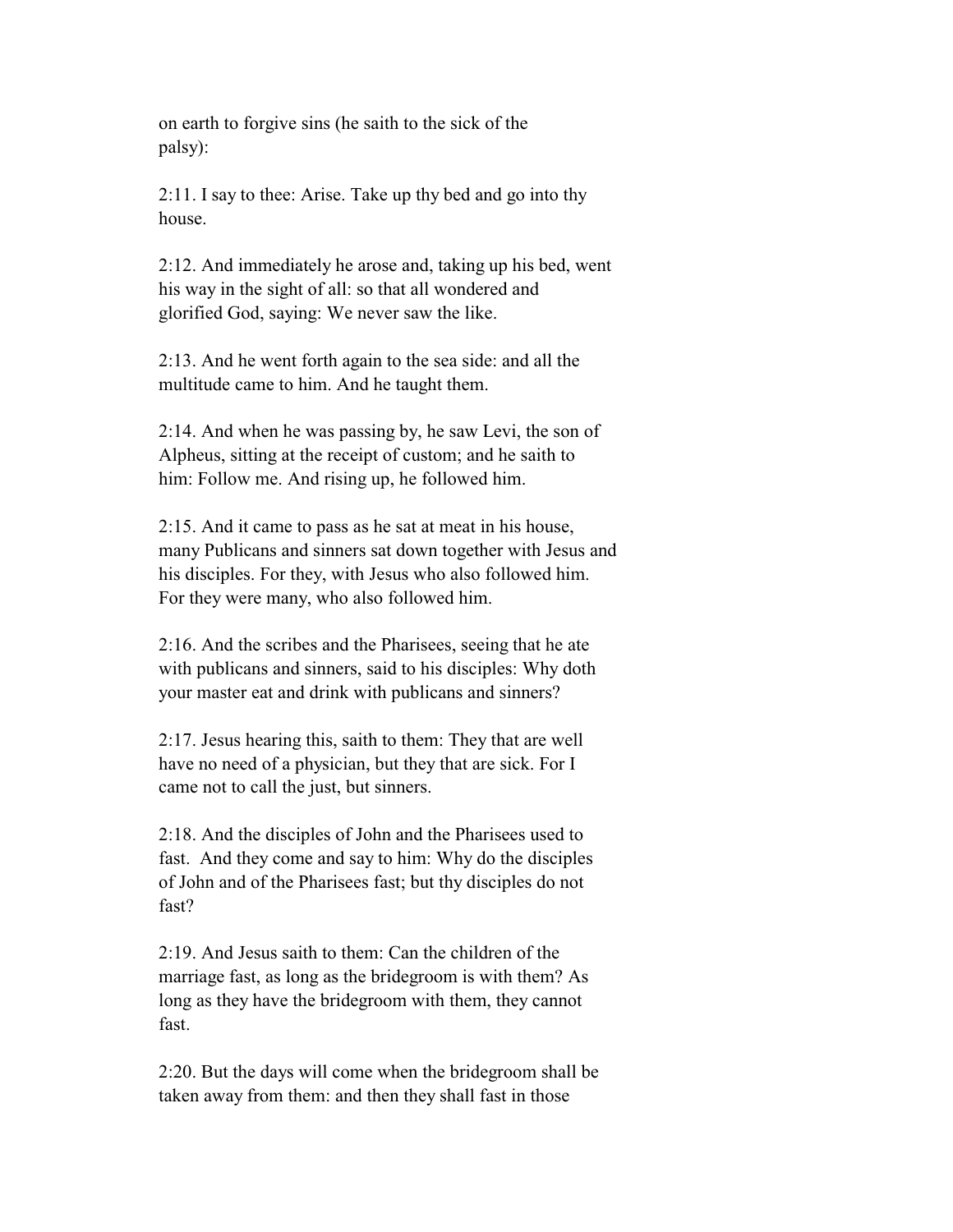on earth to forgive sins (he saith to the sick of the palsy):

2:11. I say to thee: Arise. Take up thy bed and go into thy house.

2:12. And immediately he arose and, taking up his bed, went his way in the sight of all: so that all wondered and glorified God, saying: We never saw the like.

2:13. And he went forth again to the sea side: and all the multitude came to him. And he taught them.

2:14. And when he was passing by, he saw Levi, the son of Alpheus, sitting at the receipt of custom; and he saith to him: Follow me. And rising up, he followed him.

2:15. And it came to pass as he sat at meat in his house, many Publicans and sinners sat down together with Jesus and his disciples. For they, with Jesus who also followed him. For they were many, who also followed him.

2:16. And the scribes and the Pharisees, seeing that he ate with publicans and sinners, said to his disciples: Why doth your master eat and drink with publicans and sinners?

2:17. Jesus hearing this, saith to them: They that are well have no need of a physician, but they that are sick. For I came not to call the just, but sinners.

2:18. And the disciples of John and the Pharisees used to fast. And they come and say to him: Why do the disciples of John and of the Pharisees fast; but thy disciples do not fast?

2:19. And Jesus saith to them: Can the children of the marriage fast, as long as the bridegroom is with them? As long as they have the bridegroom with them, they cannot fast.

2:20. But the days will come when the bridegroom shall be taken away from them: and then they shall fast in those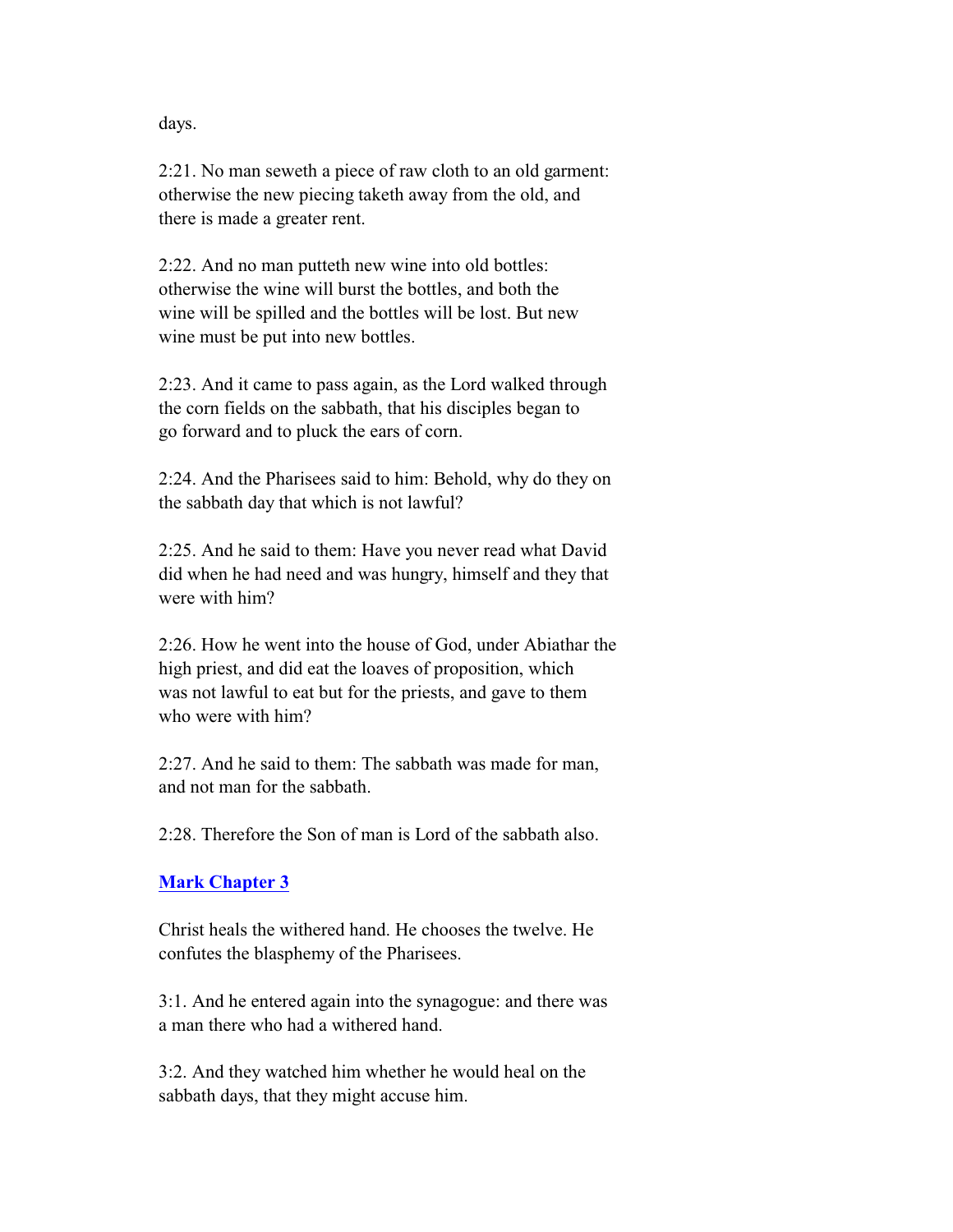days.

2:21. No man seweth a piece of raw cloth to an old garment: otherwise the new piecing taketh away from the old, and there is made a greater rent.

2:22. And no man putteth new wine into old bottles: otherwise the wine will burst the bottles, and both the wine will be spilled and the bottles will be lost. But new wine must be put into new bottles.

2:23. And it came to pass again, as the Lord walked through the corn fields on the sabbath, that his disciples began to go forward and to pluck the ears of corn.

2:24. And the Pharisees said to him: Behold, why do they on the sabbath day that which is not lawful?

2:25. And he said to them: Have you never read what David did when he had need and was hungry, himself and they that were with him?

2:26. How he went into the house of God, under Abiathar the high priest, and did eat the loaves of proposition, which was not lawful to eat but for the priests, and gave to them who were with him?

2:27. And he said to them: The sabbath was made for man, and not man for the sabbath.

2:28. Therefore the Son of man is Lord of the sabbath also.

## Mark Chapter 3

Christ heals the withered hand. He chooses the twelve. He confutes the blasphemy of the Pharisees.

3:1. And he entered again into the synagogue: and there was a man there who had a withered hand.

3:2. And they watched him whether he would heal on the sabbath days, that they might accuse him.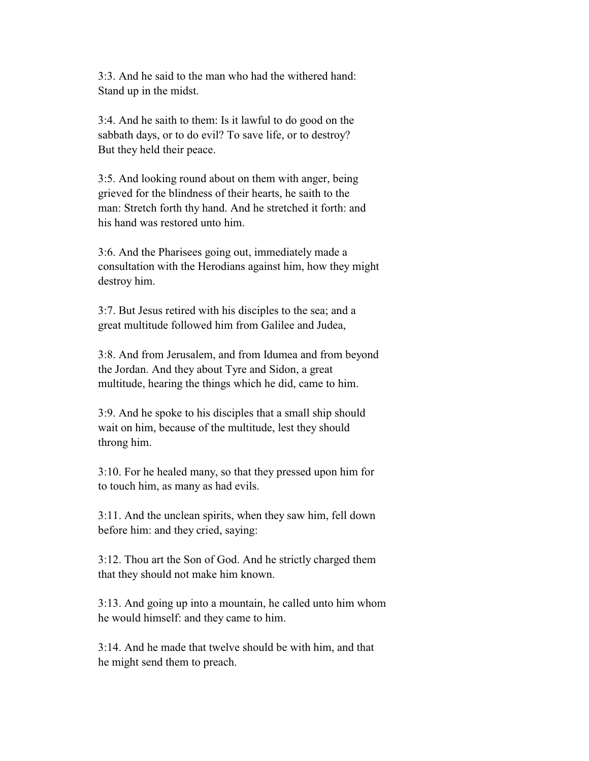3:3. And he said to the man who had the withered hand: Stand up in the midst.

3:4. And he saith to them: Is it lawful to do good on the sabbath days, or to do evil? To save life, or to destroy? But they held their peace.

3:5. And looking round about on them with anger, being grieved for the blindness of their hearts, he saith to the man: Stretch forth thy hand. And he stretched it forth: and his hand was restored unto him.

3:6. And the Pharisees going out, immediately made a consultation with the Herodians against him, how they might destroy him.

3:7. But Jesus retired with his disciples to the sea; and a great multitude followed him from Galilee and Judea,

3:8. And from Jerusalem, and from Idumea and from beyond the Jordan. And they about Tyre and Sidon, a great multitude, hearing the things which he did, came to him.

3:9. And he spoke to his disciples that a small ship should wait on him, because of the multitude, lest they should throng him.

3:10. For he healed many, so that they pressed upon him for to touch him, as many as had evils.

3:11. And the unclean spirits, when they saw him, fell down before him: and they cried, saying:

3:12. Thou art the Son of God. And he strictly charged them that they should not make him known.

3:13. And going up into a mountain, he called unto him whom he would himself: and they came to him.

3:14. And he made that twelve should be with him, and that he might send them to preach.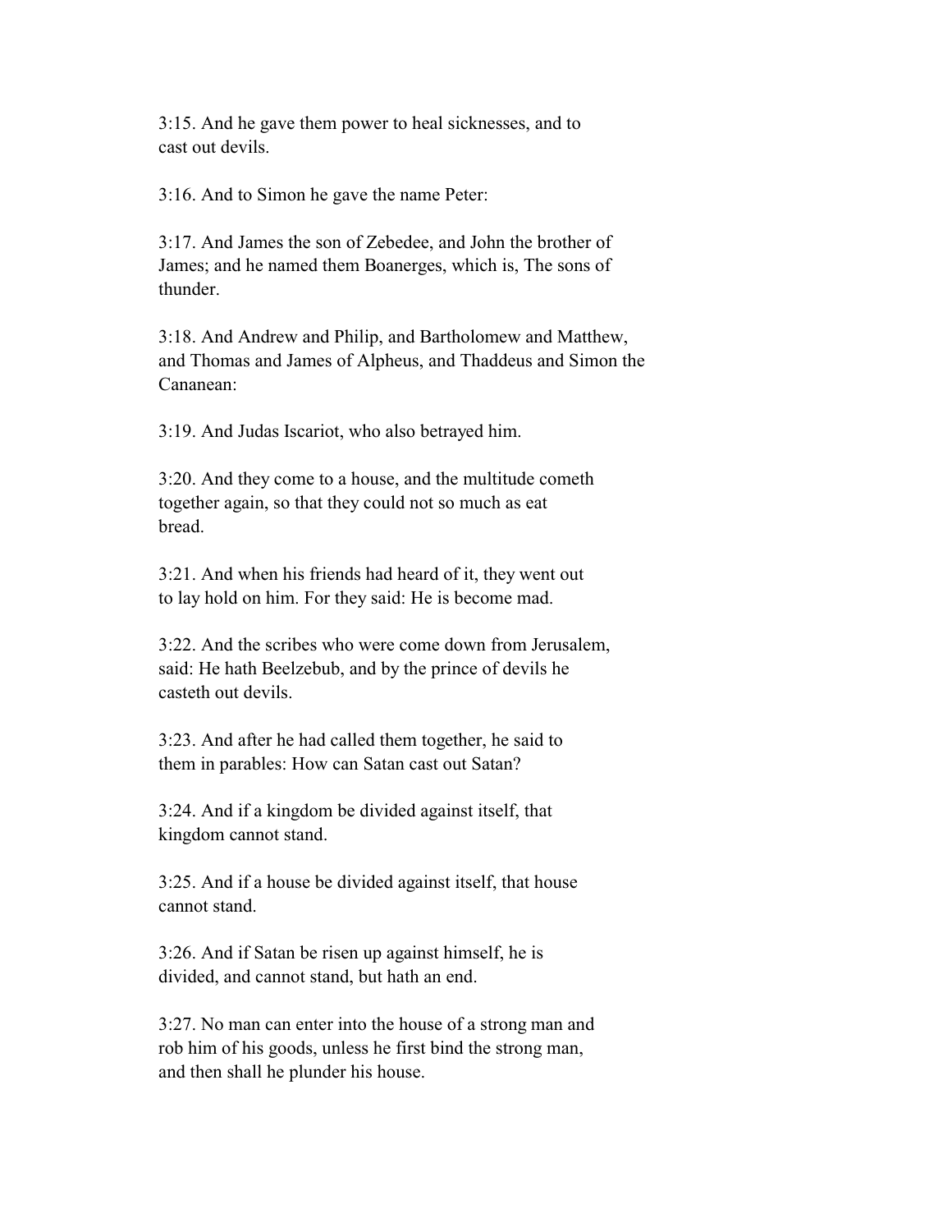3:15. And he gave them power to heal sicknesses, and to cast out devils.

3:16. And to Simon he gave the name Peter:

3:17. And James the son of Zebedee, and John the brother of James; and he named them Boanerges, which is, The sons of thunder.

3:18. And Andrew and Philip, and Bartholomew and Matthew, and Thomas and James of Alpheus, and Thaddeus and Simon the Cananean:

3:19. And Judas Iscariot, who also betrayed him.

3:20. And they come to a house, and the multitude cometh together again, so that they could not so much as eat bread.

3:21. And when his friends had heard of it, they went out to lay hold on him. For they said: He is become mad.

3:22. And the scribes who were come down from Jerusalem, said: He hath Beelzebub, and by the prince of devils he casteth out devils.

3:23. And after he had called them together, he said to them in parables: How can Satan cast out Satan?

3:24. And if a kingdom be divided against itself, that kingdom cannot stand.

3:25. And if a house be divided against itself, that house cannot stand.

3:26. And if Satan be risen up against himself, he is divided, and cannot stand, but hath an end.

3:27. No man can enter into the house of a strong man and rob him of his goods, unless he first bind the strong man, and then shall he plunder his house.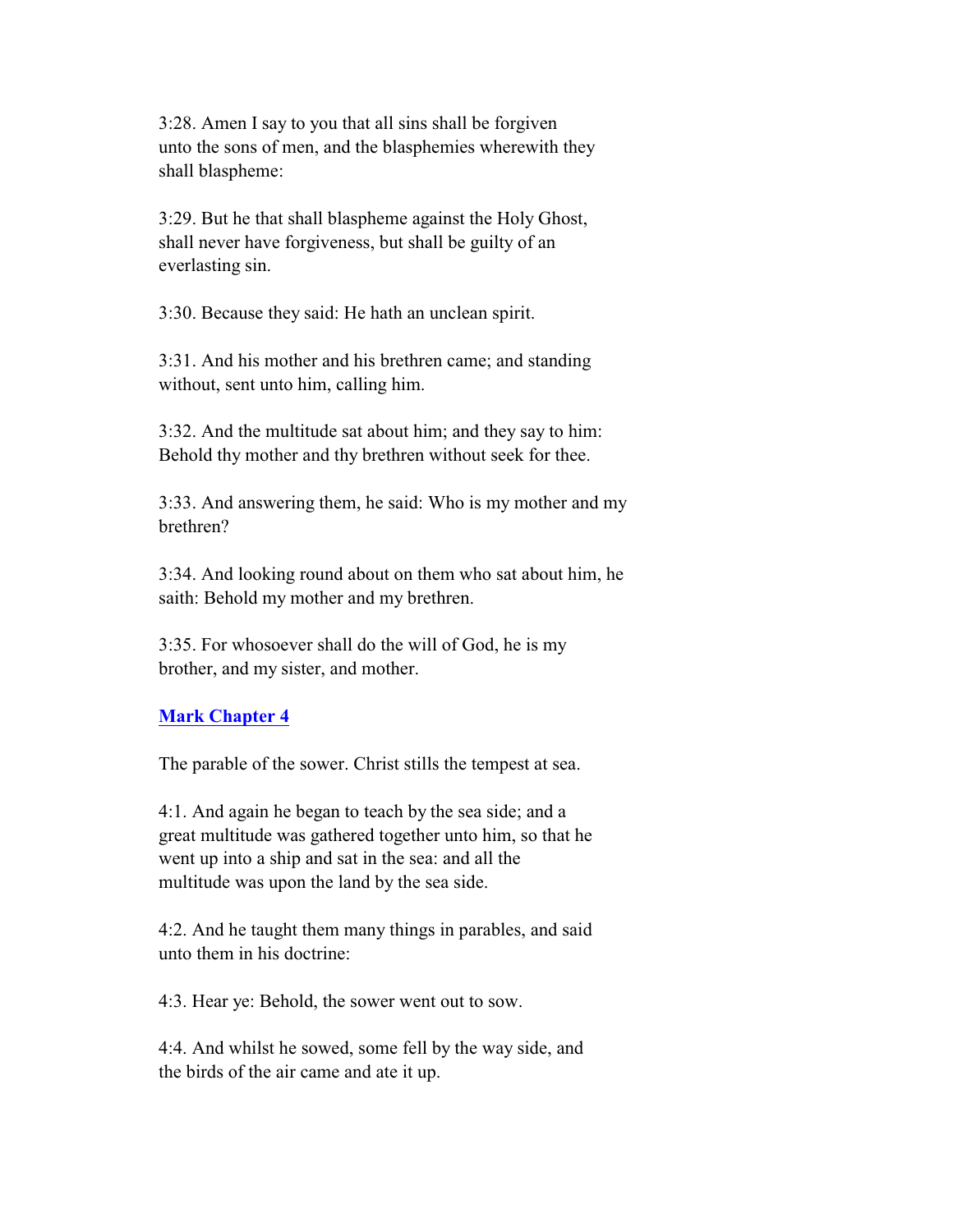3:28. Amen I say to you that all sins shall be forgiven unto the sons of men, and the blasphemies wherewith they shall blaspheme:

3:29. But he that shall blaspheme against the Holy Ghost, shall never have forgiveness, but shall be guilty of an everlasting sin.

3:30. Because they said: He hath an unclean spirit.

3:31. And his mother and his brethren came; and standing without, sent unto him, calling him.

3:32. And the multitude sat about him; and they say to him: Behold thy mother and thy brethren without seek for thee.

3:33. And answering them, he said: Who is my mother and my brethren?

3:34. And looking round about on them who sat about him, he saith: Behold my mother and my brethren.

3:35. For whosoever shall do the will of God, he is my brother, and my sister, and mother.

## Mark Chapter 4

The parable of the sower. Christ stills the tempest at sea.

4:1. And again he began to teach by the sea side; and a great multitude was gathered together unto him, so that he went up into a ship and sat in the sea: and all the multitude was upon the land by the sea side.

4:2. And he taught them many things in parables, and said unto them in his doctrine:

4:3. Hear ye: Behold, the sower went out to sow.

4:4. And whilst he sowed, some fell by the way side, and the birds of the air came and ate it up.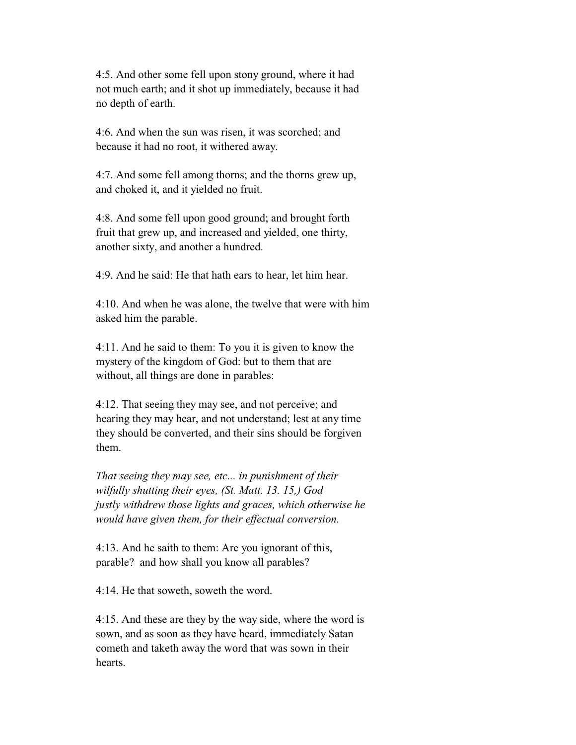4:5. And other some fell upon stony ground, where it had not much earth; and it shot up immediately, because it had no depth of earth.

4:6. And when the sun was risen, it was scorched; and because it had no root, it withered away.

4:7. And some fell among thorns; and the thorns grew up, and choked it, and it yielded no fruit.

4:8. And some fell upon good ground; and brought forth fruit that grew up, and increased and yielded, one thirty, another sixty, and another a hundred.

4:9. And he said: He that hath ears to hear, let him hear.

4:10. And when he was alone, the twelve that were with him asked him the parable.

4:11. And he said to them: To you it is given to know the mystery of the kingdom of God: but to them that are without, all things are done in parables:

4:12. That seeing they may see, and not perceive; and hearing they may hear, and not understand; lest at any time they should be converted, and their sins should be forgiven them.

*That seeing they may see, etc... in punishment of their wilfully shutting their eyes, (St. Matt. 13. 15,) God justly withdrew those lights and graces, which otherwise he would have given them, for their effectual conversion.*

4:13. And he saith to them: Are you ignorant of this, parable? and how shall you know all parables?

4:14. He that soweth, soweth the word.

4:15. And these are they by the way side, where the word is sown, and as soon as they have heard, immediately Satan cometh and taketh away the word that was sown in their hearts.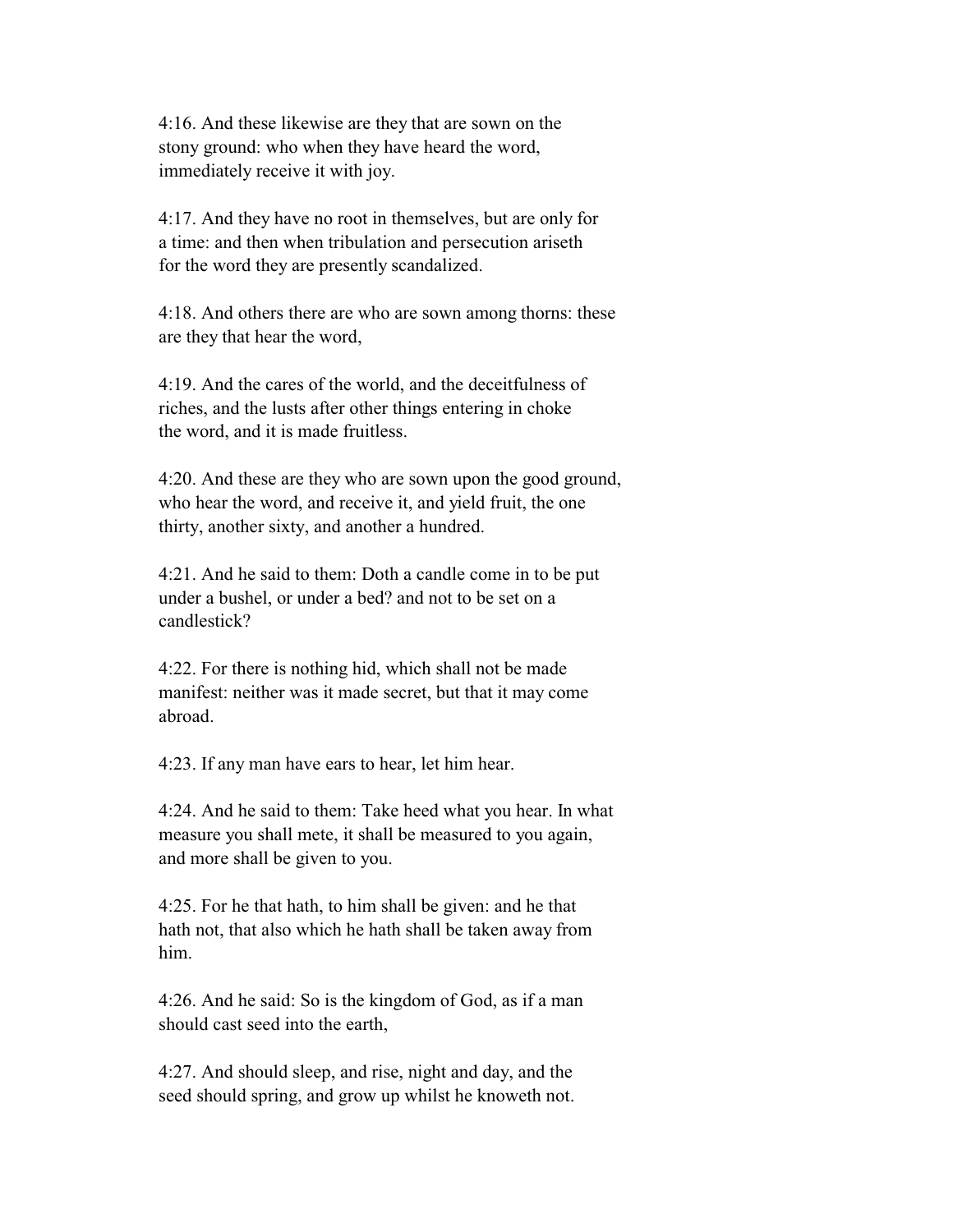4:16. And these likewise are they that are sown on the stony ground: who when they have heard the word, immediately receive it with joy.

4:17. And they have no root in themselves, but are only for a time: and then when tribulation and persecution ariseth for the word they are presently scandalized.

4:18. And others there are who are sown among thorns: these are they that hear the word,

4:19. And the cares of the world, and the deceitfulness of riches, and the lusts after other things entering in choke the word, and it is made fruitless.

4:20. And these are they who are sown upon the good ground, who hear the word, and receive it, and yield fruit, the one thirty, another sixty, and another a hundred.

4:21. And he said to them: Doth a candle come in to be put under a bushel, or under a bed? and not to be set on a candlestick?

4:22. For there is nothing hid, which shall not be made manifest: neither was it made secret, but that it may come abroad.

4:23. If any man have ears to hear, let him hear.

4:24. And he said to them: Take heed what you hear. In what measure you shall mete, it shall be measured to you again, and more shall be given to you.

4:25. For he that hath, to him shall be given: and he that hath not, that also which he hath shall be taken away from him.

4:26. And he said: So is the kingdom of God, as if a man should cast seed into the earth,

4:27. And should sleep, and rise, night and day, and the seed should spring, and grow up whilst he knoweth not.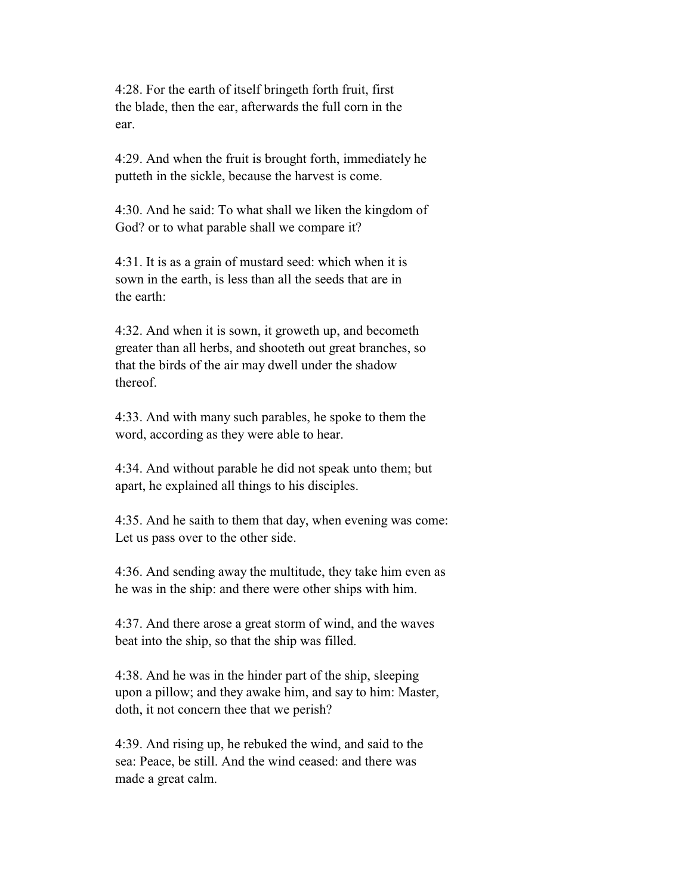4:28. For the earth of itself bringeth forth fruit, first the blade, then the ear, afterwards the full corn in the ear.

4:29. And when the fruit is brought forth, immediately he putteth in the sickle, because the harvest is come.

4:30. And he said: To what shall we liken the kingdom of God? or to what parable shall we compare it?

4:31. It is as a grain of mustard seed: which when it is sown in the earth, is less than all the seeds that are in the earth:

4:32. And when it is sown, it groweth up, and becometh greater than all herbs, and shooteth out great branches, so that the birds of the air may dwell under the shadow thereof.

4:33. And with many such parables, he spoke to them the word, according as they were able to hear.

4:34. And without parable he did not speak unto them; but apart, he explained all things to his disciples.

4:35. And he saith to them that day, when evening was come: Let us pass over to the other side.

4:36. And sending away the multitude, they take him even as he was in the ship: and there were other ships with him.

4:37. And there arose a great storm of wind, and the waves beat into the ship, so that the ship was filled.

4:38. And he was in the hinder part of the ship, sleeping upon a pillow; and they awake him, and say to him: Master, doth, it not concern thee that we perish?

4:39. And rising up, he rebuked the wind, and said to the sea: Peace, be still. And the wind ceased: and there was made a great calm.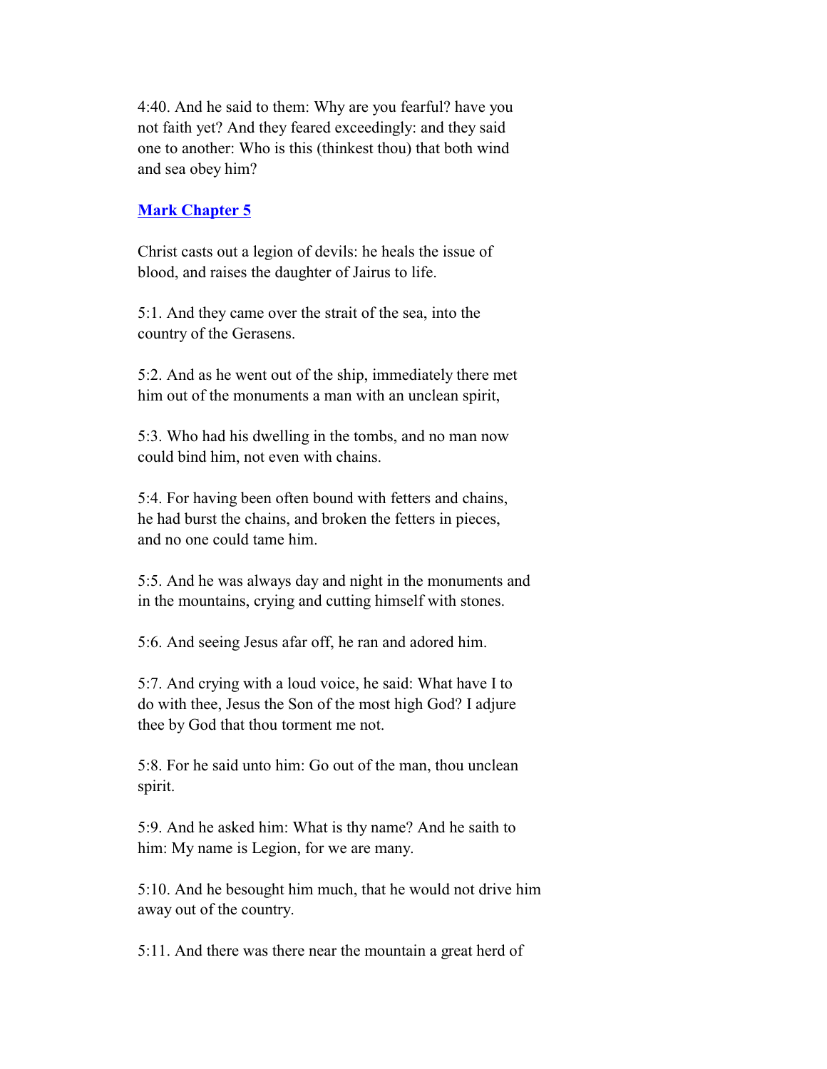4:40. And he said to them: Why are you fearful? have you not faith yet? And they feared exceedingly: and they said one to another: Who is this (thinkest thou) that both wind and sea obey him?

## Mark Chapter 5

Christ casts out a legion of devils: he heals the issue of blood, and raises the daughter of Jairus to life.

5:1. And they came over the strait of the sea, into the country of the Gerasens.

5:2. And as he went out of the ship, immediately there met him out of the monuments a man with an unclean spirit,

5:3. Who had his dwelling in the tombs, and no man now could bind him, not even with chains.

5:4. For having been often bound with fetters and chains, he had burst the chains, and broken the fetters in pieces, and no one could tame him.

5:5. And he was always day and night in the monuments and in the mountains, crying and cutting himself with stones.

5:6. And seeing Jesus afar off, he ran and adored him.

5:7. And crying with a loud voice, he said: What have I to do with thee, Jesus the Son of the most high God? I adjure thee by God that thou torment me not.

5:8. For he said unto him: Go out of the man, thou unclean spirit.

5:9. And he asked him: What is thy name? And he saith to him: My name is Legion, for we are many.

5:10. And he besought him much, that he would not drive him away out of the country.

5:11. And there was there near the mountain a great herd of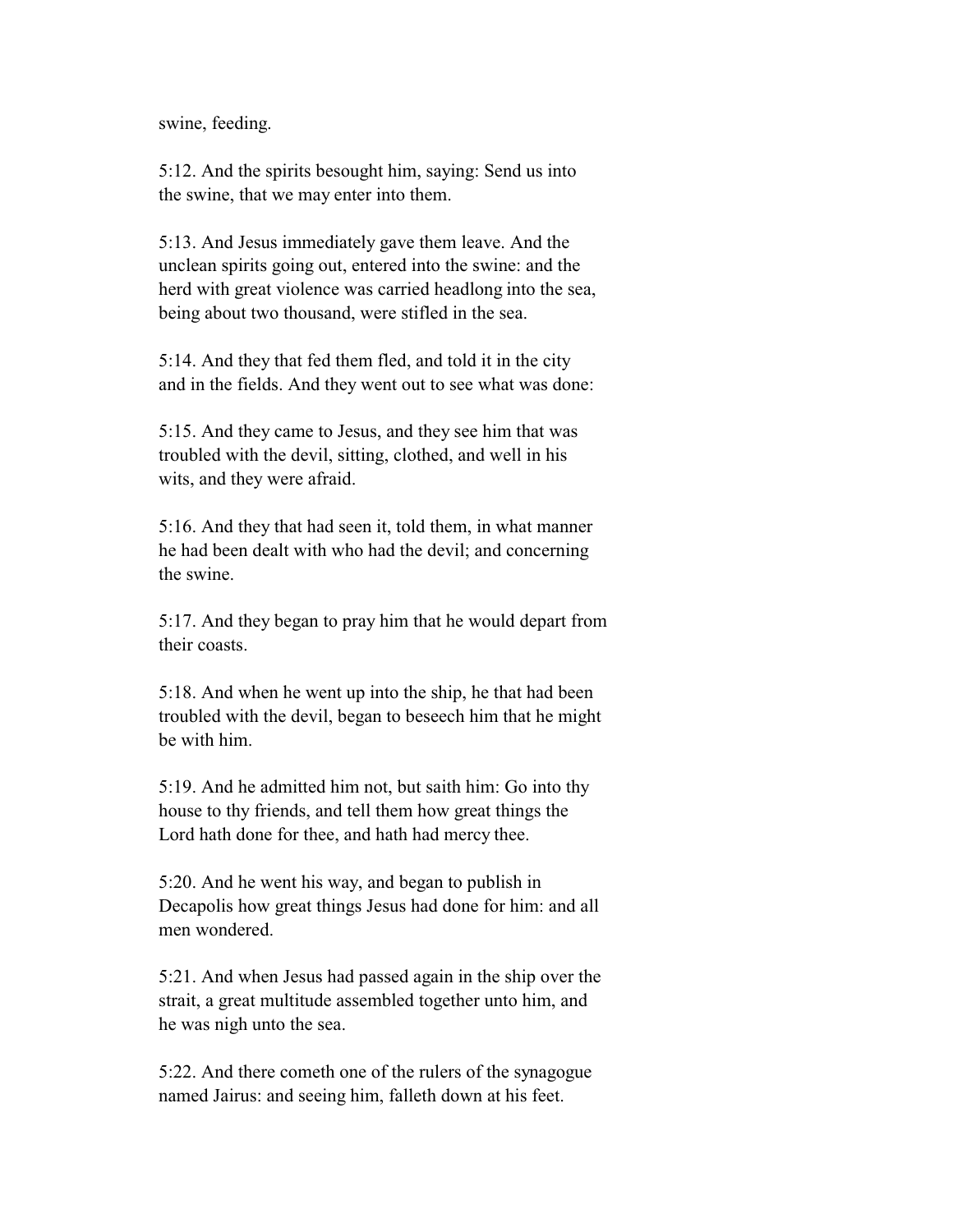swine, feeding.

5:12. And the spirits besought him, saying: Send us into the swine, that we may enter into them.

5:13. And Jesus immediately gave them leave. And the unclean spirits going out, entered into the swine: and the herd with great violence was carried headlong into the sea, being about two thousand, were stifled in the sea.

5:14. And they that fed them fled, and told it in the city and in the fields. And they went out to see what was done:

5:15. And they came to Jesus, and they see him that was troubled with the devil, sitting, clothed, and well in his wits, and they were afraid.

5:16. And they that had seen it, told them, in what manner he had been dealt with who had the devil; and concerning the swine.

5:17. And they began to pray him that he would depart from their coasts.

5:18. And when he went up into the ship, he that had been troubled with the devil, began to beseech him that he might be with him.

5:19. And he admitted him not, but saith him: Go into thy house to thy friends, and tell them how great things the Lord hath done for thee, and hath had mercy thee.

5:20. And he went his way, and began to publish in Decapolis how great things Jesus had done for him: and all men wondered.

5:21. And when Jesus had passed again in the ship over the strait, a great multitude assembled together unto him, and he was nigh unto the sea.

5:22. And there cometh one of the rulers of the synagogue named Jairus: and seeing him, falleth down at his feet.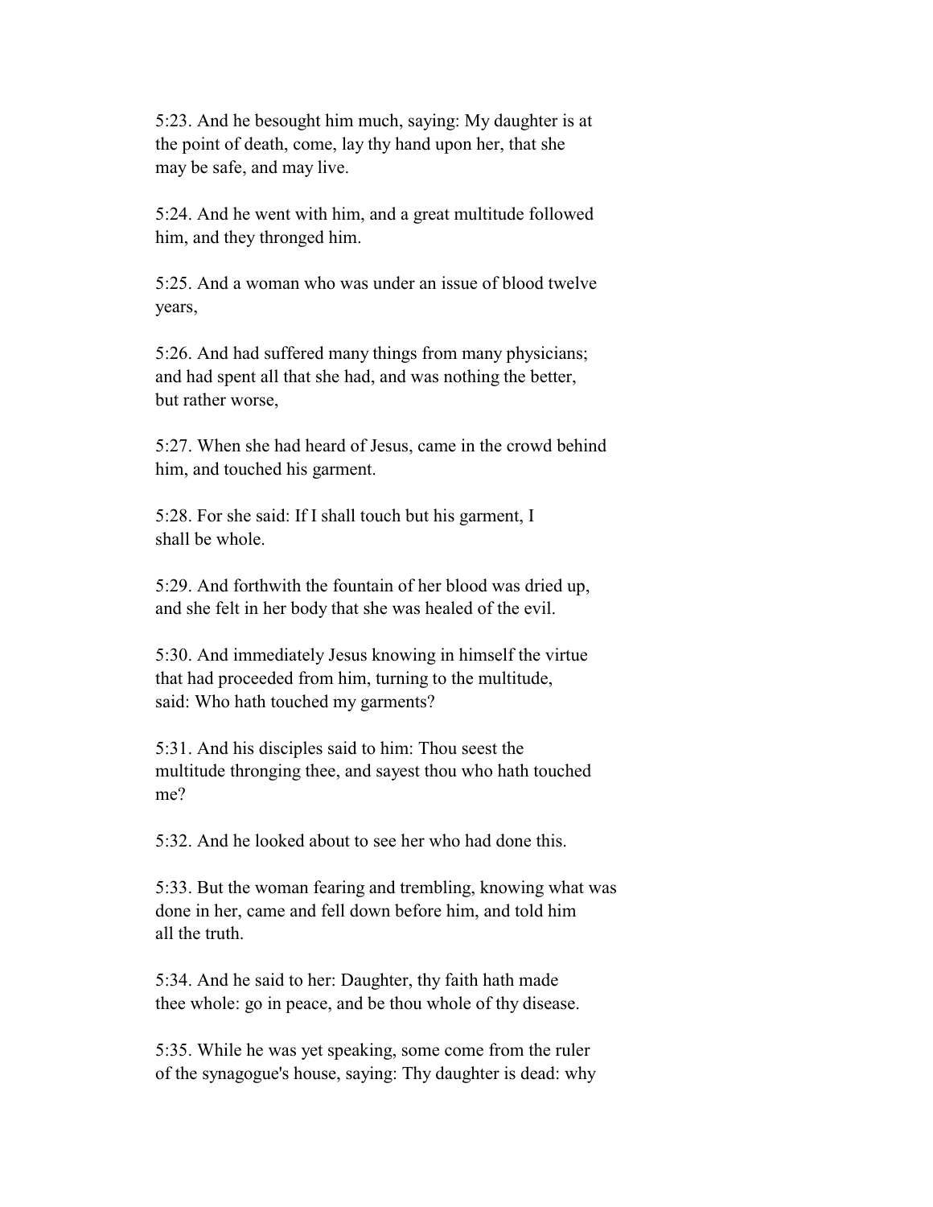5:23. And he besought him much, saying: My daughter is at the point of death, come, lay thy hand upon her, that she may be safe, and may live.

5:24. And he went with him, and a great multitude followed him, and they thronged him.

5:25. And a woman who was under an issue of blood twelve years,

5:26. And had suffered many things from many physicians; and had spent all that she had, and was nothing the better, but rather worse,

5:27. When she had heard of Jesus, came in the crowd behind him, and touched his garment.

5:28. For she said: If I shall touch but his garment, I shall be whole.

5:29. And forthwith the fountain of her blood was dried up, and she felt in her body that she was healed of the evil.

5:30. And immediately Jesus knowing in himself the virtue that had proceeded from him, turning to the multitude, said: Who hath touched my garments?

5:31. And his disciples said to him: Thou seest the multitude thronging thee, and sayest thou who hath touched me?

5:32. And he looked about to see her who had done this.

5:33. But the woman fearing and trembling, knowing what was done in her, came and fell down before him, and told him all the truth.

5:34. And he said to her: Daughter, thy faith hath made thee whole: go in peace, and be thou whole of thy disease.

5:35. While he was yet speaking, some come from the ruler of the synagogue's house, saying: Thy daughter is dead: why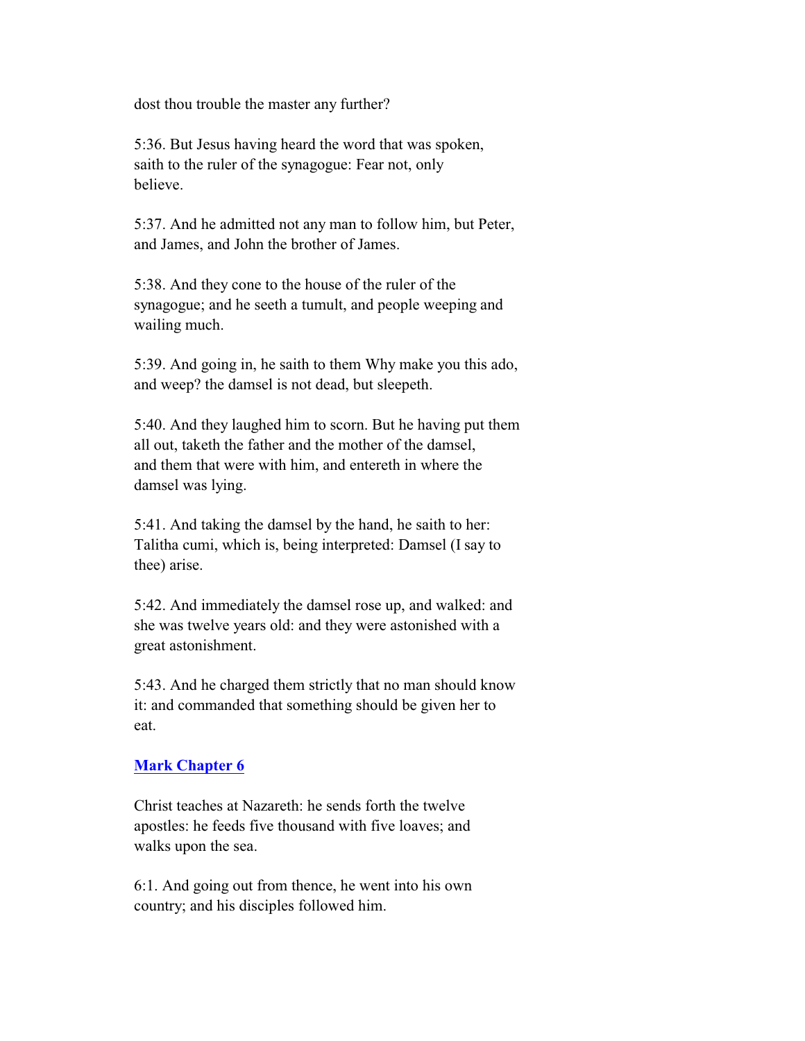dost thou trouble the master any further?

5:36. But Jesus having heard the word that was spoken, saith to the ruler of the synagogue: Fear not, only believe.

5:37. And he admitted not any man to follow him, but Peter, and James, and John the brother of James.

5:38. And they cone to the house of the ruler of the synagogue; and he seeth a tumult, and people weeping and wailing much.

5:39. And going in, he saith to them Why make you this ado, and weep? the damsel is not dead, but sleepeth.

5:40. And they laughed him to scorn. But he having put them all out, taketh the father and the mother of the damsel, and them that were with him, and entereth in where the damsel was lying.

5:41. And taking the damsel by the hand, he saith to her: Talitha cumi, which is, being interpreted: Damsel (I say to thee) arise.

5:42. And immediately the damsel rose up, and walked: and she was twelve years old: and they were astonished with a great astonishment.

5:43. And he charged them strictly that no man should know it: and commanded that something should be given her to eat.

## Mark Chapter 6

Christ teaches at Nazareth: he sends forth the twelve apostles: he feeds five thousand with five loaves; and walks upon the sea.

6:1. And going out from thence, he went into his own country; and his disciples followed him.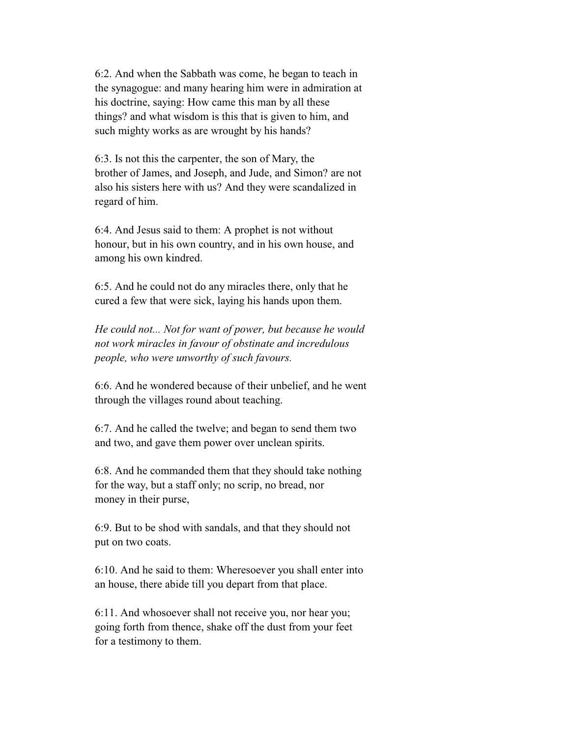6:2. And when the Sabbath was come, he began to teach in the synagogue: and many hearing him were in admiration at his doctrine, saying: How came this man by all these things? and what wisdom is this that is given to him, and such mighty works as are wrought by his hands?

6:3. Is not this the carpenter, the son of Mary, the brother of James, and Joseph, and Jude, and Simon? are not also his sisters here with us? And they were scandalized in regard of him.

6:4. And Jesus said to them: A prophet is not without honour, but in his own country, and in his own house, and among his own kindred.

6:5. And he could not do any miracles there, only that he cured a few that were sick, laying his hands upon them.

*He could not... Not for want of power, but because he would not work miracles in favour of obstinate and incredulous people, who were unworthy of such favours.*

6:6. And he wondered because of their unbelief, and he went through the villages round about teaching.

6:7. And he called the twelve; and began to send them two and two, and gave them power over unclean spirits.

6:8. And he commanded them that they should take nothing for the way, but a staff only; no scrip, no bread, nor money in their purse,

6:9. But to be shod with sandals, and that they should not put on two coats.

6:10. And he said to them: Wheresoever you shall enter into an house, there abide till you depart from that place.

6:11. And whosoever shall not receive you, nor hear you; going forth from thence, shake off the dust from your feet for a testimony to them.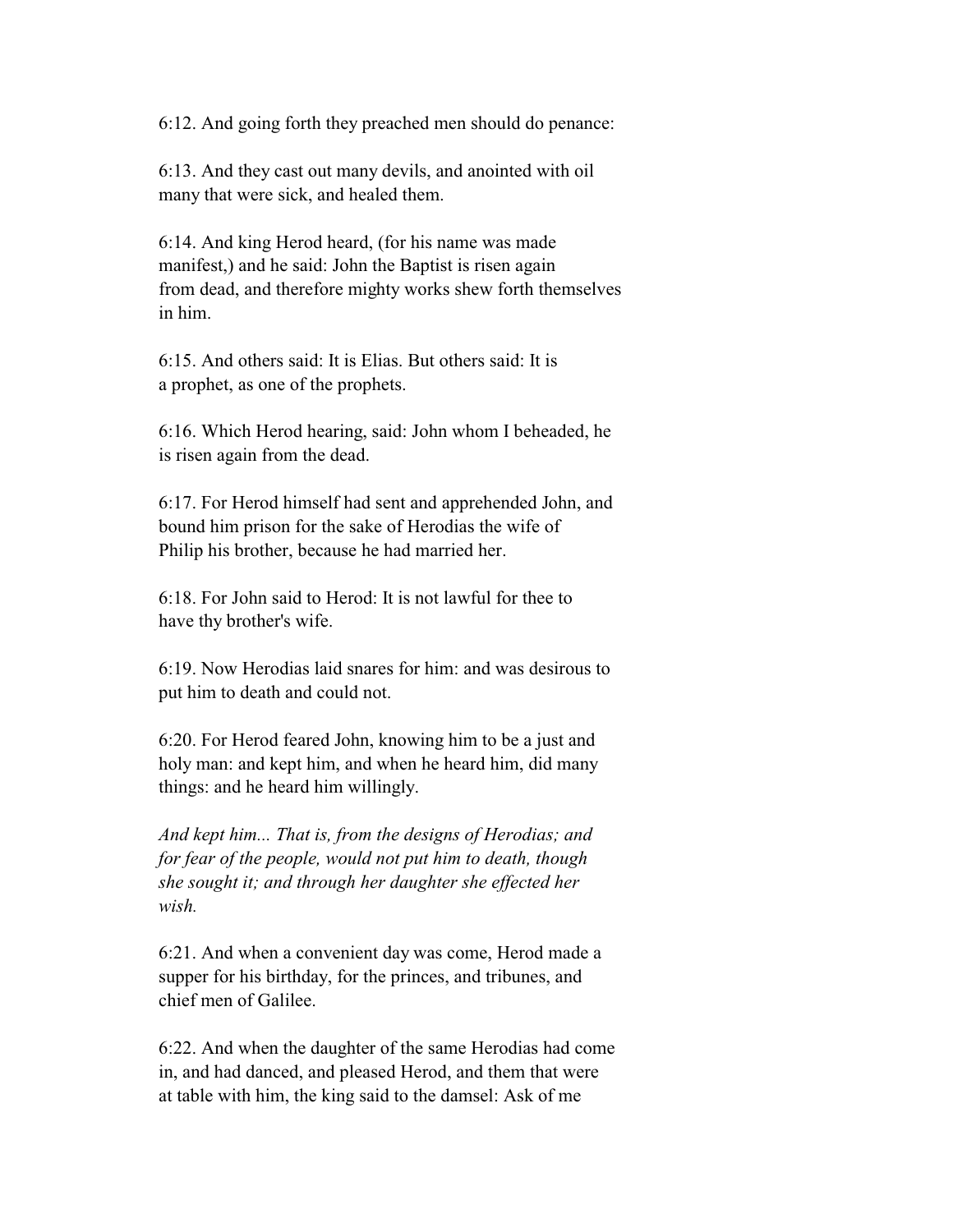6:12. And going forth they preached men should do penance:

6:13. And they cast out many devils, and anointed with oil many that were sick, and healed them.

6:14. And king Herod heard, (for his name was made manifest,) and he said: John the Baptist is risen again from dead, and therefore mighty works shew forth themselves in him.

6:15. And others said: It is Elias. But others said: It is a prophet, as one of the prophets.

6:16. Which Herod hearing, said: John whom I beheaded, he is risen again from the dead.

6:17. For Herod himself had sent and apprehended John, and bound him prison for the sake of Herodias the wife of Philip his brother, because he had married her.

6:18. For John said to Herod: It is not lawful for thee to have thy brother's wife.

6:19. Now Herodias laid snares for him: and was desirous to put him to death and could not.

6:20. For Herod feared John, knowing him to be a just and holy man: and kept him, and when he heard him, did many things: and he heard him willingly.

*And kept him... That is, from the designs of Herodias; and for fear of the people, would not put him to death, though she sought it; and through her daughter she effected her wish.*

6:21. And when a convenient day was come, Herod made a supper for his birthday, for the princes, and tribunes, and chief men of Galilee.

6:22. And when the daughter of the same Herodias had come in, and had danced, and pleased Herod, and them that were at table with him, the king said to the damsel: Ask of me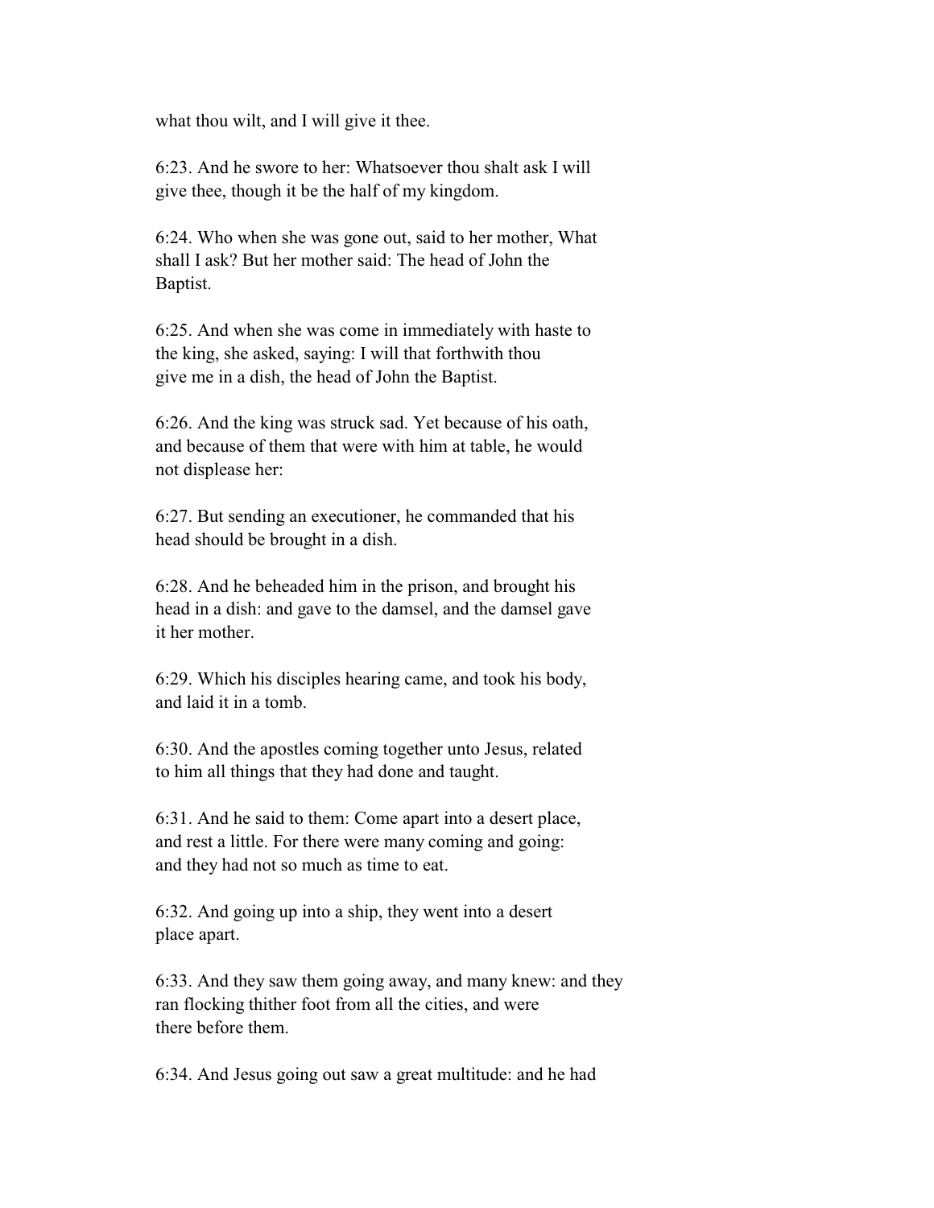what thou wilt, and I will give it thee.

6:23. And he swore to her: Whatsoever thou shalt ask I will give thee, though it be the half of my kingdom.

6:24. Who when she was gone out, said to her mother, What shall I ask? But her mother said: The head of John the Baptist.

6:25. And when she was come in immediately with haste to the king, she asked, saying: I will that forthwith thou give me in a dish, the head of John the Baptist.

6:26. And the king was struck sad. Yet because of his oath, and because of them that were with him at table, he would not displease her:

6:27. But sending an executioner, he commanded that his head should be brought in a dish.

6:28. And he beheaded him in the prison, and brought his head in a dish: and gave to the damsel, and the damsel gave it her mother.

6:29. Which his disciples hearing came, and took his body, and laid it in a tomb.

6:30. And the apostles coming together unto Jesus, related to him all things that they had done and taught.

6:31. And he said to them: Come apart into a desert place, and rest a little. For there were many coming and going: and they had not so much as time to eat.

6:32. And going up into a ship, they went into a desert place apart.

6:33. And they saw them going away, and many knew: and they ran flocking thither foot from all the cities, and were there before them.

6:34. And Jesus going out saw a great multitude: and he had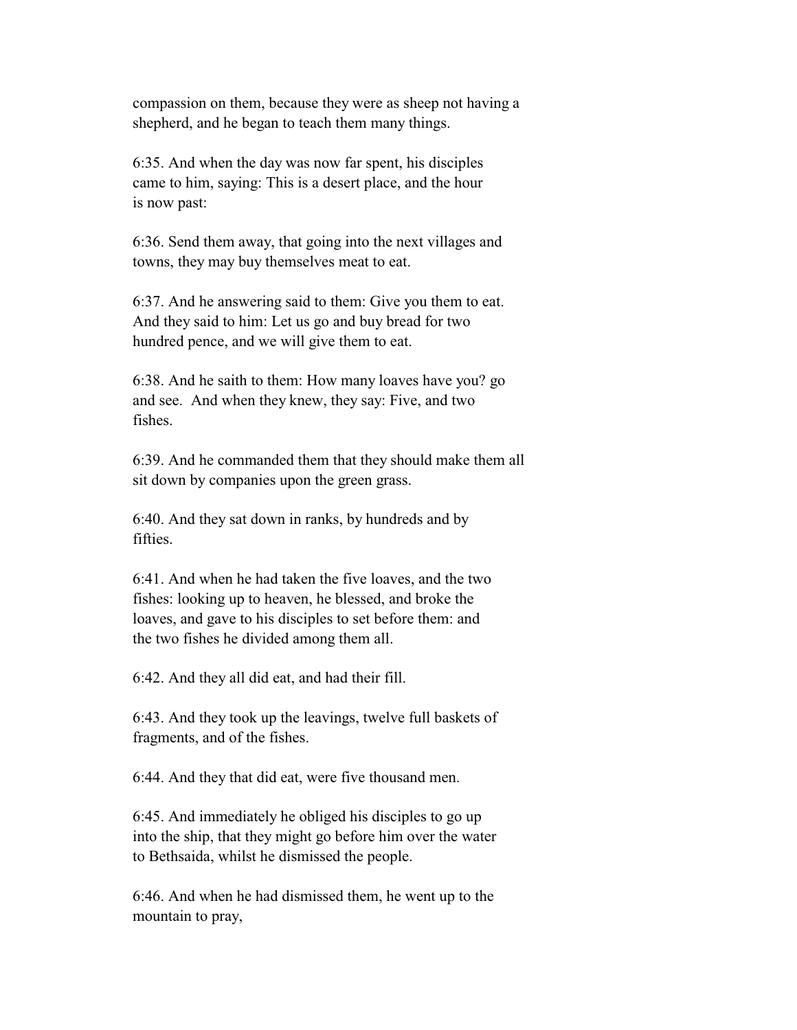compassion on them, because they were as sheep not having a shepherd, and he began to teach them many things.

6:35. And when the day was now far spent, his disciples came to him, saying: This is a desert place, and the hour is now past:

6:36. Send them away, that going into the next villages and towns, they may buy themselves meat to eat.

6:37. And he answering said to them: Give you them to eat. And they said to him: Let us go and buy bread for two hundred pence, and we will give them to eat.

6:38. And he saith to them: How many loaves have you? go and see. And when they knew, they say: Five, and two fishes.

6:39. And he commanded them that they should make them all sit down by companies upon the green grass.

6:40. And they sat down in ranks, by hundreds and by fifties.

6:41. And when he had taken the five loaves, and the two fishes: looking up to heaven, he blessed, and broke the loaves, and gave to his disciples to set before them: and the two fishes he divided among them all.

6:42. And they all did eat, and had their fill.

6:43. And they took up the leavings, twelve full baskets of fragments, and of the fishes.

6:44. And they that did eat, were five thousand men.

6:45. And immediately he obliged his disciples to go up into the ship, that they might go before him over the water to Bethsaida, whilst he dismissed the people.

6:46. And when he had dismissed them, he went up to the mountain to pray,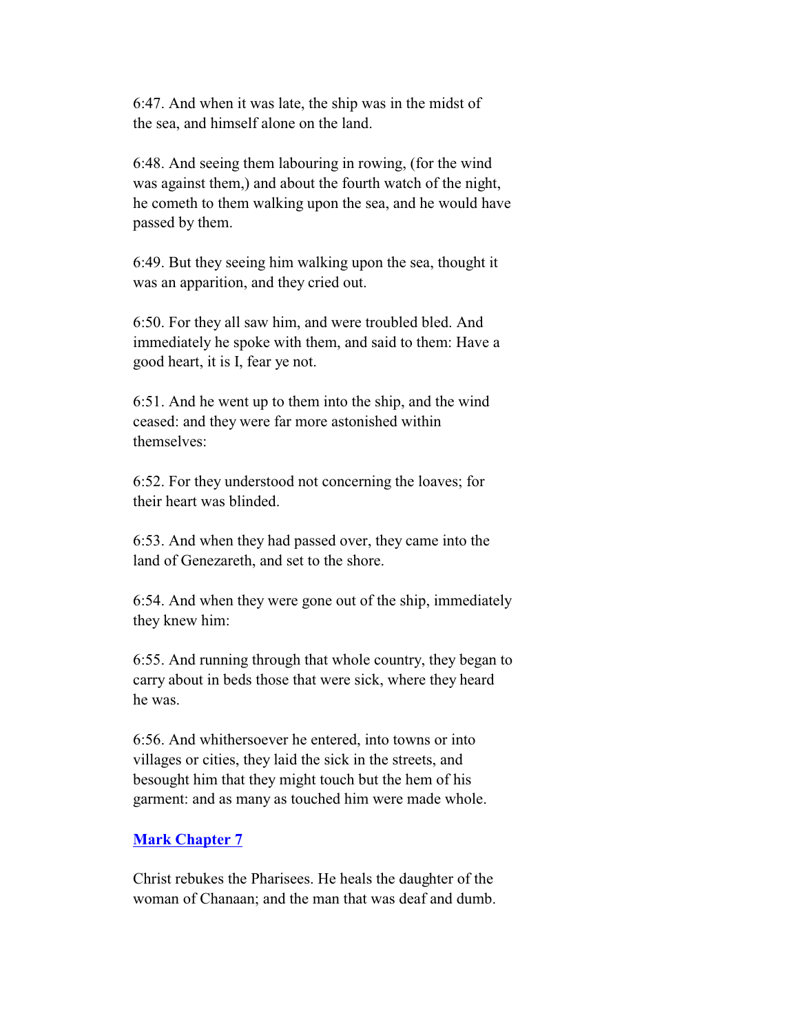6:47. And when it was late, the ship was in the midst of the sea, and himself alone on the land.

6:48. And seeing them labouring in rowing, (for the wind was against them,) and about the fourth watch of the night, he cometh to them walking upon the sea, and he would have passed by them.

6:49. But they seeing him walking upon the sea, thought it was an apparition, and they cried out.

6:50. For they all saw him, and were troubled bled. And immediately he spoke with them, and said to them: Have a good heart, it is I, fear ye not.

6:51. And he went up to them into the ship, and the wind ceased: and they were far more astonished within themselves:

6:52. For they understood not concerning the loaves; for their heart was blinded.

6:53. And when they had passed over, they came into the land of Genezareth, and set to the shore.

6:54. And when they were gone out of the ship, immediately they knew him:

6:55. And running through that whole country, they began to carry about in beds those that were sick, where they heard he was.

6:56. And whithersoever he entered, into towns or into villages or cities, they laid the sick in the streets, and besought him that they might touch but the hem of his garment: and as many as touched him were made whole.

## Mark Chapter 7

Christ rebukes the Pharisees. He heals the daughter of the woman of Chanaan; and the man that was deaf and dumb.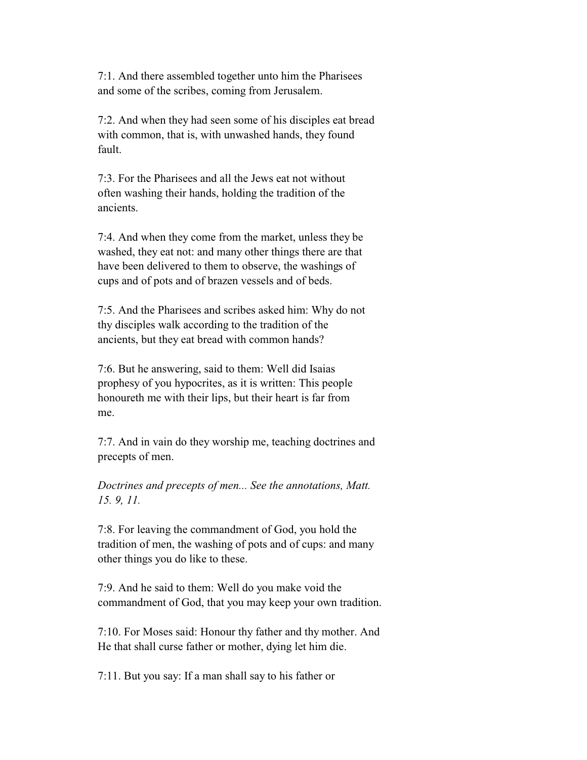7:1. And there assembled together unto him the Pharisees and some of the scribes, coming from Jerusalem.

7:2. And when they had seen some of his disciples eat bread with common, that is, with unwashed hands, they found fault.

7:3. For the Pharisees and all the Jews eat not without often washing their hands, holding the tradition of the ancients.

7:4. And when they come from the market, unless they be washed, they eat not: and many other things there are that have been delivered to them to observe, the washings of cups and of pots and of brazen vessels and of beds.

7:5. And the Pharisees and scribes asked him: Why do not thy disciples walk according to the tradition of the ancients, but they eat bread with common hands?

7:6. But he answering, said to them: Well did Isaias prophesy of you hypocrites, as it is written: This people honoureth me with their lips, but their heart is far from me.

7:7. And in vain do they worship me, teaching doctrines and precepts of men.

*Doctrines and precepts of men... See the annotations, Matt. 15. 9, 11.*

7:8. For leaving the commandment of God, you hold the tradition of men, the washing of pots and of cups: and many other things you do like to these.

7:9. And he said to them: Well do you make void the commandment of God, that you may keep your own tradition.

7:10. For Moses said: Honour thy father and thy mother. And He that shall curse father or mother, dying let him die.

7:11. But you say: If a man shall say to his father or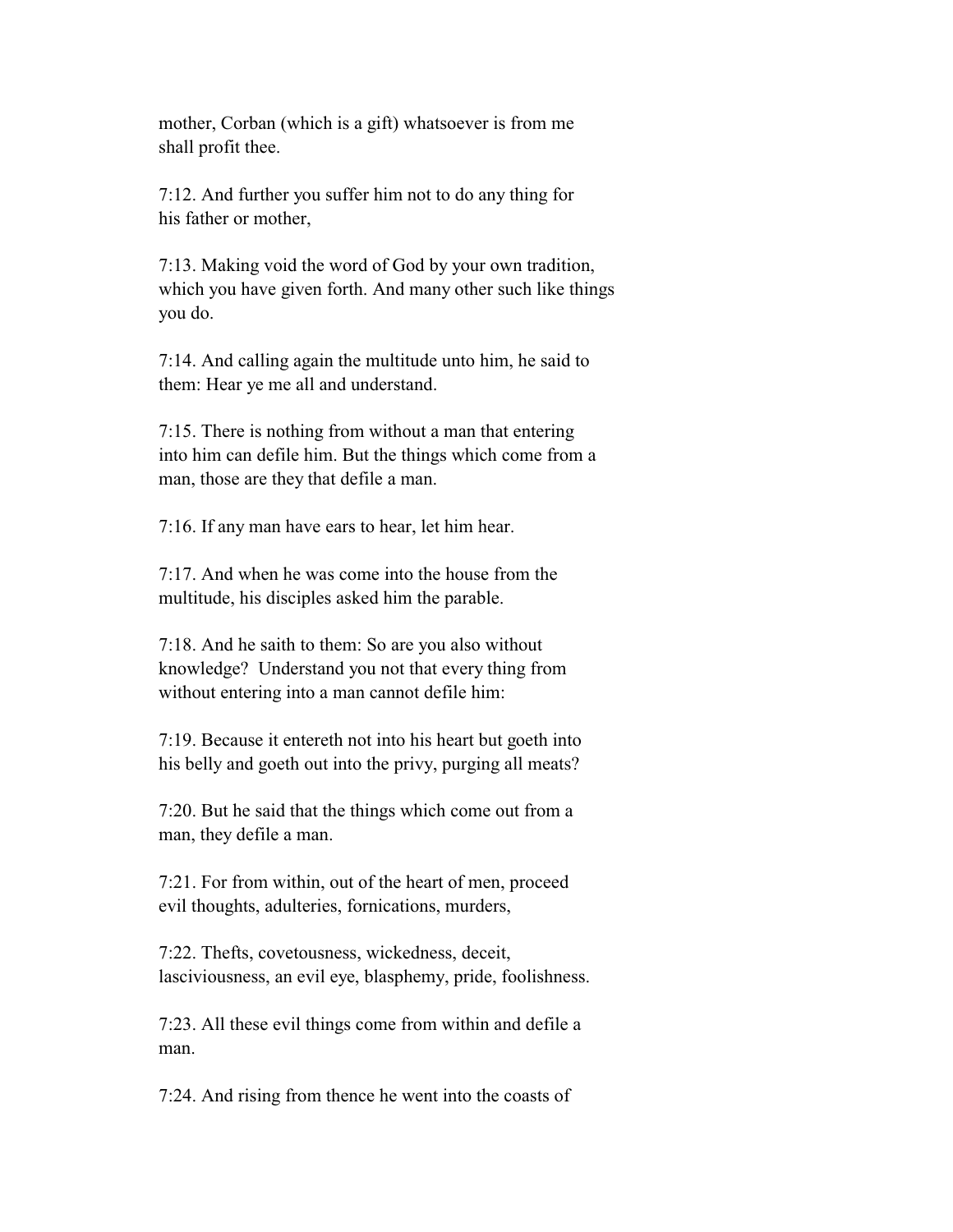mother, Corban (which is a gift) whatsoever is from me shall profit thee.

7:12. And further you suffer him not to do any thing for his father or mother,

7:13. Making void the word of God by your own tradition, which you have given forth. And many other such like things you do.

7:14. And calling again the multitude unto him, he said to them: Hear ye me all and understand.

7:15. There is nothing from without a man that entering into him can defile him. But the things which come from a man, those are they that defile a man.

7:16. If any man have ears to hear, let him hear.

7:17. And when he was come into the house from the multitude, his disciples asked him the parable.

7:18. And he saith to them: So are you also without knowledge? Understand you not that every thing from without entering into a man cannot defile him:

7:19. Because it entereth not into his heart but goeth into his belly and goeth out into the privy, purging all meats?

7:20. But he said that the things which come out from a man, they defile a man.

7:21. For from within, out of the heart of men, proceed evil thoughts, adulteries, fornications, murders,

7:22. Thefts, covetousness, wickedness, deceit, lasciviousness, an evil eye, blasphemy, pride, foolishness.

7:23. All these evil things come from within and defile a man.

7:24. And rising from thence he went into the coasts of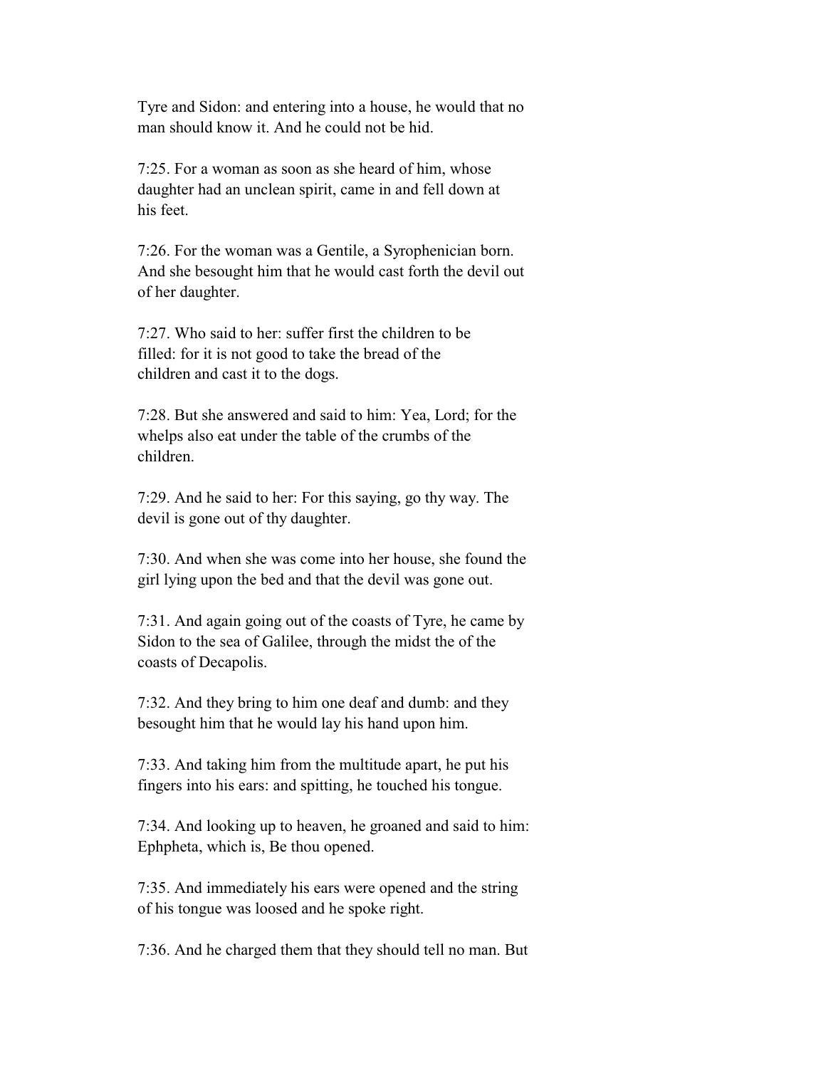Tyre and Sidon: and entering into a house, he would that no man should know it. And he could not be hid.

7:25. For a woman as soon as she heard of him, whose daughter had an unclean spirit, came in and fell down at his feet.

7:26. For the woman was a Gentile, a Syrophenician born. And she besought him that he would cast forth the devil out of her daughter.

7:27. Who said to her: suffer first the children to be filled: for it is not good to take the bread of the children and cast it to the dogs.

7:28. But she answered and said to him: Yea, Lord; for the whelps also eat under the table of the crumbs of the children.

7:29. And he said to her: For this saying, go thy way. The devil is gone out of thy daughter.

7:30. And when she was come into her house, she found the girl lying upon the bed and that the devil was gone out.

7:31. And again going out of the coasts of Tyre, he came by Sidon to the sea of Galilee, through the midst the of the coasts of Decapolis.

7:32. And they bring to him one deaf and dumb: and they besought him that he would lay his hand upon him.

7:33. And taking him from the multitude apart, he put his fingers into his ears: and spitting, he touched his tongue.

7:34. And looking up to heaven, he groaned and said to him: Ephpheta, which is, Be thou opened.

7:35. And immediately his ears were opened and the string of his tongue was loosed and he spoke right.

7:36. And he charged them that they should tell no man. But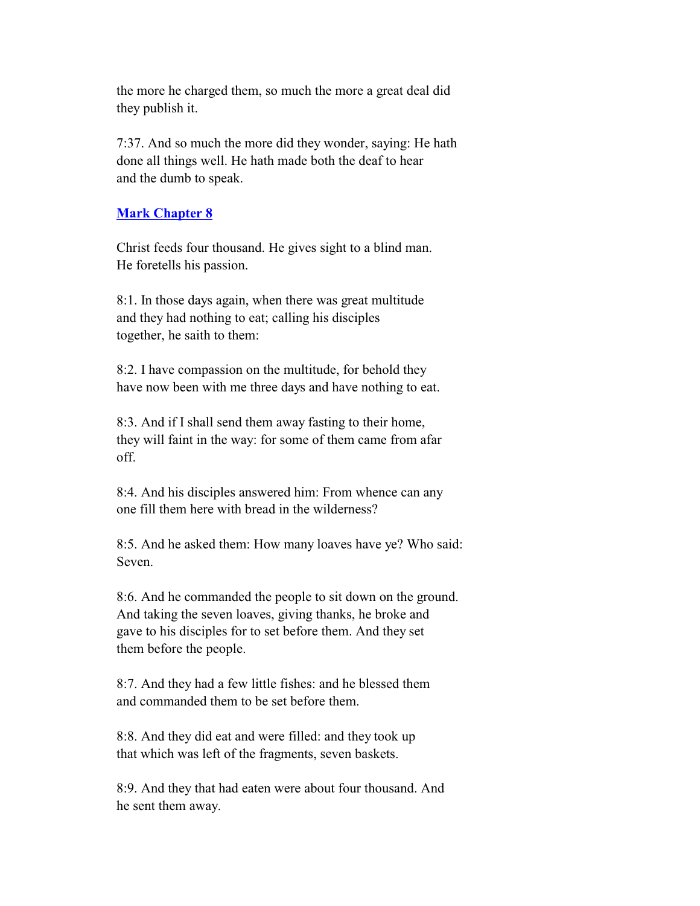the more he charged them, so much the more a great deal did they publish it.

7:37. And so much the more did they wonder, saying: He hath done all things well. He hath made both the deaf to hear and the dumb to speak.

## Mark Chapter 8

Christ feeds four thousand. He gives sight to a blind man. He foretells his passion.

8:1. In those days again, when there was great multitude and they had nothing to eat; calling his disciples together, he saith to them:

8:2. I have compassion on the multitude, for behold they have now been with me three days and have nothing to eat.

8:3. And if I shall send them away fasting to their home, they will faint in the way: for some of them came from afar off.

8:4. And his disciples answered him: From whence can any one fill them here with bread in the wilderness?

8:5. And he asked them: How many loaves have ye? Who said: Seven.

8:6. And he commanded the people to sit down on the ground. And taking the seven loaves, giving thanks, he broke and gave to his disciples for to set before them. And they set them before the people.

8:7. And they had a few little fishes: and he blessed them and commanded them to be set before them.

8:8. And they did eat and were filled: and they took up that which was left of the fragments, seven baskets.

8:9. And they that had eaten were about four thousand. And he sent them away.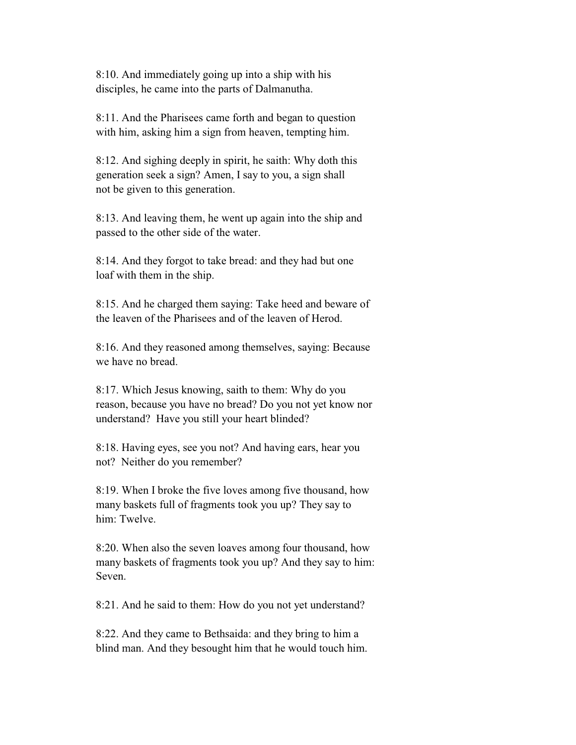8:10. And immediately going up into a ship with his disciples, he came into the parts of Dalmanutha.

8:11. And the Pharisees came forth and began to question with him, asking him a sign from heaven, tempting him.

8:12. And sighing deeply in spirit, he saith: Why doth this generation seek a sign? Amen, I say to you, a sign shall not be given to this generation.

8:13. And leaving them, he went up again into the ship and passed to the other side of the water.

8:14. And they forgot to take bread: and they had but one loaf with them in the ship.

8:15. And he charged them saying: Take heed and beware of the leaven of the Pharisees and of the leaven of Herod.

8:16. And they reasoned among themselves, saying: Because we have no bread.

8:17. Which Jesus knowing, saith to them: Why do you reason, because you have no bread? Do you not yet know nor understand? Have you still your heart blinded?

8:18. Having eyes, see you not? And having ears, hear you not? Neither do you remember?

8:19. When I broke the five loves among five thousand, how many baskets full of fragments took you up? They say to him: Twelve.

8:20. When also the seven loaves among four thousand, how many baskets of fragments took you up? And they say to him: Seven.

8:21. And he said to them: How do you not yet understand?

8:22. And they came to Bethsaida: and they bring to him a blind man. And they besought him that he would touch him.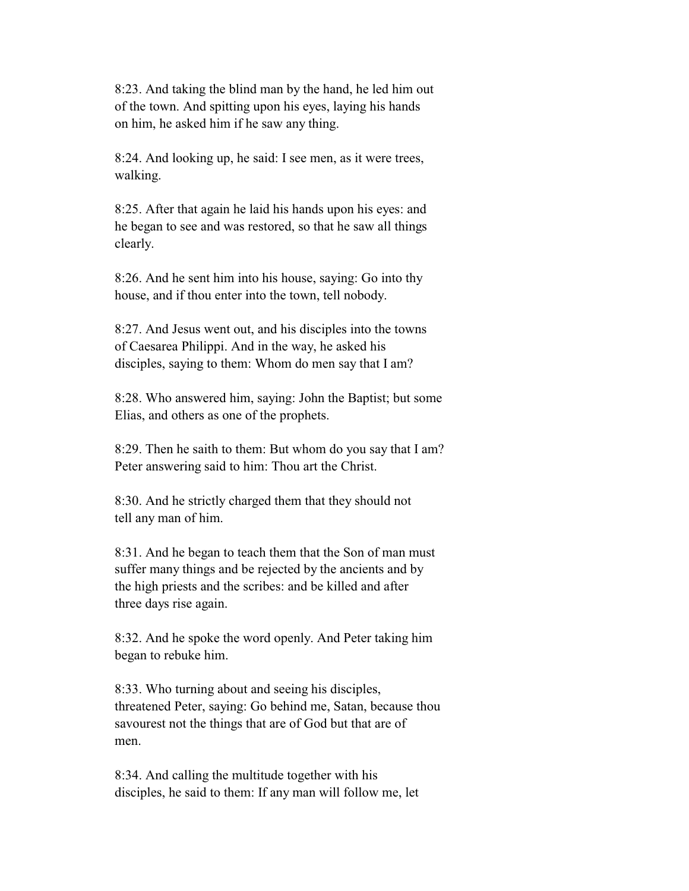8:23. And taking the blind man by the hand, he led him out of the town. And spitting upon his eyes, laying his hands on him, he asked him if he saw any thing.

8:24. And looking up, he said: I see men, as it were trees, walking.

8:25. After that again he laid his hands upon his eyes: and he began to see and was restored, so that he saw all things clearly.

8:26. And he sent him into his house, saying: Go into thy house, and if thou enter into the town, tell nobody.

8:27. And Jesus went out, and his disciples into the towns of Caesarea Philippi. And in the way, he asked his disciples, saying to them: Whom do men say that I am?

8:28. Who answered him, saying: John the Baptist; but some Elias, and others as one of the prophets.

8:29. Then he saith to them: But whom do you say that I am? Peter answering said to him: Thou art the Christ.

8:30. And he strictly charged them that they should not tell any man of him.

8:31. And he began to teach them that the Son of man must suffer many things and be rejected by the ancients and by the high priests and the scribes: and be killed and after three days rise again.

8:32. And he spoke the word openly. And Peter taking him began to rebuke him.

8:33. Who turning about and seeing his disciples, threatened Peter, saying: Go behind me, Satan, because thou savourest not the things that are of God but that are of men.

8:34. And calling the multitude together with his disciples, he said to them: If any man will follow me, let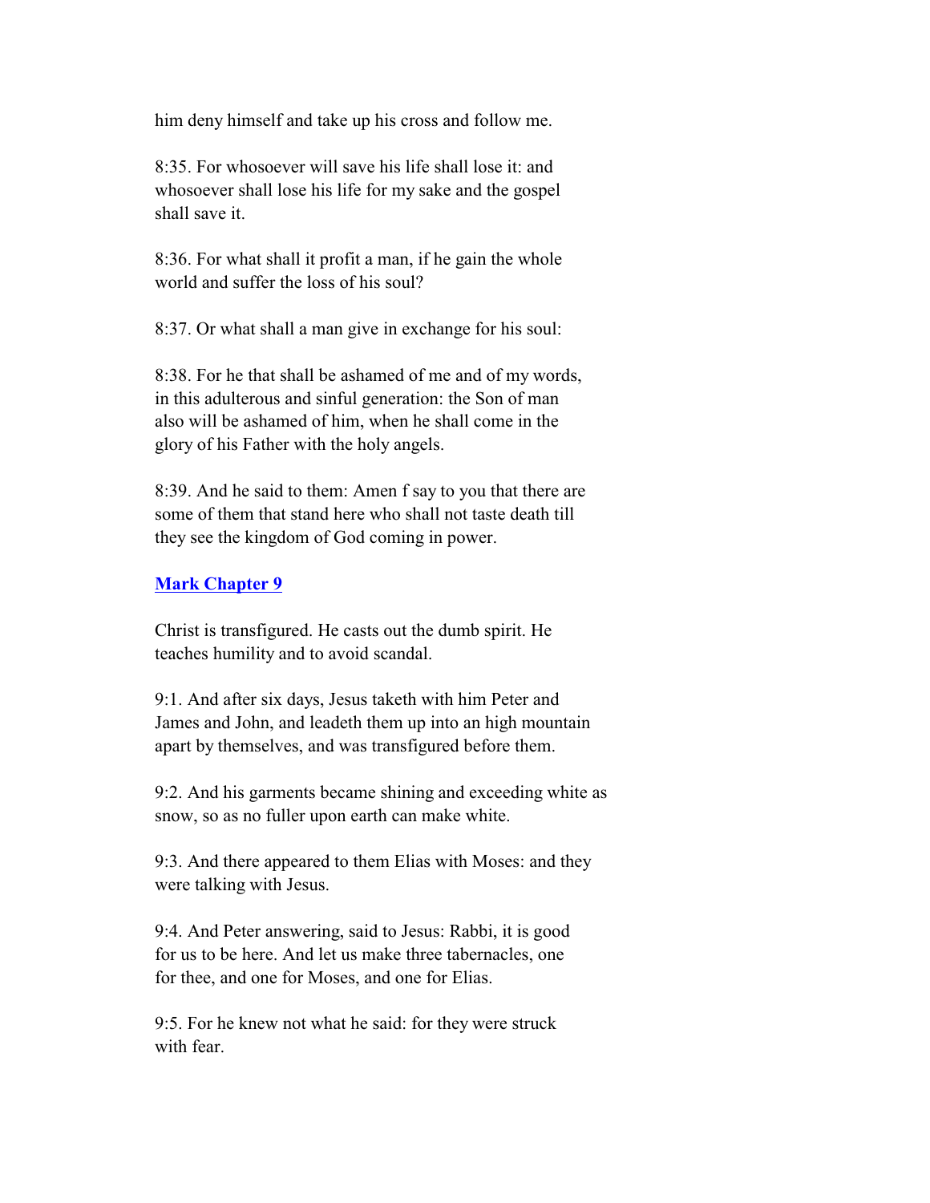him deny himself and take up his cross and follow me.

8:35. For whosoever will save his life shall lose it: and whosoever shall lose his life for my sake and the gospel shall save it.

8:36. For what shall it profit a man, if he gain the whole world and suffer the loss of his soul?

8:37. Or what shall a man give in exchange for his soul:

8:38. For he that shall be ashamed of me and of my words, in this adulterous and sinful generation: the Son of man also will be ashamed of him, when he shall come in the glory of his Father with the holy angels.

8:39. And he said to them: Amen f say to you that there are some of them that stand here who shall not taste death till they see the kingdom of God coming in power.

## Mark Chapter 9

Christ is transfigured. He casts out the dumb spirit. He teaches humility and to avoid scandal.

9:1. And after six days, Jesus taketh with him Peter and James and John, and leadeth them up into an high mountain apart by themselves, and was transfigured before them.

9:2. And his garments became shining and exceeding white as snow, so as no fuller upon earth can make white.

9:3. And there appeared to them Elias with Moses: and they were talking with Jesus.

9:4. And Peter answering, said to Jesus: Rabbi, it is good for us to be here. And let us make three tabernacles, one for thee, and one for Moses, and one for Elias.

9:5. For he knew not what he said: for they were struck with fear.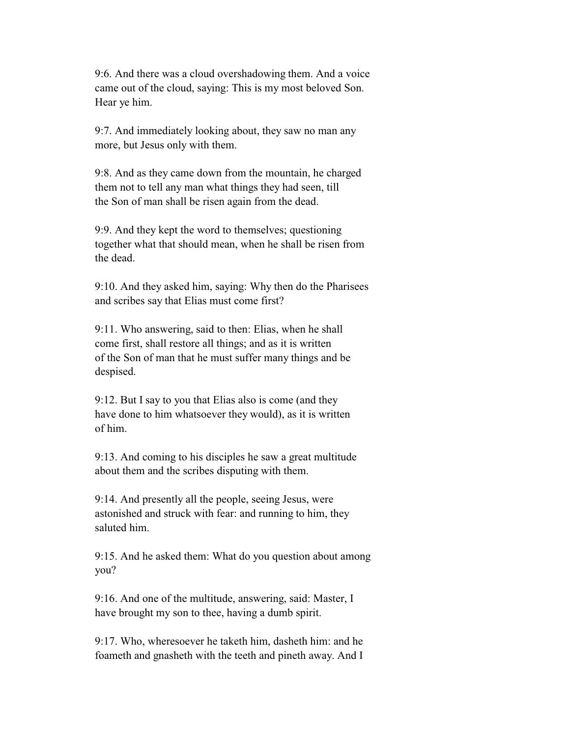9:6. And there was a cloud overshadowing them. And a voice came out of the cloud, saying: This is my most beloved Son. Hear ye him.

9:7. And immediately looking about, they saw no man any more, but Jesus only with them.

9:8. And as they came down from the mountain, he charged them not to tell any man what things they had seen, till the Son of man shall be risen again from the dead.

9:9. And they kept the word to themselves; questioning together what that should mean, when he shall be risen from the dead.

9:10. And they asked him, saying: Why then do the Pharisees and scribes say that Elias must come first?

9:11. Who answering, said to then: Elias, when he shall come first, shall restore all things; and as it is written of the Son of man that he must suffer many things and be despised.

9:12. But I say to you that Elias also is come (and they have done to him whatsoever they would), as it is written of him.

9:13. And coming to his disciples he saw a great multitude about them and the scribes disputing with them.

9:14. And presently all the people, seeing Jesus, were astonished and struck with fear: and running to him, they saluted him.

9:15. And he asked them: What do you question about among you?

9:16. And one of the multitude, answering, said: Master, I have brought my son to thee, having a dumb spirit.

9:17. Who, wheresoever he taketh him, dasheth him: and he foameth and gnasheth with the teeth and pineth away. And I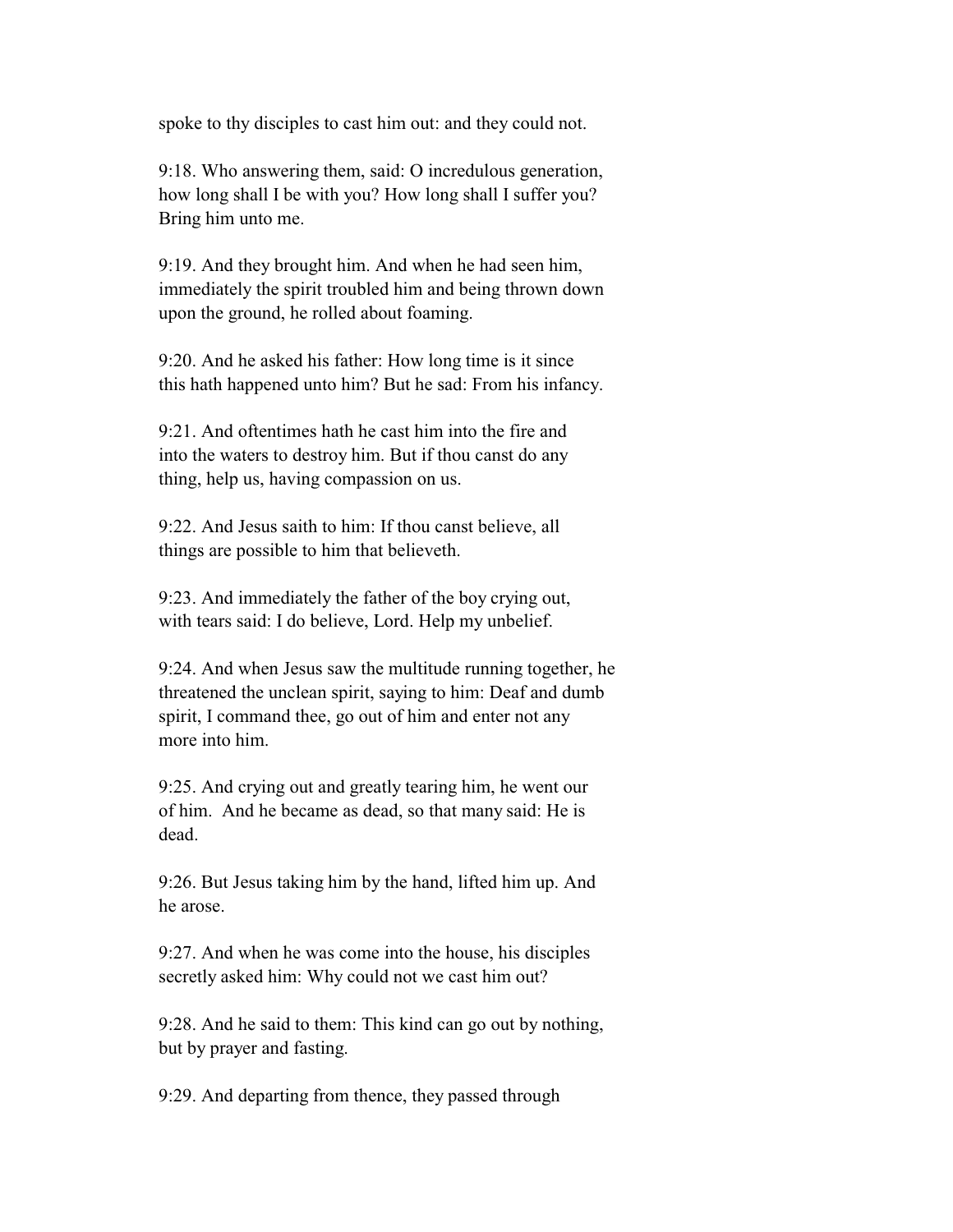spoke to thy disciples to cast him out: and they could not.

9:18. Who answering them, said: O incredulous generation, how long shall I be with you? How long shall I suffer you? Bring him unto me.

9:19. And they brought him. And when he had seen him, immediately the spirit troubled him and being thrown down upon the ground, he rolled about foaming.

9:20. And he asked his father: How long time is it since this hath happened unto him? But he sad: From his infancy.

9:21. And oftentimes hath he cast him into the fire and into the waters to destroy him. But if thou canst do any thing, help us, having compassion on us.

9:22. And Jesus saith to him: If thou canst believe, all things are possible to him that believeth.

9:23. And immediately the father of the boy crying out, with tears said: I do believe, Lord. Help my unbelief.

9:24. And when Jesus saw the multitude running together, he threatened the unclean spirit, saying to him: Deaf and dumb spirit, I command thee, go out of him and enter not any more into him.

9:25. And crying out and greatly tearing him, he went our of him. And he became as dead, so that many said: He is dead.

9:26. But Jesus taking him by the hand, lifted him up. And he arose.

9:27. And when he was come into the house, his disciples secretly asked him: Why could not we cast him out?

9:28. And he said to them: This kind can go out by nothing, but by prayer and fasting.

9:29. And departing from thence, they passed through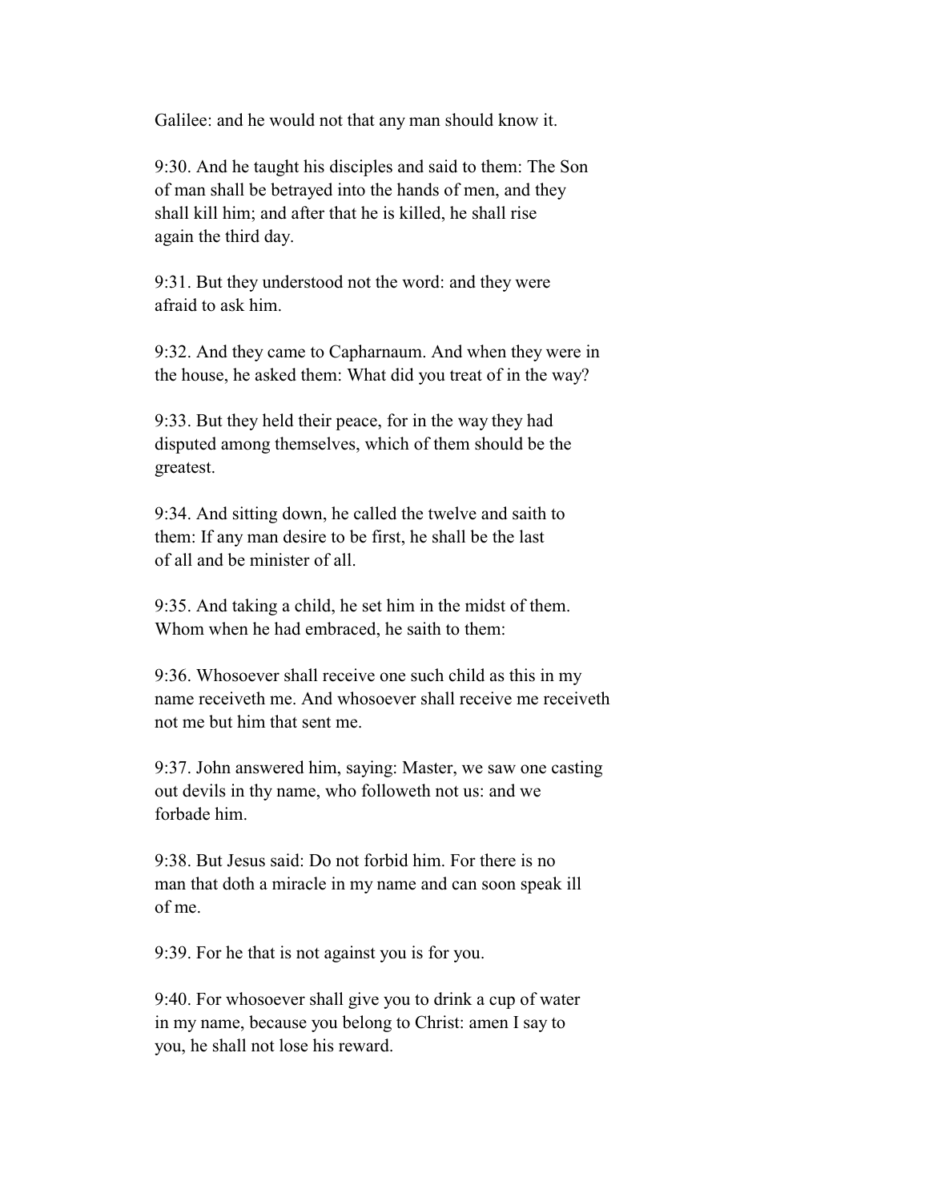Galilee: and he would not that any man should know it.

9:30. And he taught his disciples and said to them: The Son of man shall be betrayed into the hands of men, and they shall kill him; and after that he is killed, he shall rise again the third day.

9:31. But they understood not the word: and they were afraid to ask him.

9:32. And they came to Capharnaum. And when they were in the house, he asked them: What did you treat of in the way?

9:33. But they held their peace, for in the way they had disputed among themselves, which of them should be the greatest.

9:34. And sitting down, he called the twelve and saith to them: If any man desire to be first, he shall be the last of all and be minister of all.

9:35. And taking a child, he set him in the midst of them. Whom when he had embraced, he saith to them:

9:36. Whosoever shall receive one such child as this in my name receiveth me. And whosoever shall receive me receiveth not me but him that sent me.

9:37. John answered him, saying: Master, we saw one casting out devils in thy name, who followeth not us: and we forbade him.

9:38. But Jesus said: Do not forbid him. For there is no man that doth a miracle in my name and can soon speak ill of me.

9:39. For he that is not against you is for you.

9:40. For whosoever shall give you to drink a cup of water in my name, because you belong to Christ: amen I say to you, he shall not lose his reward.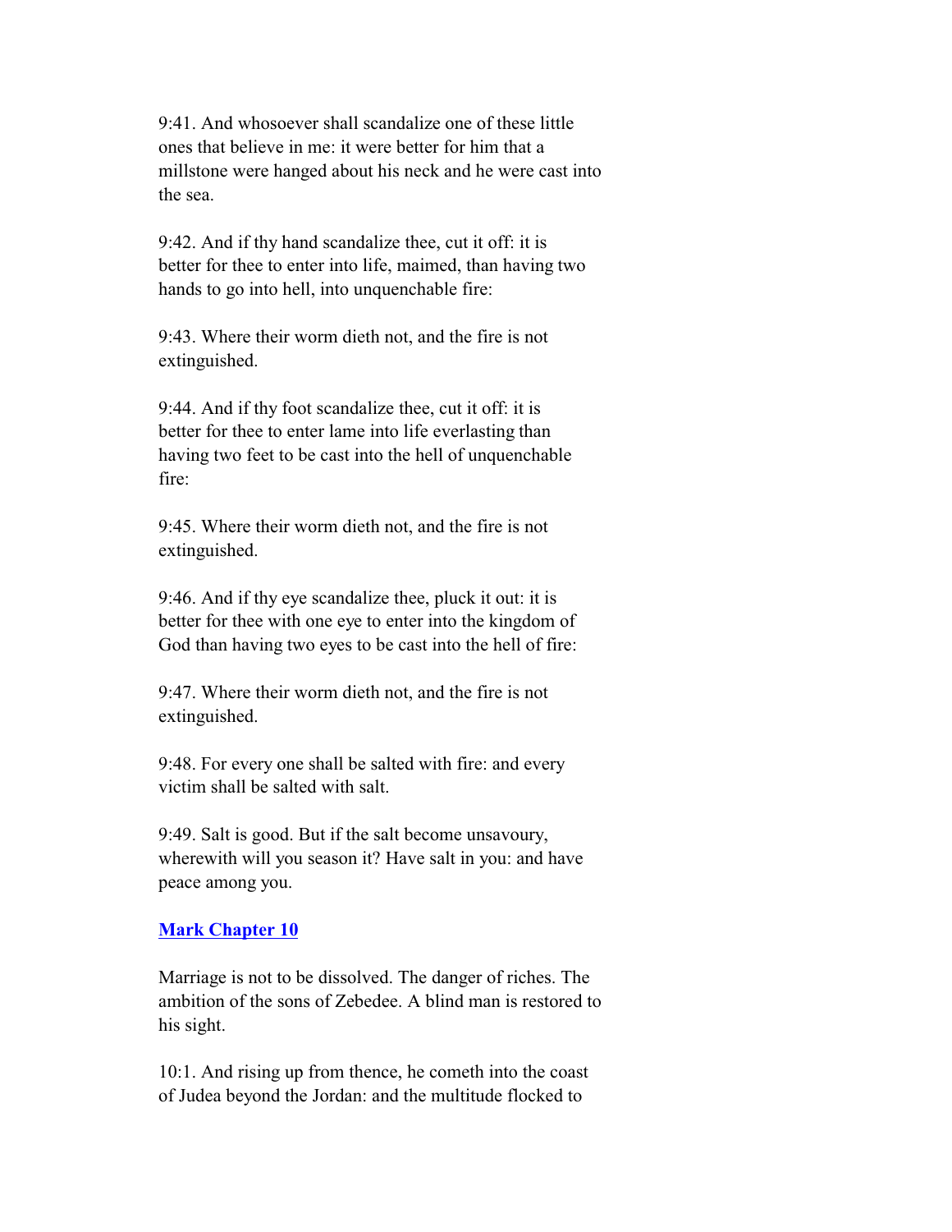9:41. And whosoever shall scandalize one of these little ones that believe in me: it were better for him that a millstone were hanged about his neck and he were cast into the sea.

9:42. And if thy hand scandalize thee, cut it off: it is better for thee to enter into life, maimed, than having two hands to go into hell, into unquenchable fire:

9:43. Where their worm dieth not, and the fire is not extinguished.

9:44. And if thy foot scandalize thee, cut it off: it is better for thee to enter lame into life everlasting than having two feet to be cast into the hell of unquenchable fire:

9:45. Where their worm dieth not, and the fire is not extinguished.

9:46. And if thy eye scandalize thee, pluck it out: it is better for thee with one eye to enter into the kingdom of God than having two eyes to be cast into the hell of fire:

9:47. Where their worm dieth not, and the fire is not extinguished.

9:48. For every one shall be salted with fire: and every victim shall be salted with salt.

9:49. Salt is good. But if the salt become unsavoury, wherewith will you season it? Have salt in you: and have peace among you.

## Mark Chapter 10

Marriage is not to be dissolved. The danger of riches. The ambition of the sons of Zebedee. A blind man is restored to his sight.

10:1. And rising up from thence, he cometh into the coast of Judea beyond the Jordan: and the multitude flocked to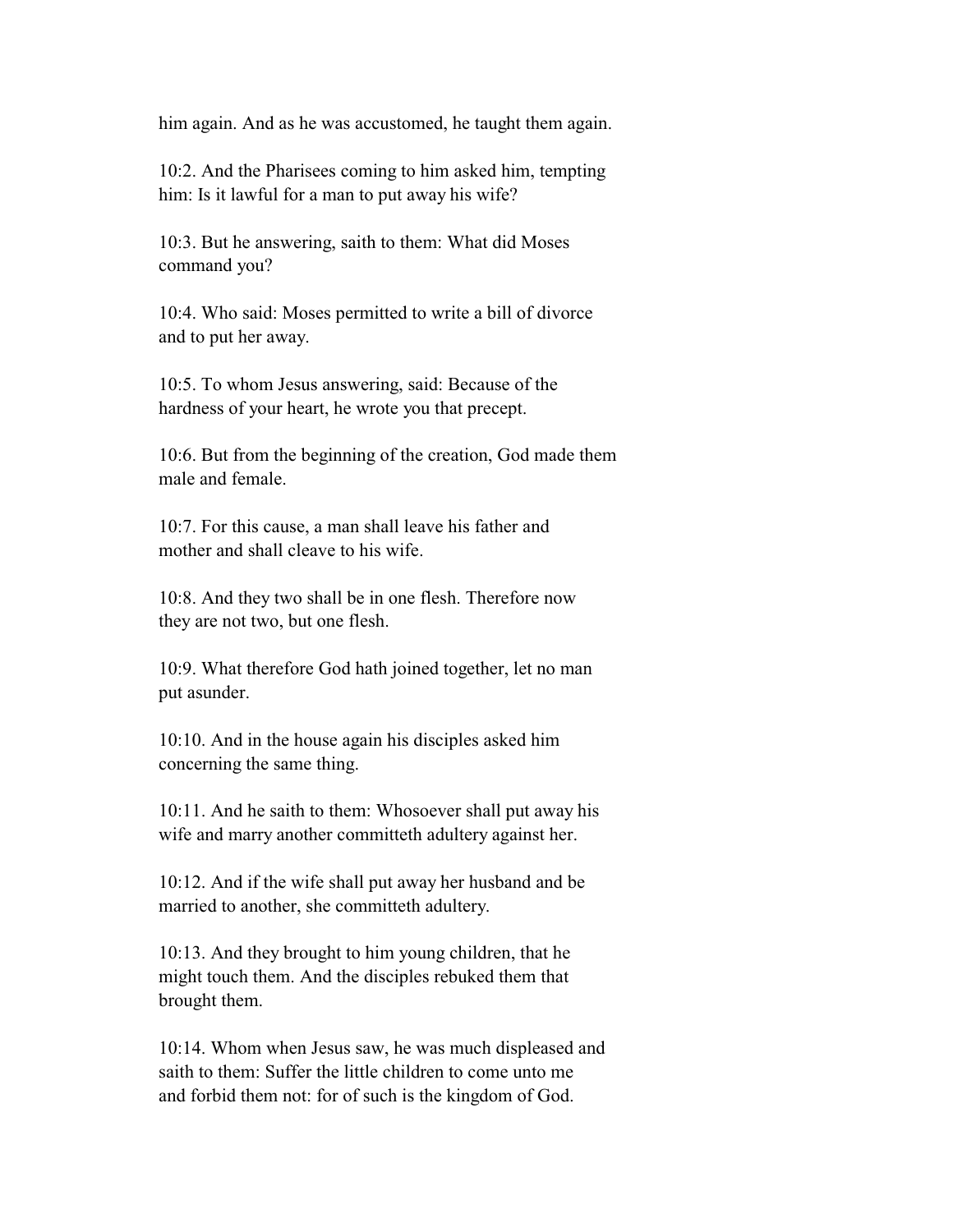him again. And as he was accustomed, he taught them again.

10:2. And the Pharisees coming to him asked him, tempting him: Is it lawful for a man to put away his wife?

10:3. But he answering, saith to them: What did Moses command you?

10:4. Who said: Moses permitted to write a bill of divorce and to put her away.

10:5. To whom Jesus answering, said: Because of the hardness of your heart, he wrote you that precept.

10:6. But from the beginning of the creation, God made them male and female.

10:7. For this cause, a man shall leave his father and mother and shall cleave to his wife.

10:8. And they two shall be in one flesh. Therefore now they are not two, but one flesh.

10:9. What therefore God hath joined together, let no man put asunder.

10:10. And in the house again his disciples asked him concerning the same thing.

10:11. And he saith to them: Whosoever shall put away his wife and marry another committeth adultery against her.

10:12. And if the wife shall put away her husband and be married to another, she committeth adultery.

10:13. And they brought to him young children, that he might touch them. And the disciples rebuked them that brought them.

10:14. Whom when Jesus saw, he was much displeased and saith to them: Suffer the little children to come unto me and forbid them not: for of such is the kingdom of God.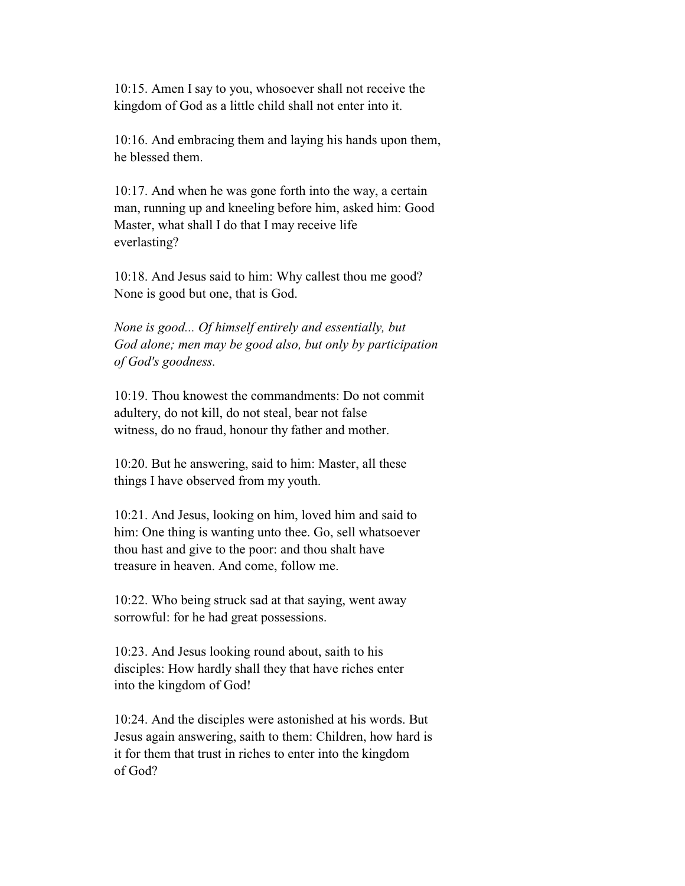10:15. Amen I say to you, whosoever shall not receive the kingdom of God as a little child shall not enter into it.

10:16. And embracing them and laying his hands upon them, he blessed them.

10:17. And when he was gone forth into the way, a certain man, running up and kneeling before him, asked him: Good Master, what shall I do that I may receive life everlasting?

10:18. And Jesus said to him: Why callest thou me good? None is good but one, that is God.

*None is good... Of himself entirely and essentially, but God alone; men may be good also, but only by participation of God's goodness.*

10:19. Thou knowest the commandments: Do not commit adultery, do not kill, do not steal, bear not false witness, do no fraud, honour thy father and mother.

10:20. But he answering, said to him: Master, all these things I have observed from my youth.

10:21. And Jesus, looking on him, loved him and said to him: One thing is wanting unto thee. Go, sell whatsoever thou hast and give to the poor: and thou shalt have treasure in heaven. And come, follow me.

10:22. Who being struck sad at that saying, went away sorrowful: for he had great possessions.

10:23. And Jesus looking round about, saith to his disciples: How hardly shall they that have riches enter into the kingdom of God!

10:24. And the disciples were astonished at his words. But Jesus again answering, saith to them: Children, how hard is it for them that trust in riches to enter into the kingdom of God?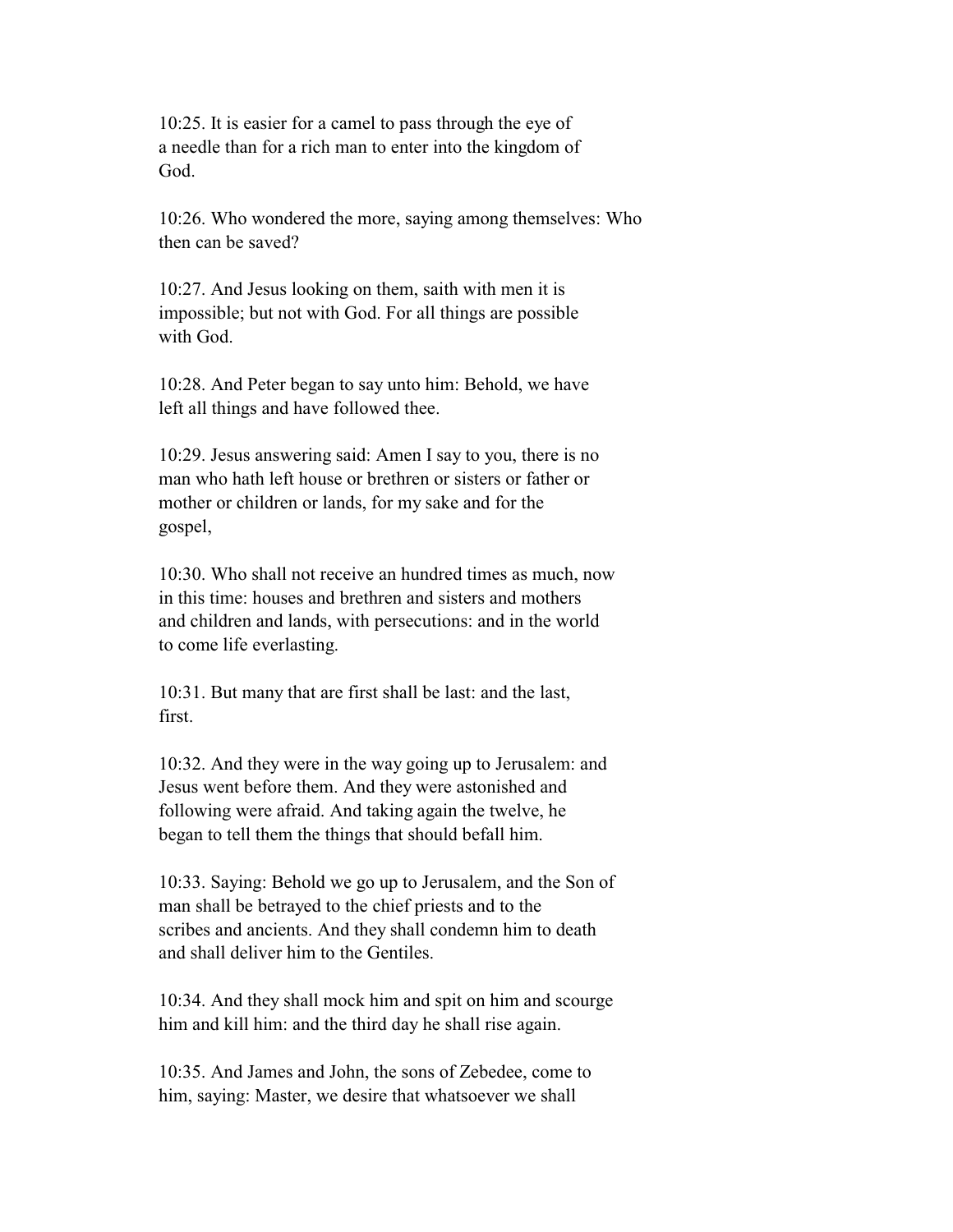10:25. It is easier for a camel to pass through the eye of a needle than for a rich man to enter into the kingdom of God.

10:26. Who wondered the more, saying among themselves: Who then can be saved?

10:27. And Jesus looking on them, saith with men it is impossible; but not with God. For all things are possible with God.

10:28. And Peter began to say unto him: Behold, we have left all things and have followed thee.

10:29. Jesus answering said: Amen I say to you, there is no man who hath left house or brethren or sisters or father or mother or children or lands, for my sake and for the gospel,

10:30. Who shall not receive an hundred times as much, now in this time: houses and brethren and sisters and mothers and children and lands, with persecutions: and in the world to come life everlasting.

10:31. But many that are first shall be last: and the last, first.

10:32. And they were in the way going up to Jerusalem: and Jesus went before them. And they were astonished and following were afraid. And taking again the twelve, he began to tell them the things that should befall him.

10:33. Saying: Behold we go up to Jerusalem, and the Son of man shall be betrayed to the chief priests and to the scribes and ancients. And they shall condemn him to death and shall deliver him to the Gentiles.

10:34. And they shall mock him and spit on him and scourge him and kill him: and the third day he shall rise again.

10:35. And James and John, the sons of Zebedee, come to him, saying: Master, we desire that whatsoever we shall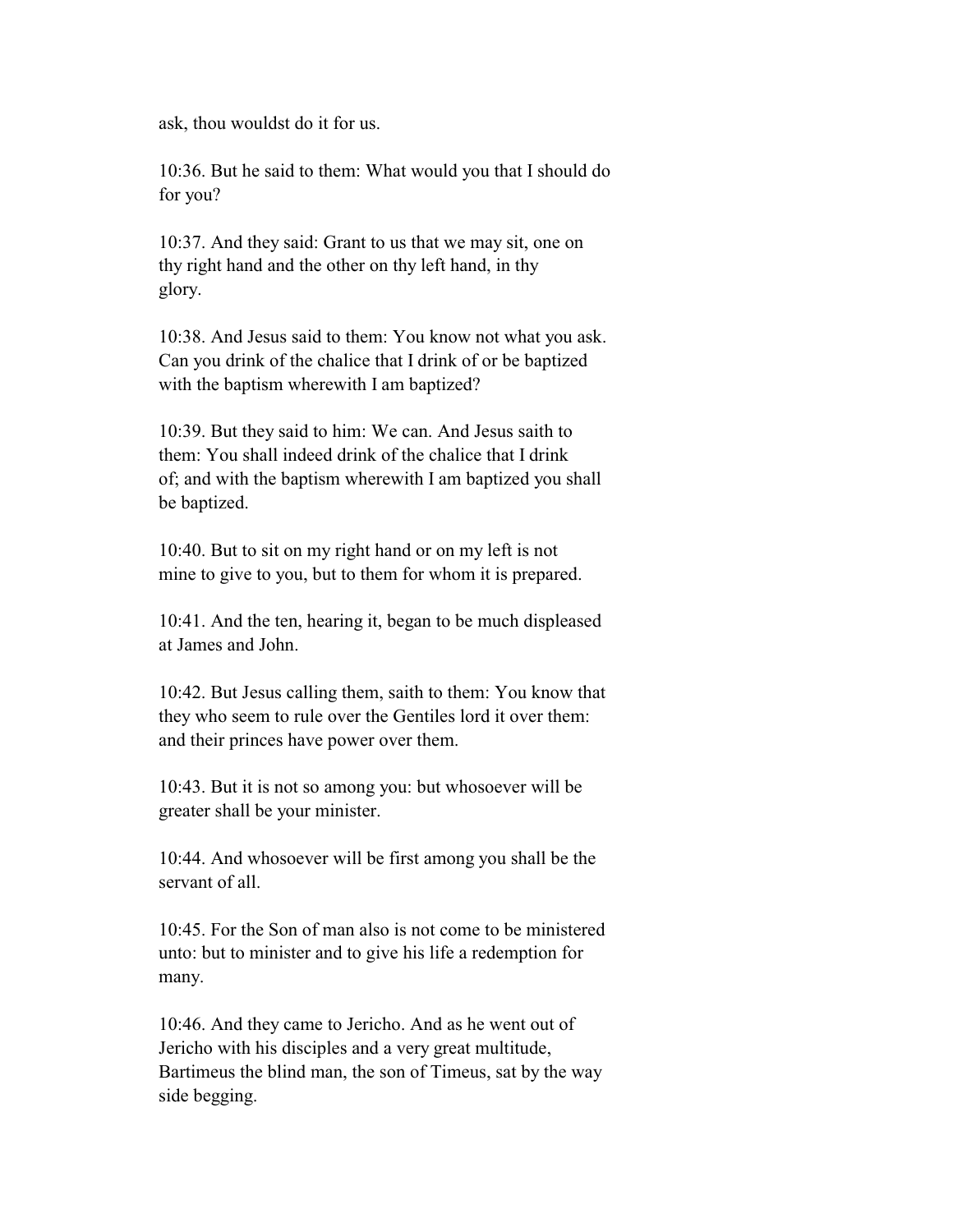ask, thou wouldst do it for us.

10:36. But he said to them: What would you that I should do for you?

10:37. And they said: Grant to us that we may sit, one on thy right hand and the other on thy left hand, in thy glory.

10:38. And Jesus said to them: You know not what you ask. Can you drink of the chalice that I drink of or be baptized with the baptism wherewith I am baptized?

10:39. But they said to him: We can. And Jesus saith to them: You shall indeed drink of the chalice that I drink of; and with the baptism wherewith I am baptized you shall be baptized.

10:40. But to sit on my right hand or on my left is not mine to give to you, but to them for whom it is prepared.

10:41. And the ten, hearing it, began to be much displeased at James and John.

10:42. But Jesus calling them, saith to them: You know that they who seem to rule over the Gentiles lord it over them: and their princes have power over them.

10:43. But it is not so among you: but whosoever will be greater shall be your minister.

10:44. And whosoever will be first among you shall be the servant of all.

10:45. For the Son of man also is not come to be ministered unto: but to minister and to give his life a redemption for many.

10:46. And they came to Jericho. And as he went out of Jericho with his disciples and a very great multitude, Bartimeus the blind man, the son of Timeus, sat by the way side begging.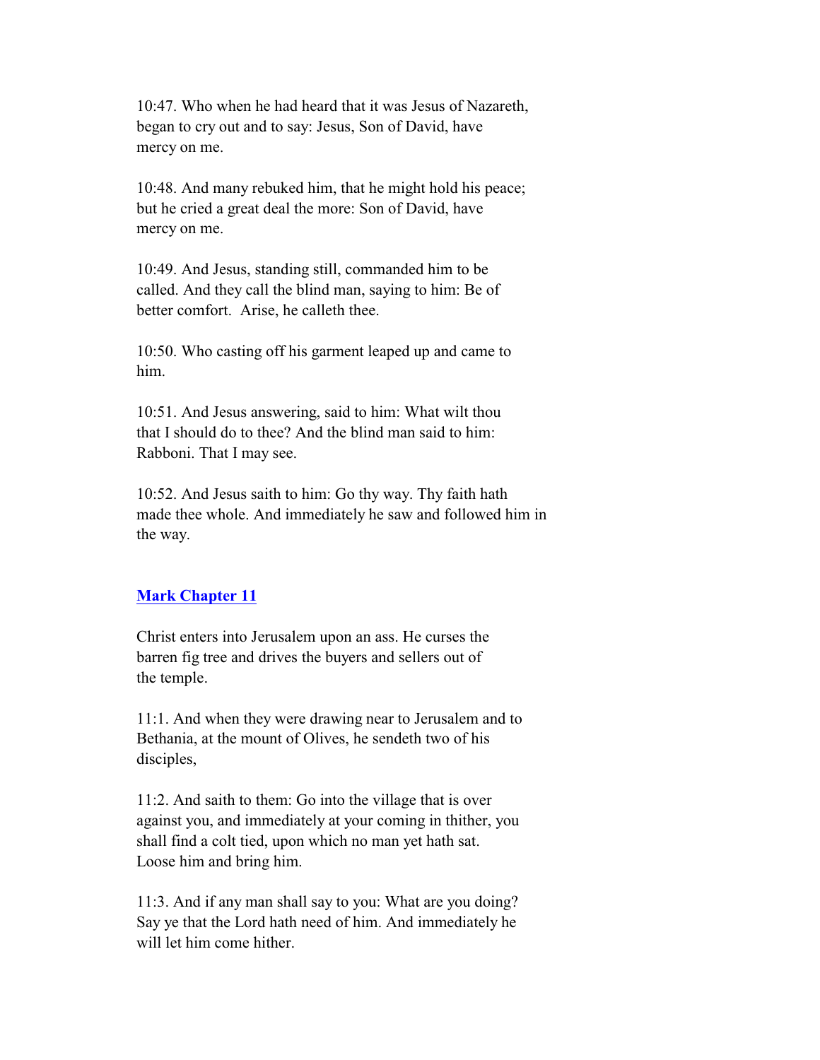10:47. Who when he had heard that it was Jesus of Nazareth, began to cry out and to say: Jesus, Son of David, have mercy on me.

10:48. And many rebuked him, that he might hold his peace; but he cried a great deal the more: Son of David, have mercy on me.

10:49. And Jesus, standing still, commanded him to be called. And they call the blind man, saying to him: Be of better comfort. Arise, he calleth thee.

10:50. Who casting off his garment leaped up and came to him.

10:51. And Jesus answering, said to him: What wilt thou that I should do to thee? And the blind man said to him: Rabboni. That I may see.

10:52. And Jesus saith to him: Go thy way. Thy faith hath made thee whole. And immediately he saw and followed him in the way.

## Mark Chapter 11

Christ enters into Jerusalem upon an ass. He curses the barren fig tree and drives the buyers and sellers out of the temple.

11:1. And when they were drawing near to Jerusalem and to Bethania, at the mount of Olives, he sendeth two of his disciples,

11:2. And saith to them: Go into the village that is over against you, and immediately at your coming in thither, you shall find a colt tied, upon which no man yet hath sat. Loose him and bring him.

11:3. And if any man shall say to you: What are you doing? Say ye that the Lord hath need of him. And immediately he will let him come hither.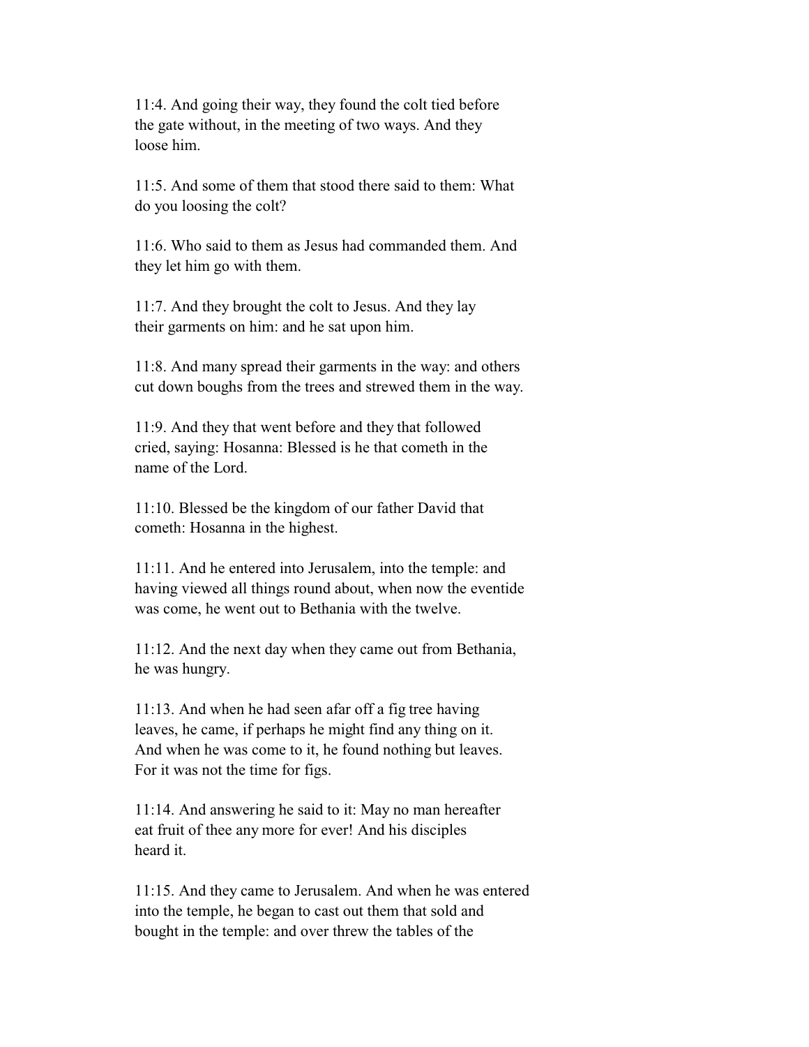11:4. And going their way, they found the colt tied before the gate without, in the meeting of two ways. And they loose him.

11:5. And some of them that stood there said to them: What do you loosing the colt?

11:6. Who said to them as Jesus had commanded them. And they let him go with them.

11:7. And they brought the colt to Jesus. And they lay their garments on him: and he sat upon him.

11:8. And many spread their garments in the way: and others cut down boughs from the trees and strewed them in the way.

11:9. And they that went before and they that followed cried, saying: Hosanna: Blessed is he that cometh in the name of the Lord.

11:10. Blessed be the kingdom of our father David that cometh: Hosanna in the highest.

11:11. And he entered into Jerusalem, into the temple: and having viewed all things round about, when now the eventide was come, he went out to Bethania with the twelve.

11:12. And the next day when they came out from Bethania, he was hungry.

11:13. And when he had seen afar off a fig tree having leaves, he came, if perhaps he might find any thing on it. And when he was come to it, he found nothing but leaves. For it was not the time for figs.

11:14. And answering he said to it: May no man hereafter eat fruit of thee any more for ever! And his disciples heard it.

11:15. And they came to Jerusalem. And when he was entered into the temple, he began to cast out them that sold and bought in the temple: and over threw the tables of the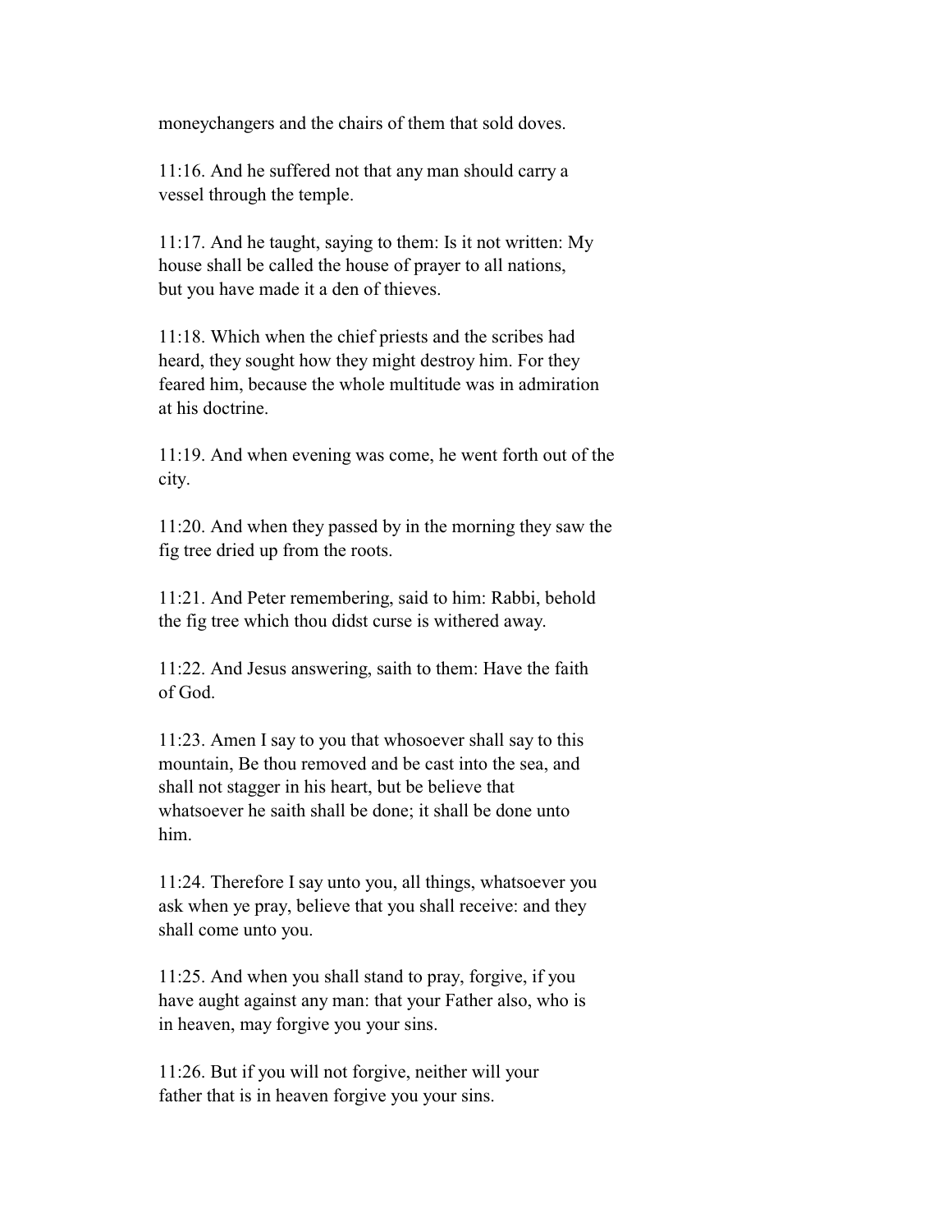moneychangers and the chairs of them that sold doves.

11:16. And he suffered not that any man should carry a vessel through the temple.

11:17. And he taught, saying to them: Is it not written: My house shall be called the house of prayer to all nations, but you have made it a den of thieves.

11:18. Which when the chief priests and the scribes had heard, they sought how they might destroy him. For they feared him, because the whole multitude was in admiration at his doctrine.

11:19. And when evening was come, he went forth out of the city.

11:20. And when they passed by in the morning they saw the fig tree dried up from the roots.

11:21. And Peter remembering, said to him: Rabbi, behold the fig tree which thou didst curse is withered away.

11:22. And Jesus answering, saith to them: Have the faith of God.

11:23. Amen I say to you that whosoever shall say to this mountain, Be thou removed and be cast into the sea, and shall not stagger in his heart, but be believe that whatsoever he saith shall be done; it shall be done unto him.

11:24. Therefore I say unto you, all things, whatsoever you ask when ye pray, believe that you shall receive: and they shall come unto you.

11:25. And when you shall stand to pray, forgive, if you have aught against any man: that your Father also, who is in heaven, may forgive you your sins.

11:26. But if you will not forgive, neither will your father that is in heaven forgive you your sins.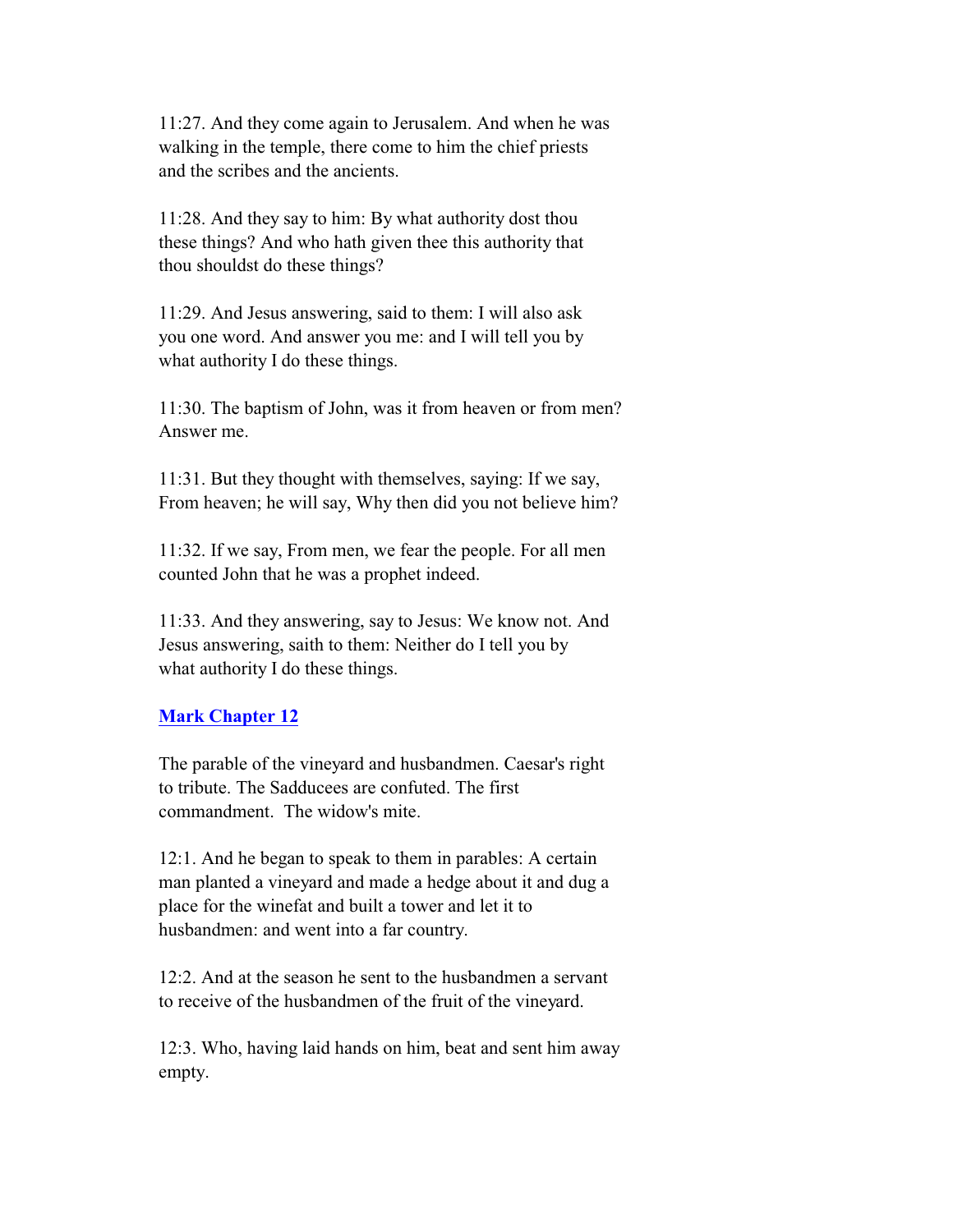11:27. And they come again to Jerusalem. And when he was walking in the temple, there come to him the chief priests and the scribes and the ancients.

11:28. And they say to him: By what authority dost thou these things? And who hath given thee this authority that thou shouldst do these things?

11:29. And Jesus answering, said to them: I will also ask you one word. And answer you me: and I will tell you by what authority I do these things.

11:30. The baptism of John, was it from heaven or from men? Answer me.

11:31. But they thought with themselves, saying: If we say, From heaven; he will say, Why then did you not believe him?

11:32. If we say, From men, we fear the people. For all men counted John that he was a prophet indeed.

11:33. And they answering, say to Jesus: We know not. And Jesus answering, saith to them: Neither do I tell you by what authority I do these things.

## Mark Chapter 12

The parable of the vineyard and husbandmen. Caesar's right to tribute. The Sadducees are confuted. The first commandment. The widow's mite.

12:1. And he began to speak to them in parables: A certain man planted a vineyard and made a hedge about it and dug a place for the winefat and built a tower and let it to husbandmen: and went into a far country.

12:2. And at the season he sent to the husbandmen a servant to receive of the husbandmen of the fruit of the vineyard.

12:3. Who, having laid hands on him, beat and sent him away empty.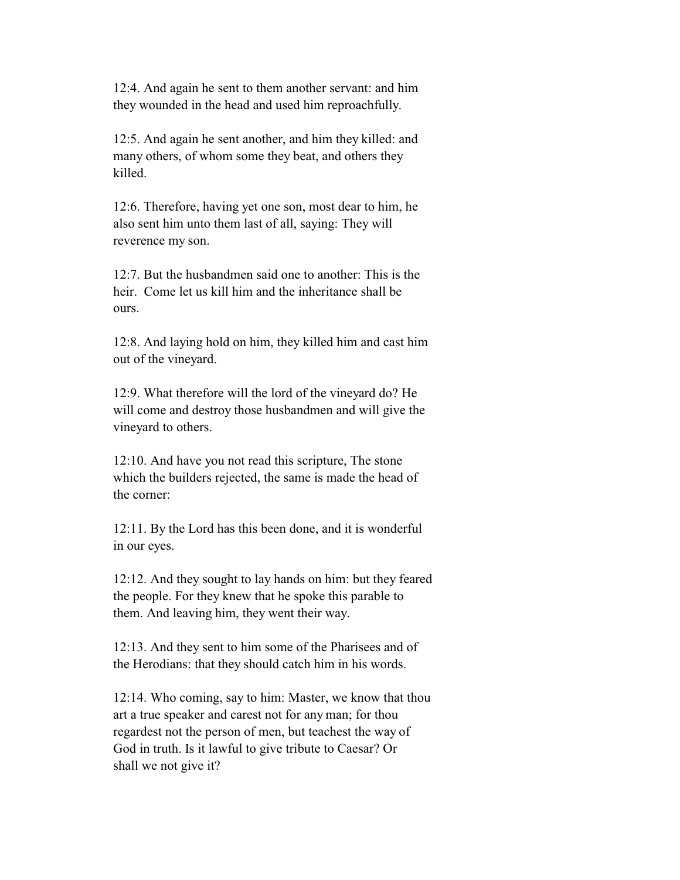12:4. And again he sent to them another servant: and him they wounded in the head and used him reproachfully.

12:5. And again he sent another, and him they killed: and many others, of whom some they beat, and others they killed.

12:6. Therefore, having yet one son, most dear to him, he also sent him unto them last of all, saying: They will reverence my son.

12:7. But the husbandmen said one to another: This is the heir. Come let us kill him and the inheritance shall be ours.

12:8. And laying hold on him, they killed him and cast him out of the vineyard.

12:9. What therefore will the lord of the vineyard do? He will come and destroy those husbandmen and will give the vineyard to others.

12:10. And have you not read this scripture, The stone which the builders rejected, the same is made the head of the corner:

12:11. By the Lord has this been done, and it is wonderful in our eyes.

12:12. And they sought to lay hands on him: but they feared the people. For they knew that he spoke this parable to them. And leaving him, they went their way.

12:13. And they sent to him some of the Pharisees and of the Herodians: that they should catch him in his words.

12:14. Who coming, say to him: Master, we know that thou art a true speaker and carest not for any man; for thou regardest not the person of men, but teachest the way of God in truth. Is it lawful to give tribute to Caesar? Or shall we not give it?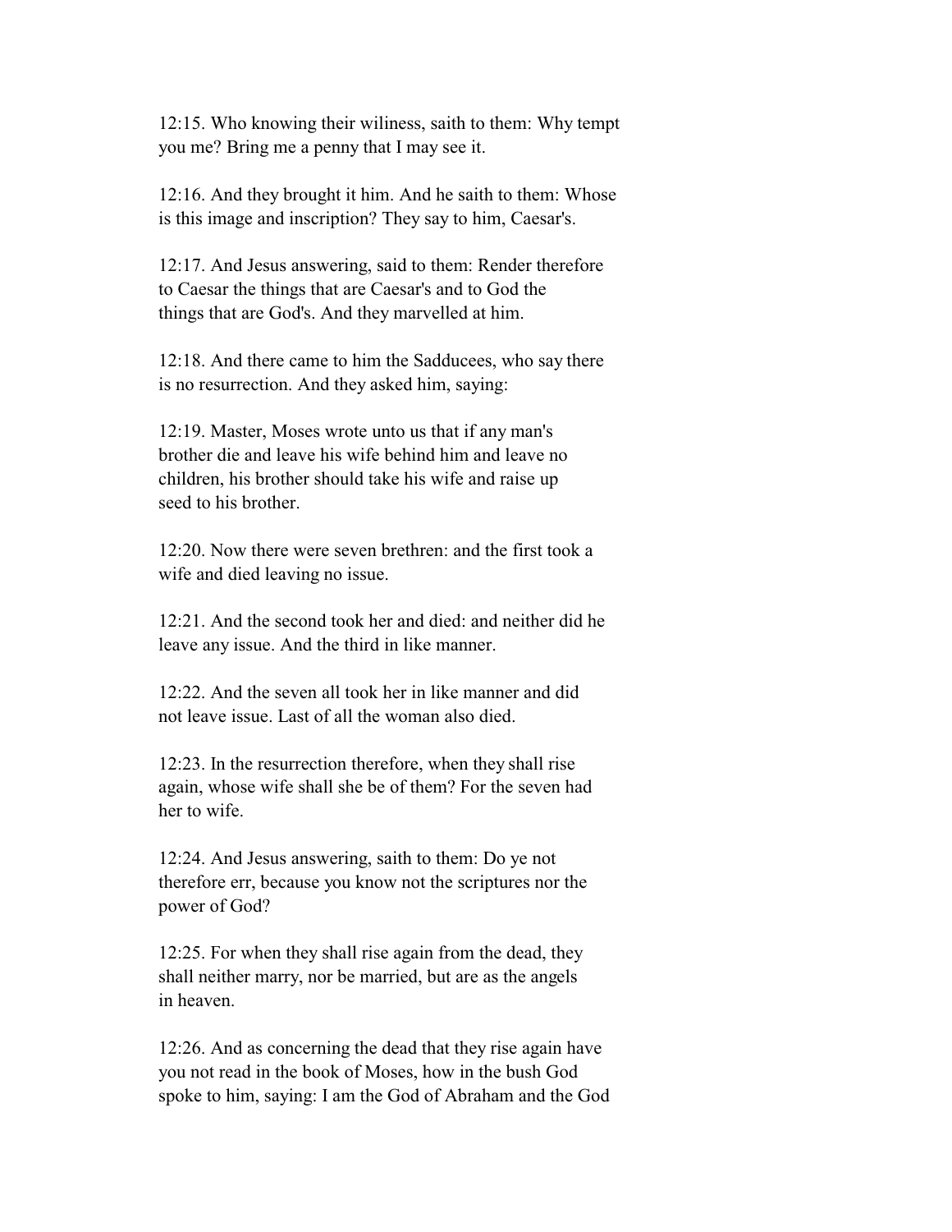12:15. Who knowing their wiliness, saith to them: Why tempt you me? Bring me a penny that I may see it.

12:16. And they brought it him. And he saith to them: Whose is this image and inscription? They say to him, Caesar's.

12:17. And Jesus answering, said to them: Render therefore to Caesar the things that are Caesar's and to God the things that are God's. And they marvelled at him.

12:18. And there came to him the Sadducees, who say there is no resurrection. And they asked him, saying:

12:19. Master, Moses wrote unto us that if any man's brother die and leave his wife behind him and leave no children, his brother should take his wife and raise up seed to his brother.

12:20. Now there were seven brethren: and the first took a wife and died leaving no issue.

12:21. And the second took her and died: and neither did he leave any issue. And the third in like manner.

12:22. And the seven all took her in like manner and did not leave issue. Last of all the woman also died.

12:23. In the resurrection therefore, when they shall rise again, whose wife shall she be of them? For the seven had her to wife.

12:24. And Jesus answering, saith to them: Do ye not therefore err, because you know not the scriptures nor the power of God?

12:25. For when they shall rise again from the dead, they shall neither marry, nor be married, but are as the angels in heaven.

12:26. And as concerning the dead that they rise again have you not read in the book of Moses, how in the bush God spoke to him, saying: I am the God of Abraham and the God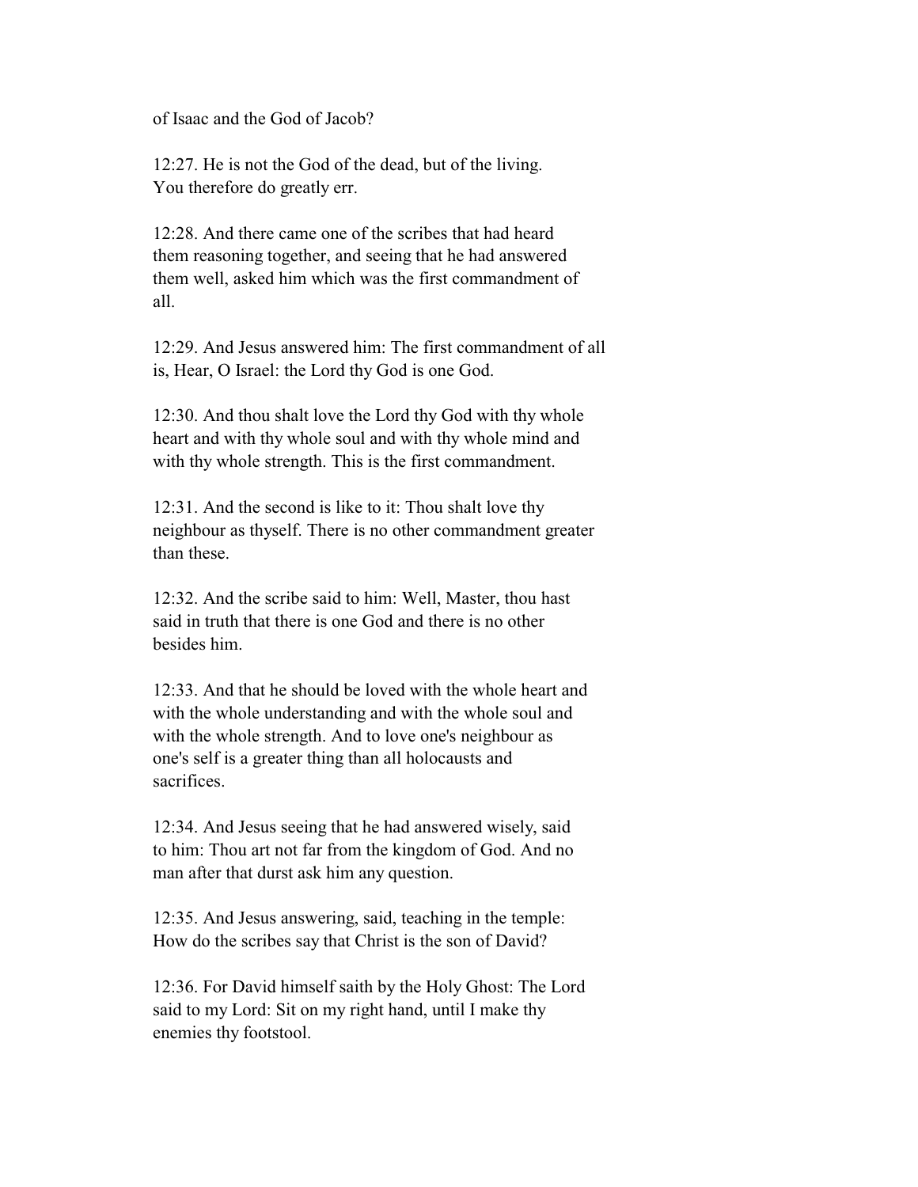of Isaac and the God of Jacob?

12:27. He is not the God of the dead, but of the living. You therefore do greatly err.

12:28. And there came one of the scribes that had heard them reasoning together, and seeing that he had answered them well, asked him which was the first commandment of all.

12:29. And Jesus answered him: The first commandment of all is, Hear, O Israel: the Lord thy God is one God.

12:30. And thou shalt love the Lord thy God with thy whole heart and with thy whole soul and with thy whole mind and with thy whole strength. This is the first commandment.

12:31. And the second is like to it: Thou shalt love thy neighbour as thyself. There is no other commandment greater than these.

12:32. And the scribe said to him: Well, Master, thou hast said in truth that there is one God and there is no other besides him.

12:33. And that he should be loved with the whole heart and with the whole understanding and with the whole soul and with the whole strength. And to love one's neighbour as one's self is a greater thing than all holocausts and sacrifices.

12:34. And Jesus seeing that he had answered wisely, said to him: Thou art not far from the kingdom of God. And no man after that durst ask him any question.

12:35. And Jesus answering, said, teaching in the temple: How do the scribes say that Christ is the son of David?

12:36. For David himself saith by the Holy Ghost: The Lord said to my Lord: Sit on my right hand, until I make thy enemies thy footstool.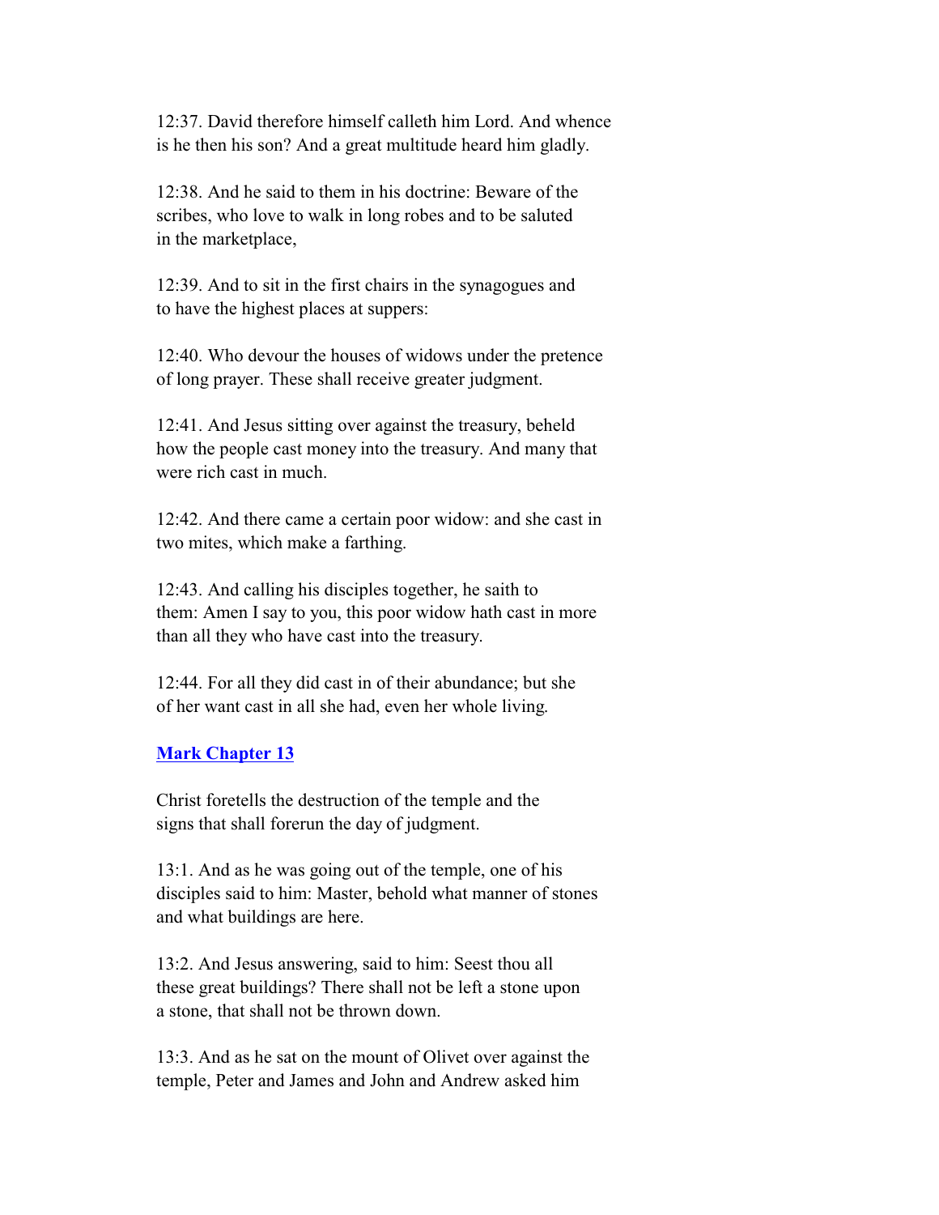12:37. David therefore himself calleth him Lord. And whence is he then his son? And a great multitude heard him gladly.

12:38. And he said to them in his doctrine: Beware of the scribes, who love to walk in long robes and to be saluted in the marketplace,

12:39. And to sit in the first chairs in the synagogues and to have the highest places at suppers:

12:40. Who devour the houses of widows under the pretence of long prayer. These shall receive greater judgment.

12:41. And Jesus sitting over against the treasury, beheld how the people cast money into the treasury. And many that were rich cast in much.

12:42. And there came a certain poor widow: and she cast in two mites, which make a farthing.

12:43. And calling his disciples together, he saith to them: Amen I say to you, this poor widow hath cast in more than all they who have cast into the treasury.

12:44. For all they did cast in of their abundance; but she of her want cast in all she had, even her whole living.

## Mark Chapter 13

Christ foretells the destruction of the temple and the signs that shall forerun the day of judgment.

13:1. And as he was going out of the temple, one of his disciples said to him: Master, behold what manner of stones and what buildings are here.

13:2. And Jesus answering, said to him: Seest thou all these great buildings? There shall not be left a stone upon a stone, that shall not be thrown down.

13:3. And as he sat on the mount of Olivet over against the temple, Peter and James and John and Andrew asked him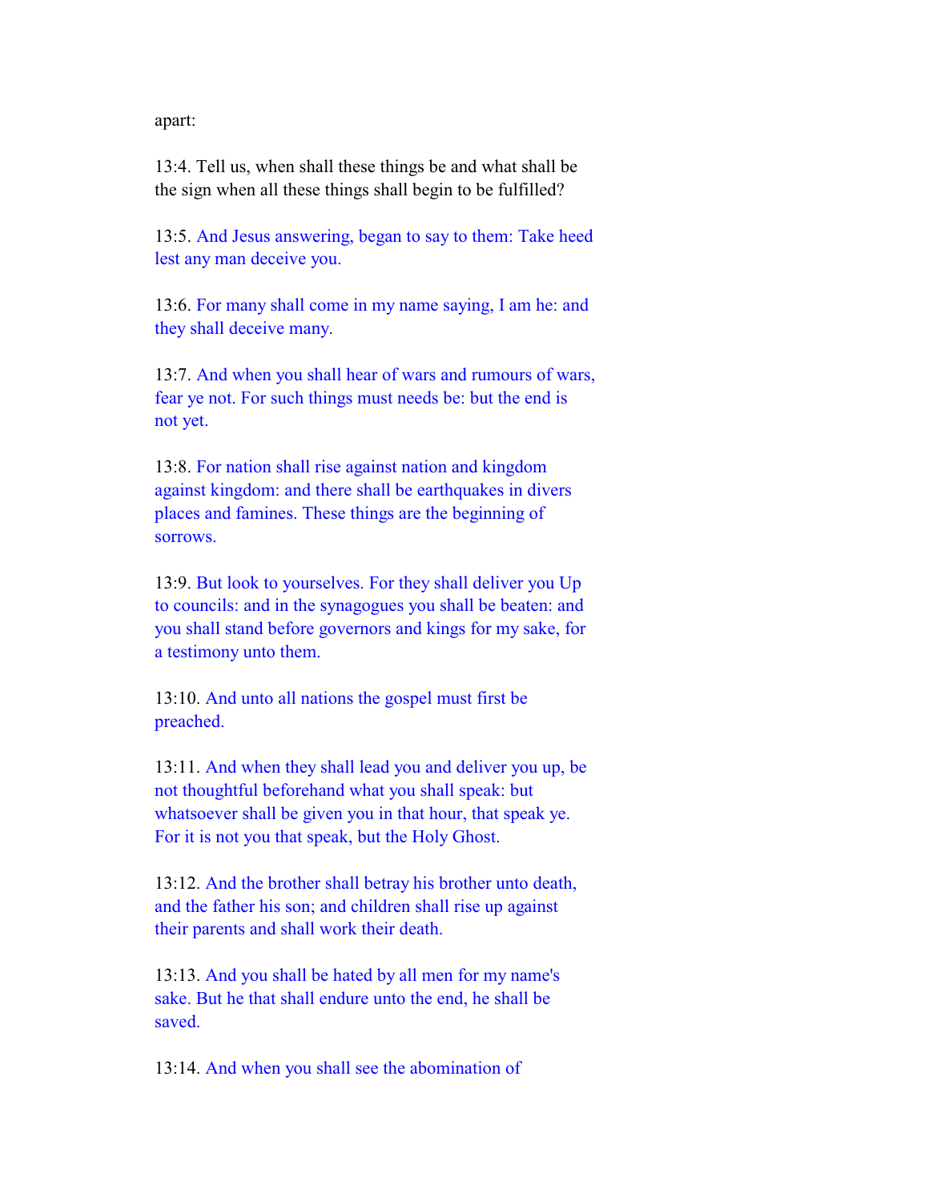apart:

13:4. Tell us, when shall these things be and what shall be the sign when all these things shall begin to be fulfilled?

13:5. And Jesus answering, began to say to them: Take heed lest any man deceive you.

13:6. For many shall come in my name saying, I am he: and they shall deceive many.

13:7. And when you shall hear of wars and rumours of wars, fear ye not. For such things must needs be: but the end is not yet.

13:8. For nation shall rise against nation and kingdom against kingdom: and there shall be earthquakes in divers places and famines. These things are the beginning of sorrows.

13:9. But look to yourselves. For they shall deliver you Up to councils: and in the synagogues you shall be beaten: and you shall stand before governors and kings for my sake, for a testimony unto them.

13:10. And unto all nations the gospel must first be preached.

13:11. And when they shall lead you and deliver you up, be not thoughtful beforehand what you shall speak: but whatsoever shall be given you in that hour, that speak ye. For it is not you that speak, but the Holy Ghost.

13:12. And the brother shall betray his brother unto death, and the father his son; and children shall rise up against their parents and shall work their death.

13:13. And you shall be hated by all men for my name's sake. But he that shall endure unto the end, he shall be saved.

13:14. And when you shall see the abomination of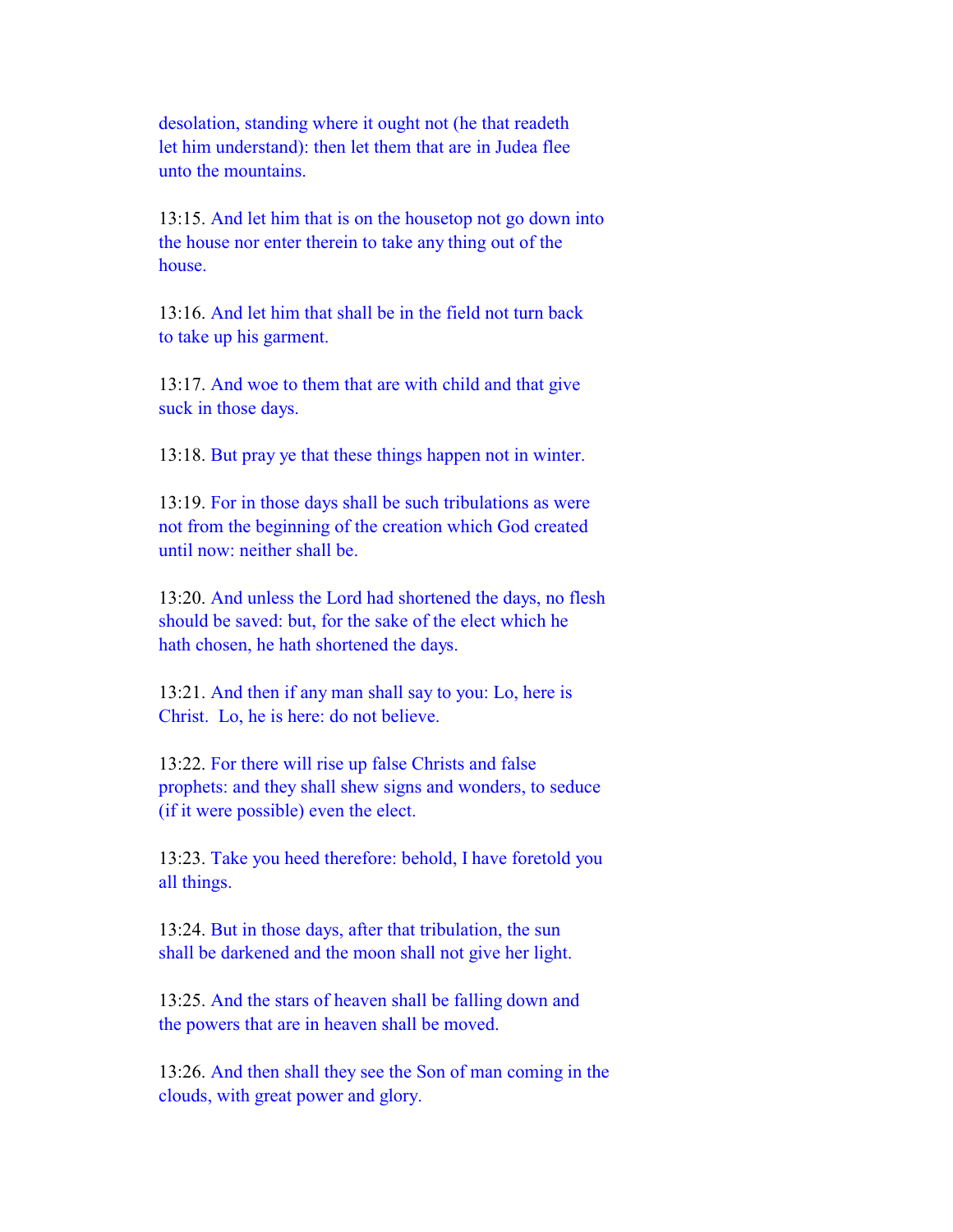desolation, standing where it ought not (he that readeth let him understand): then let them that are in Judea flee unto the mountains.

13:15. And let him that is on the housetop not go down into the house nor enter therein to take any thing out of the house.

13:16. And let him that shall be in the field not turn back to take up his garment.

13:17. And woe to them that are with child and that give suck in those days.

13:18. But pray ye that these things happen not in winter.

13:19. For in those days shall be such tribulations as were not from the beginning of the creation which God created until now: neither shall be.

13:20. And unless the Lord had shortened the days, no flesh should be saved: but, for the sake of the elect which he hath chosen, he hath shortened the days.

13:21. And then if any man shall say to you: Lo, here is Christ. Lo, he is here: do not believe.

13:22. For there will rise up false Christs and false prophets: and they shall shew signs and wonders, to seduce (if it were possible) even the elect.

13:23. Take you heed therefore: behold, I have foretold you all things.

13:24. But in those days, after that tribulation, the sun shall be darkened and the moon shall not give her light.

13:25. And the stars of heaven shall be falling down and the powers that are in heaven shall be moved.

13:26. And then shall they see the Son of man coming in the clouds, with great power and glory.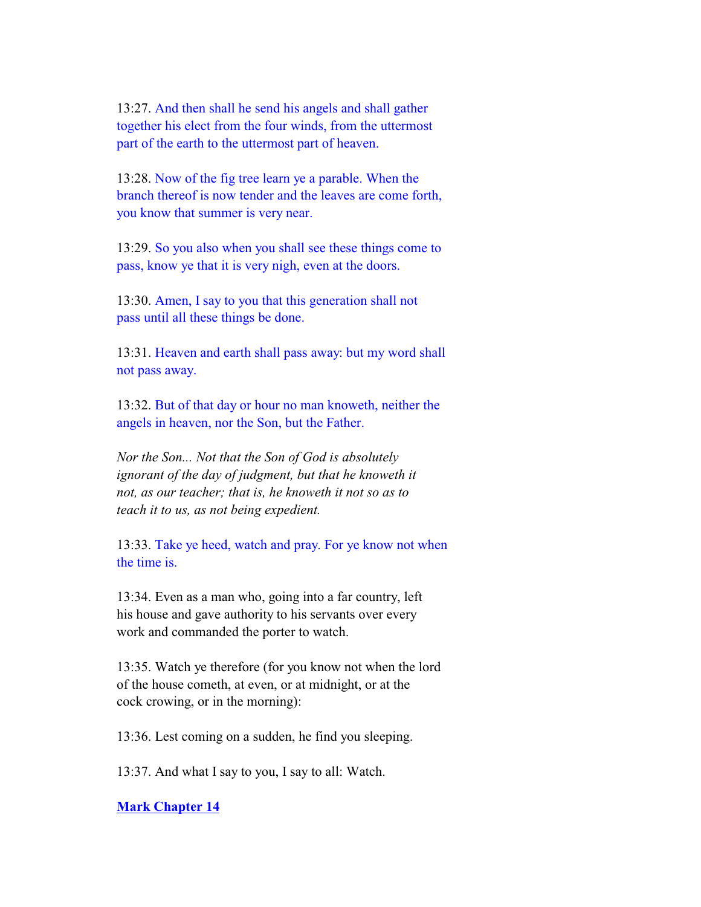13:27. And then shall he send his angels and shall gather together his elect from the four winds, from the uttermost part of the earth to the uttermost part of heaven.

13:28. Now of the fig tree learn ye a parable. When the branch thereof is now tender and the leaves are come forth, you know that summer is very near.

13:29. So you also when you shall see these things come to pass, know ye that it is very nigh, even at the doors.

13:30. Amen, I say to you that this generation shall not pass until all these things be done.

13:31. Heaven and earth shall pass away: but my word shall not pass away.

13:32. But of that day or hour no man knoweth, neither the angels in heaven, nor the Son, but the Father.

*Nor the Son... Not that the Son of God is absolutely ignorant of the day of judgment, but that he knoweth it not, as our teacher; that is, he knoweth it not so as to teach it to us, as not being expedient.*

13:33. Take ye heed, watch and pray. For ye know not when the time is.

13:34. Even as a man who, going into a far country, left his house and gave authority to his servants over every work and commanded the porter to watch.

13:35. Watch ye therefore (for you know not when the lord of the house cometh, at even, or at midnight, or at the cock crowing, or in the morning):

13:36. Lest coming on a sudden, he find you sleeping.

13:37. And what I say to you, I say to all: Watch.

**Mark Chapter 14**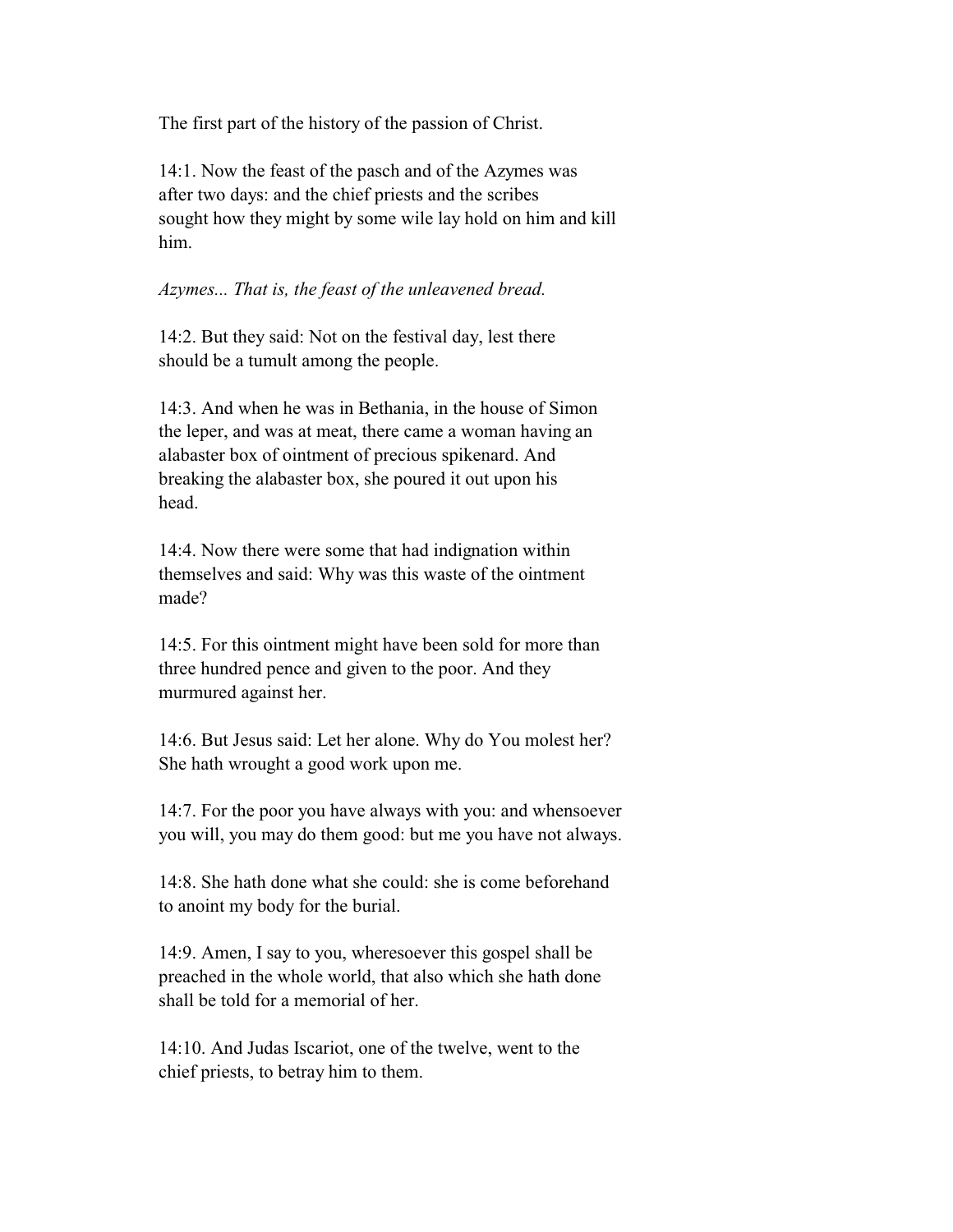The first part of the history of the passion of Christ.

14:1. Now the feast of the pasch and of the Azymes was after two days: and the chief priests and the scribes sought how they might by some wile lay hold on him and kill him.

*Azymes... That is, the feast of the unleavened bread.*

14:2. But they said: Not on the festival day, lest there should be a tumult among the people.

14:3. And when he was in Bethania, in the house of Simon the leper, and was at meat, there came a woman having an alabaster box of ointment of precious spikenard. And breaking the alabaster box, she poured it out upon his head.

14:4. Now there were some that had indignation within themselves and said: Why was this waste of the ointment made?

14:5. For this ointment might have been sold for more than three hundred pence and given to the poor. And they murmured against her.

14:6. But Jesus said: Let her alone. Why do You molest her? She hath wrought a good work upon me.

14:7. For the poor you have always with you: and whensoever you will, you may do them good: but me you have not always.

14:8. She hath done what she could: she is come beforehand to anoint my body for the burial.

14:9. Amen, I say to you, wheresoever this gospel shall be preached in the whole world, that also which she hath done shall be told for a memorial of her.

14:10. And Judas Iscariot, one of the twelve, went to the chief priests, to betray him to them.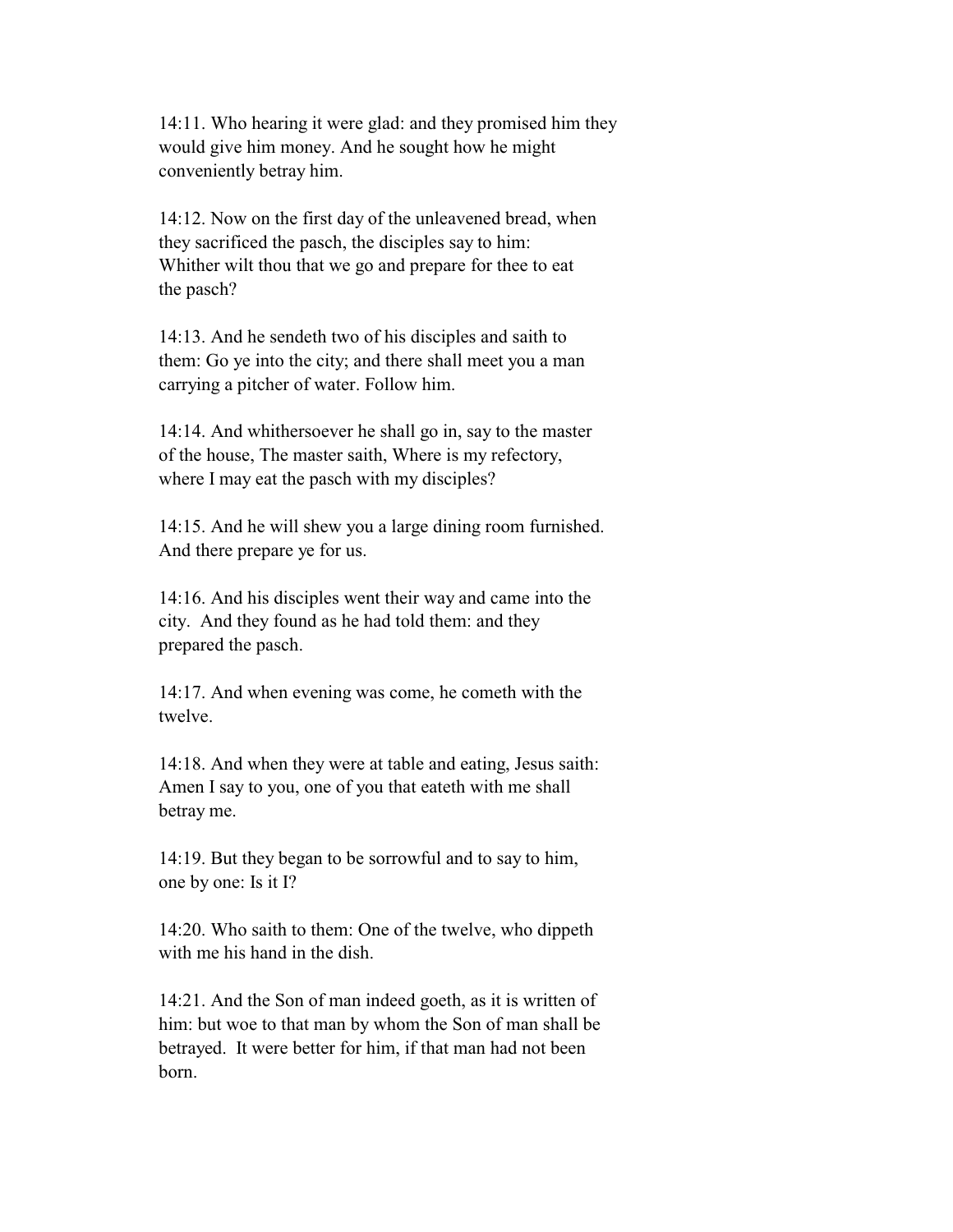14:11. Who hearing it were glad: and they promised him they would give him money. And he sought how he might conveniently betray him.

14:12. Now on the first day of the unleavened bread, when they sacrificed the pasch, the disciples say to him: Whither wilt thou that we go and prepare for thee to eat the pasch?

14:13. And he sendeth two of his disciples and saith to them: Go ye into the city; and there shall meet you a man carrying a pitcher of water. Follow him.

14:14. And whithersoever he shall go in, say to the master of the house, The master saith, Where is my refectory, where I may eat the pasch with my disciples?

14:15. And he will shew you a large dining room furnished. And there prepare ye for us.

14:16. And his disciples went their way and came into the city. And they found as he had told them: and they prepared the pasch.

14:17. And when evening was come, he cometh with the twelve.

14:18. And when they were at table and eating, Jesus saith: Amen I say to you, one of you that eateth with me shall betray me.

14:19. But they began to be sorrowful and to say to him, one by one: Is it I?

14:20. Who saith to them: One of the twelve, who dippeth with me his hand in the dish.

14:21. And the Son of man indeed goeth, as it is written of him: but woe to that man by whom the Son of man shall be betrayed. It were better for him, if that man had not been born.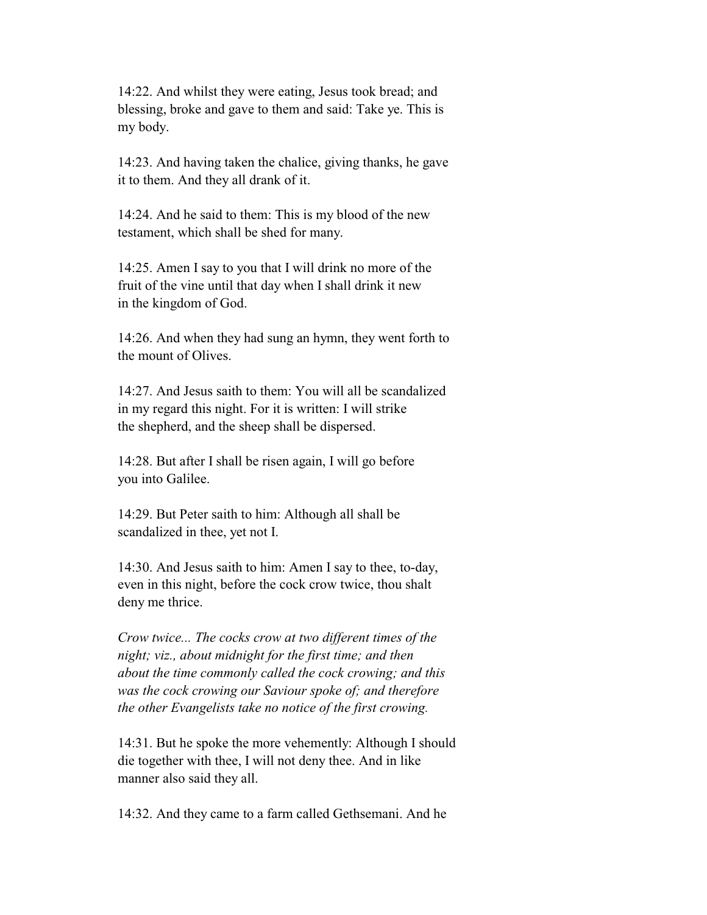14:22. And whilst they were eating, Jesus took bread; and blessing, broke and gave to them and said: Take ye. This is my body.

14:23. And having taken the chalice, giving thanks, he gave it to them. And they all drank of it.

14:24. And he said to them: This is my blood of the new testament, which shall be shed for many.

14:25. Amen I say to you that I will drink no more of the fruit of the vine until that day when I shall drink it new in the kingdom of God.

14:26. And when they had sung an hymn, they went forth to the mount of Olives.

14:27. And Jesus saith to them: You will all be scandalized in my regard this night. For it is written: I will strike the shepherd, and the sheep shall be dispersed.

14:28. But after I shall be risen again, I will go before you into Galilee.

14:29. But Peter saith to him: Although all shall be scandalized in thee, yet not I.

14:30. And Jesus saith to him: Amen I say to thee, to-day, even in this night, before the cock crow twice, thou shalt deny me thrice.

*Crow twice... The cocks crow at two different times of the night; viz., about midnight for the first time; and then about the time commonly called the cock crowing; and this was the cock crowing our Saviour spoke of; and therefore the other Evangelists take no notice of the first crowing.*

14:31. But he spoke the more vehemently: Although I should die together with thee, I will not deny thee. And in like manner also said they all.

14:32. And they came to a farm called Gethsemani. And he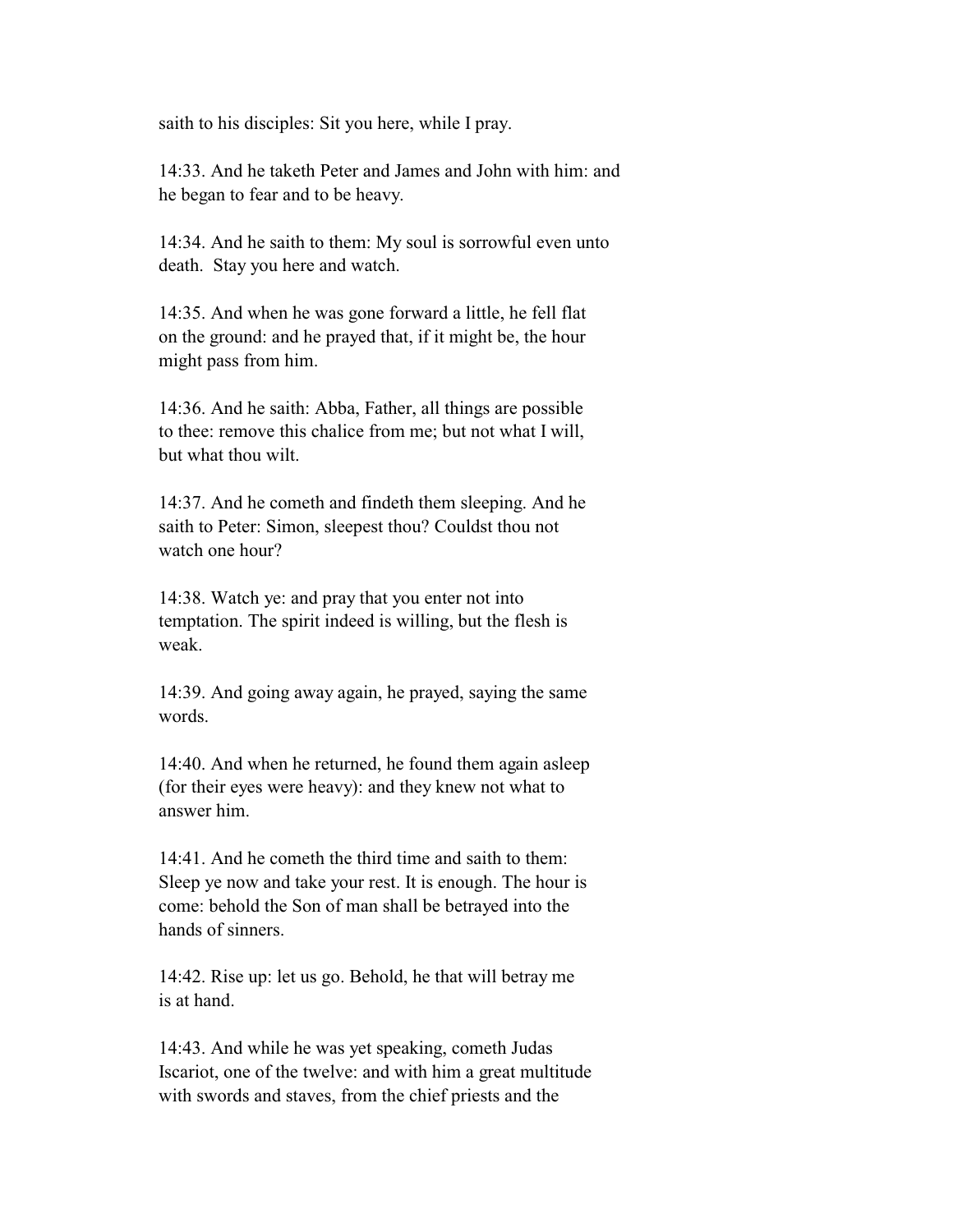saith to his disciples: Sit you here, while I pray.

14:33. And he taketh Peter and James and John with him: and he began to fear and to be heavy.

14:34. And he saith to them: My soul is sorrowful even unto death. Stay you here and watch.

14:35. And when he was gone forward a little, he fell flat on the ground: and he prayed that, if it might be, the hour might pass from him.

14:36. And he saith: Abba, Father, all things are possible to thee: remove this chalice from me; but not what I will, but what thou wilt.

14:37. And he cometh and findeth them sleeping. And he saith to Peter: Simon, sleepest thou? Couldst thou not watch one hour?

14:38. Watch ye: and pray that you enter not into temptation. The spirit indeed is willing, but the flesh is weak.

14:39. And going away again, he prayed, saying the same words.

14:40. And when he returned, he found them again asleep (for their eyes were heavy): and they knew not what to answer him.

14:41. And he cometh the third time and saith to them: Sleep ye now and take your rest. It is enough. The hour is come: behold the Son of man shall be betrayed into the hands of sinners.

14:42. Rise up: let us go. Behold, he that will betray me is at hand.

14:43. And while he was yet speaking, cometh Judas Iscariot, one of the twelve: and with him a great multitude with swords and staves, from the chief priests and the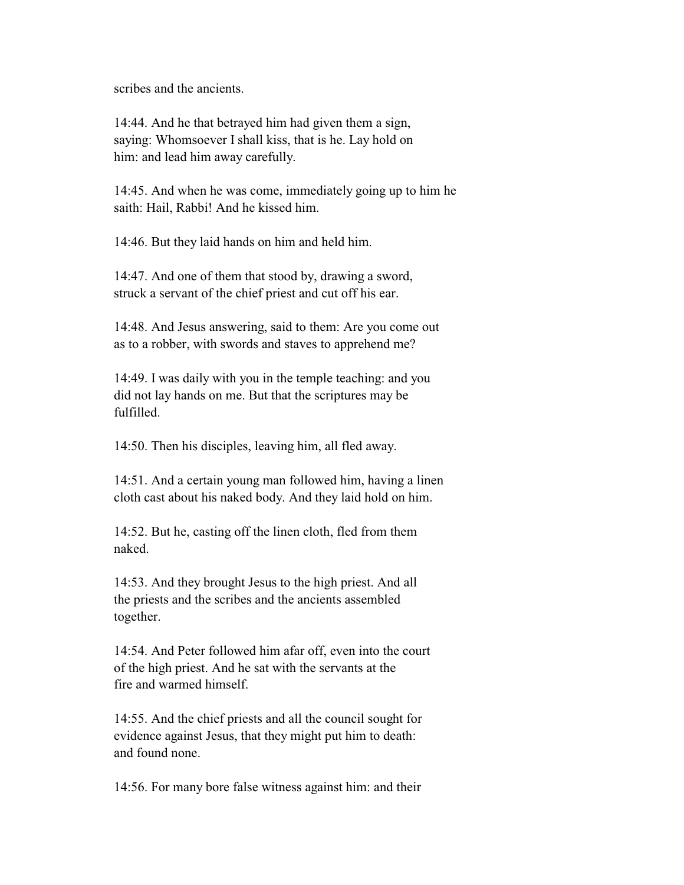scribes and the ancients.

14:44. And he that betrayed him had given them a sign, saying: Whomsoever I shall kiss, that is he. Lay hold on him: and lead him away carefully.

14:45. And when he was come, immediately going up to him he saith: Hail, Rabbi! And he kissed him.

14:46. But they laid hands on him and held him.

14:47. And one of them that stood by, drawing a sword, struck a servant of the chief priest and cut off his ear.

14:48. And Jesus answering, said to them: Are you come out as to a robber, with swords and staves to apprehend me?

14:49. I was daily with you in the temple teaching: and you did not lay hands on me. But that the scriptures may be fulfilled.

14:50. Then his disciples, leaving him, all fled away.

14:51. And a certain young man followed him, having a linen cloth cast about his naked body. And they laid hold on him.

14:52. But he, casting off the linen cloth, fled from them naked.

14:53. And they brought Jesus to the high priest. And all the priests and the scribes and the ancients assembled together.

14:54. And Peter followed him afar off, even into the court of the high priest. And he sat with the servants at the fire and warmed himself.

14:55. And the chief priests and all the council sought for evidence against Jesus, that they might put him to death: and found none.

14:56. For many bore false witness against him: and their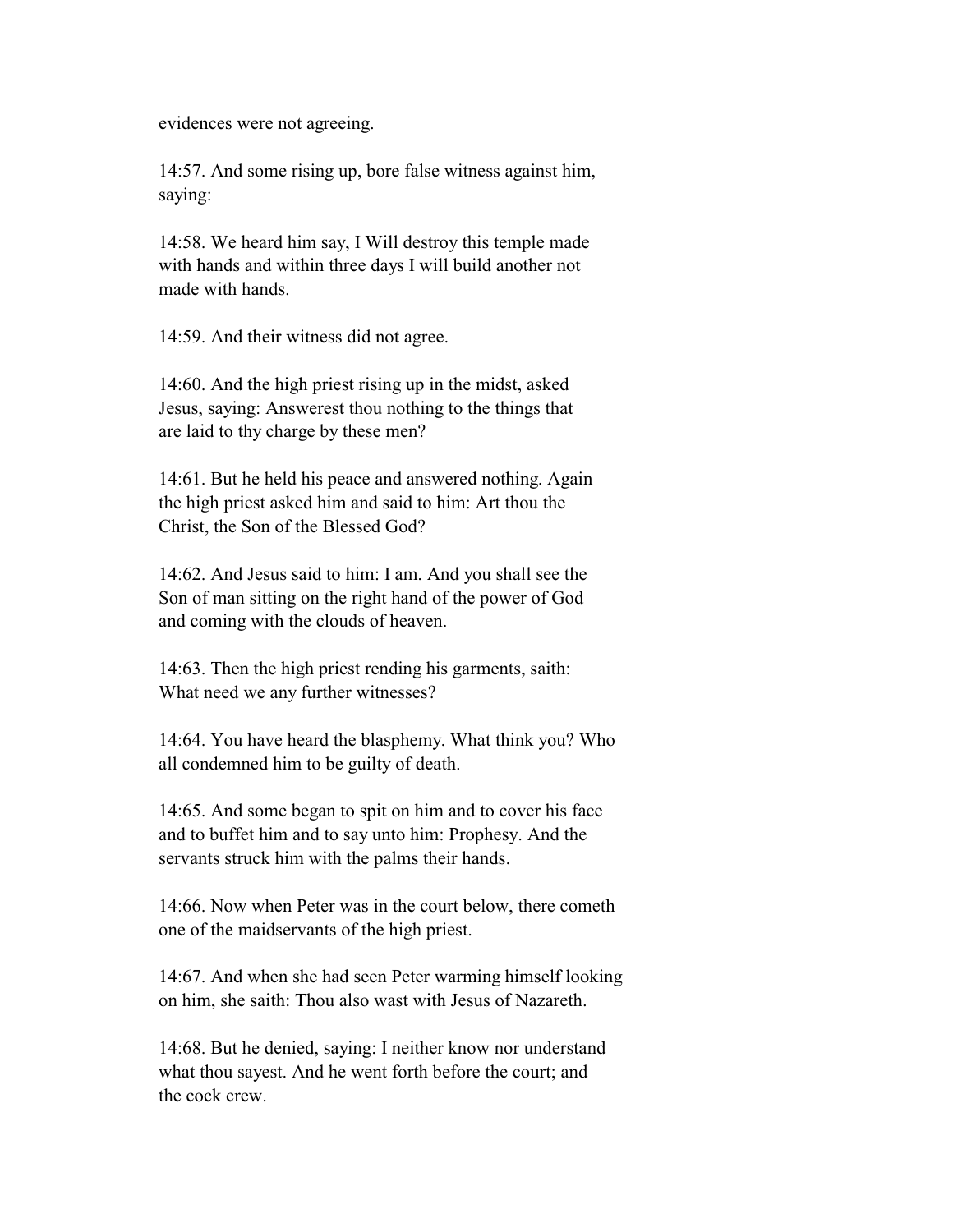evidences were not agreeing.

14:57. And some rising up, bore false witness against him, saying:

14:58. We heard him say, I Will destroy this temple made with hands and within three days I will build another not made with hands.

14:59. And their witness did not agree.

14:60. And the high priest rising up in the midst, asked Jesus, saying: Answerest thou nothing to the things that are laid to thy charge by these men?

14:61. But he held his peace and answered nothing. Again the high priest asked him and said to him: Art thou the Christ, the Son of the Blessed God?

14:62. And Jesus said to him: I am. And you shall see the Son of man sitting on the right hand of the power of God and coming with the clouds of heaven.

14:63. Then the high priest rending his garments, saith: What need we any further witnesses?

14:64. You have heard the blasphemy. What think you? Who all condemned him to be guilty of death.

14:65. And some began to spit on him and to cover his face and to buffet him and to say unto him: Prophesy. And the servants struck him with the palms their hands.

14:66. Now when Peter was in the court below, there cometh one of the maidservants of the high priest.

14:67. And when she had seen Peter warming himself looking on him, she saith: Thou also wast with Jesus of Nazareth.

14:68. But he denied, saying: I neither know nor understand what thou sayest. And he went forth before the court; and the cock crew.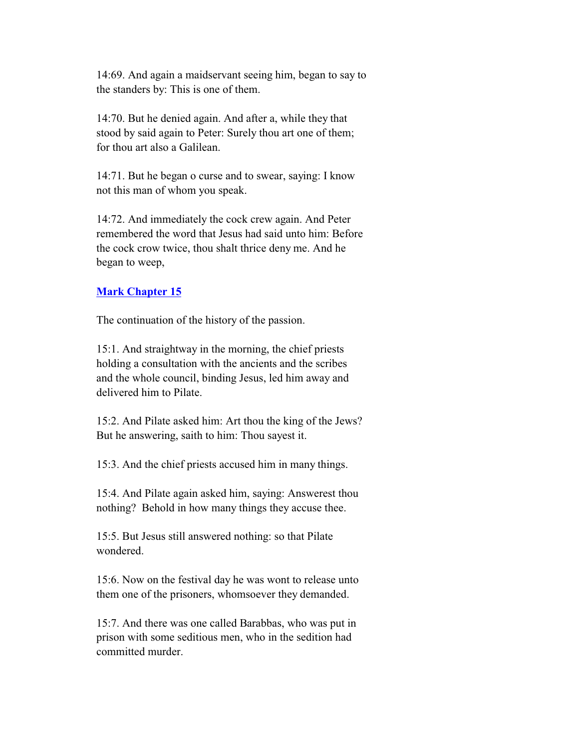14:69. And again a maidservant seeing him, began to say to the standers by: This is one of them.

14:70. But he denied again. And after a, while they that stood by said again to Peter: Surely thou art one of them; for thou art also a Galilean.

14:71. But he began o curse and to swear, saying: I know not this man of whom you speak.

14:72. And immediately the cock crew again. And Peter remembered the word that Jesus had said unto him: Before the cock crow twice, thou shalt thrice deny me. And he began to weep,

## Mark Chapter 15

The continuation of the history of the passion.

15:1. And straightway in the morning, the chief priests holding a consultation with the ancients and the scribes and the whole council, binding Jesus, led him away and delivered him to Pilate.

15:2. And Pilate asked him: Art thou the king of the Jews? But he answering, saith to him: Thou sayest it.

15:3. And the chief priests accused him in many things.

15:4. And Pilate again asked him, saying: Answerest thou nothing? Behold in how many things they accuse thee.

15:5. But Jesus still answered nothing: so that Pilate wondered.

15:6. Now on the festival day he was wont to release unto them one of the prisoners, whomsoever they demanded.

15:7. And there was one called Barabbas, who was put in prison with some seditious men, who in the sedition had committed murder.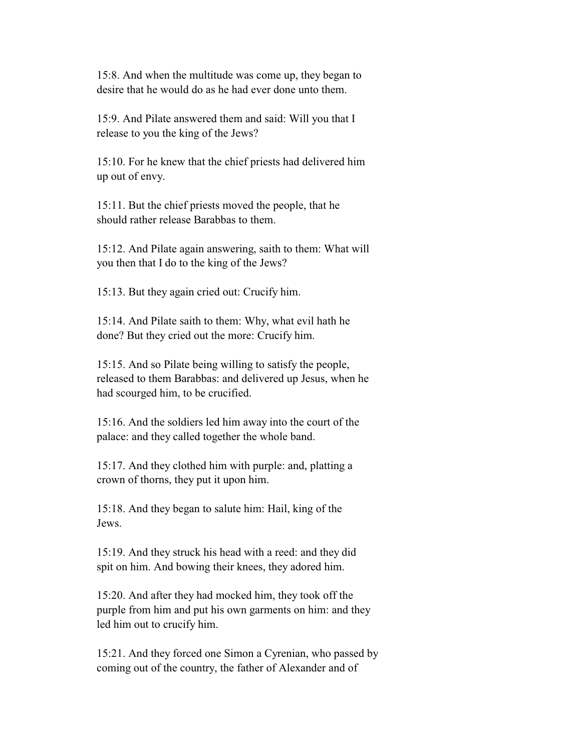15:8. And when the multitude was come up, they began to desire that he would do as he had ever done unto them.

15:9. And Pilate answered them and said: Will you that I release to you the king of the Jews?

15:10. For he knew that the chief priests had delivered him up out of envy.

15:11. But the chief priests moved the people, that he should rather release Barabbas to them.

15:12. And Pilate again answering, saith to them: What will you then that I do to the king of the Jews?

15:13. But they again cried out: Crucify him.

15:14. And Pilate saith to them: Why, what evil hath he done? But they cried out the more: Crucify him.

15:15. And so Pilate being willing to satisfy the people, released to them Barabbas: and delivered up Jesus, when he had scourged him, to be crucified.

15:16. And the soldiers led him away into the court of the palace: and they called together the whole band.

15:17. And they clothed him with purple: and, platting a crown of thorns, they put it upon him.

15:18. And they began to salute him: Hail, king of the Jews.

15:19. And they struck his head with a reed: and they did spit on him. And bowing their knees, they adored him.

15:20. And after they had mocked him, they took off the purple from him and put his own garments on him: and they led him out to crucify him.

15:21. And they forced one Simon a Cyrenian, who passed by coming out of the country, the father of Alexander and of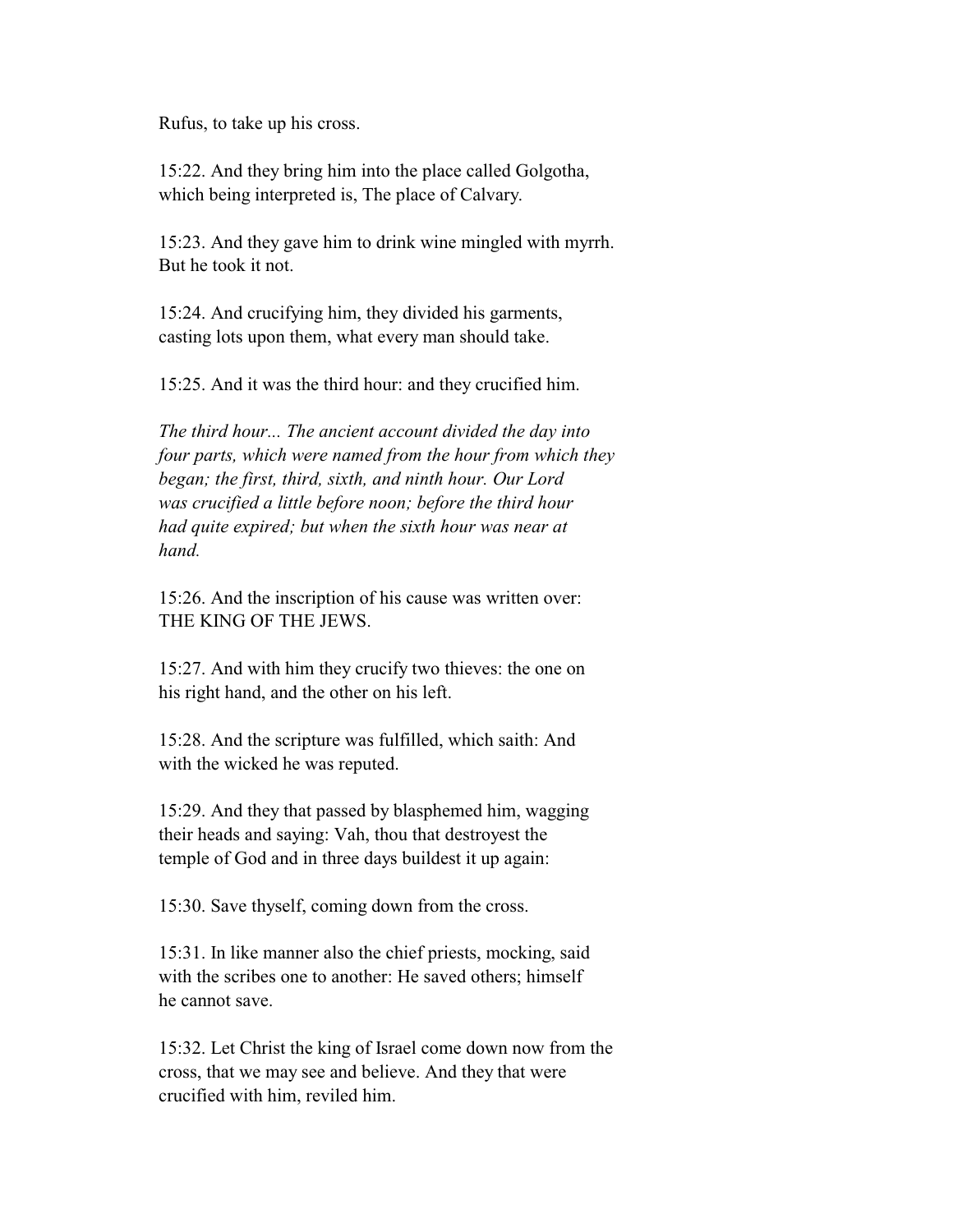Rufus, to take up his cross.

15:22. And they bring him into the place called Golgotha, which being interpreted is, The place of Calvary.

15:23. And they gave him to drink wine mingled with myrrh. But he took it not.

15:24. And crucifying him, they divided his garments, casting lots upon them, what every man should take.

15:25. And it was the third hour: and they crucified him.

*The third hour... The ancient account divided the day into four parts, which were named from the hour from which they began; the first, third, sixth, and ninth hour. Our Lord was crucified a little before noon; before the third hour had quite expired; but when the sixth hour was near at hand.*

15:26. And the inscription of his cause was written over: THE KING OF THE JEWS.

15:27. And with him they crucify two thieves: the one on his right hand, and the other on his left.

15:28. And the scripture was fulfilled, which saith: And with the wicked he was reputed.

15:29. And they that passed by blasphemed him, wagging their heads and saying: Vah, thou that destroyest the temple of God and in three days buildest it up again:

15:30. Save thyself, coming down from the cross.

15:31. In like manner also the chief priests, mocking, said with the scribes one to another: He saved others; himself he cannot save.

15:32. Let Christ the king of Israel come down now from the cross, that we may see and believe. And they that were crucified with him, reviled him.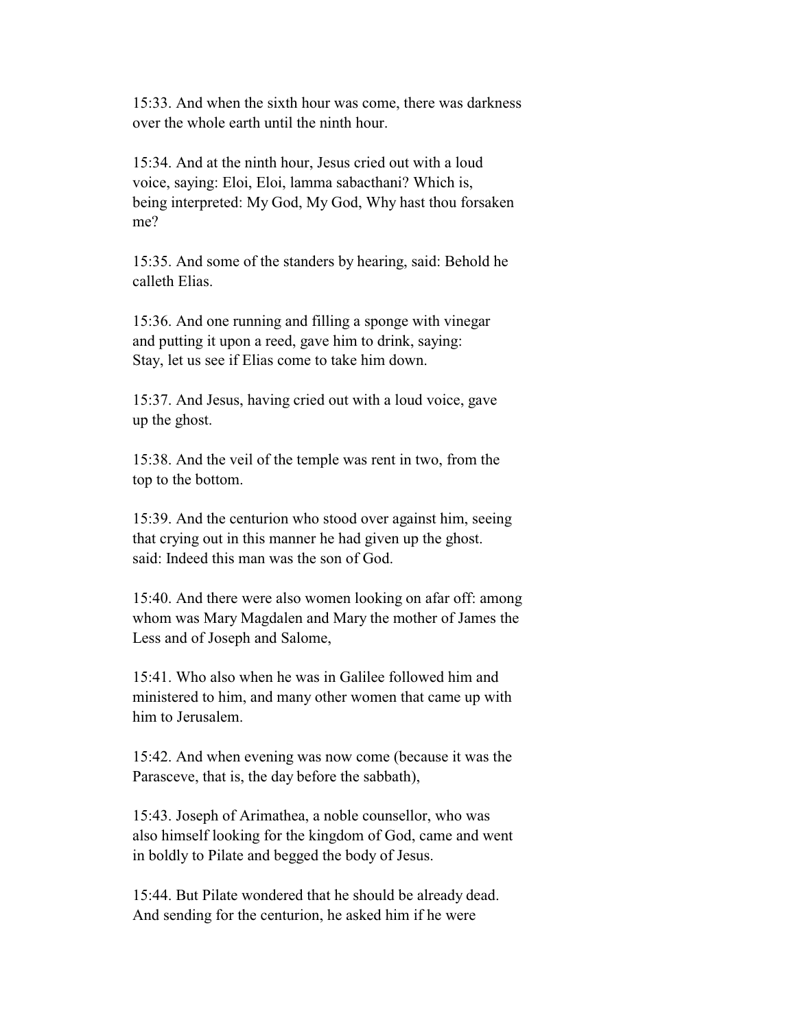15:33. And when the sixth hour was come, there was darkness over the whole earth until the ninth hour.

15:34. And at the ninth hour, Jesus cried out with a loud voice, saying: Eloi, Eloi, lamma sabacthani? Which is, being interpreted: My God, My God, Why hast thou forsaken me?

15:35. And some of the standers by hearing, said: Behold he calleth Elias.

15:36. And one running and filling a sponge with vinegar and putting it upon a reed, gave him to drink, saying: Stay, let us see if Elias come to take him down.

15:37. And Jesus, having cried out with a loud voice, gave up the ghost.

15:38. And the veil of the temple was rent in two, from the top to the bottom.

15:39. And the centurion who stood over against him, seeing that crying out in this manner he had given up the ghost. said: Indeed this man was the son of God.

15:40. And there were also women looking on afar off: among whom was Mary Magdalen and Mary the mother of James the Less and of Joseph and Salome,

15:41. Who also when he was in Galilee followed him and ministered to him, and many other women that came up with him to Jerusalem.

15:42. And when evening was now come (because it was the Parasceve, that is, the day before the sabbath),

15:43. Joseph of Arimathea, a noble counsellor, who was also himself looking for the kingdom of God, came and went in boldly to Pilate and begged the body of Jesus.

15:44. But Pilate wondered that he should be already dead. And sending for the centurion, he asked him if he were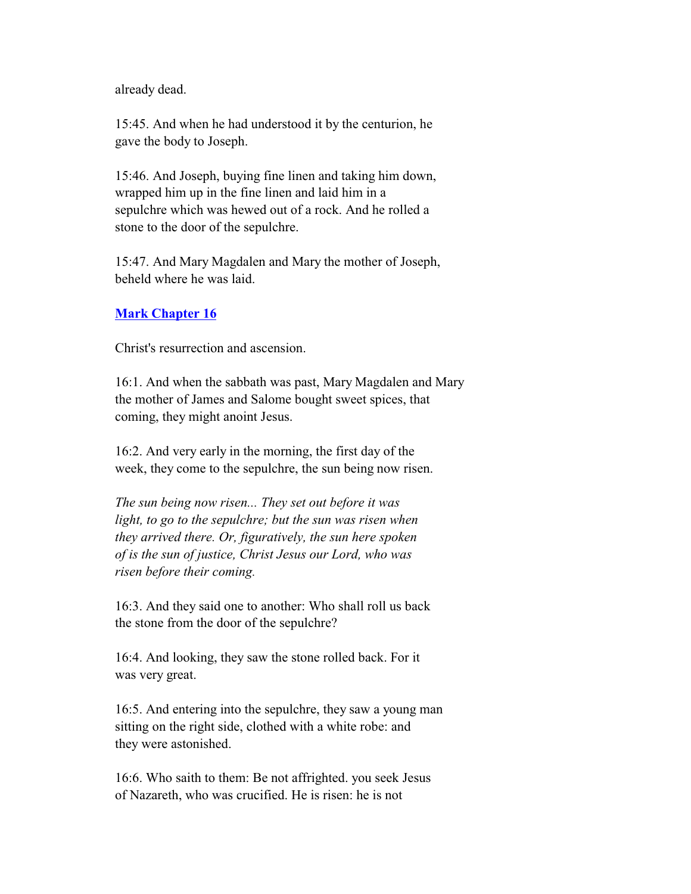already dead.

15:45. And when he had understood it by the centurion, he gave the body to Joseph.

15:46. And Joseph, buying fine linen and taking him down, wrapped him up in the fine linen and laid him in a sepulchre which was hewed out of a rock. And he rolled a stone to the door of the sepulchre.

15:47. And Mary Magdalen and Mary the mother of Joseph, beheld where he was laid.

## Mark Chapter 16

Christ's resurrection and ascension.

16:1. And when the sabbath was past, Mary Magdalen and Mary the mother of James and Salome bought sweet spices, that coming, they might anoint Jesus.

16:2. And very early in the morning, the first day of the week, they come to the sepulchre, the sun being now risen.

*The sun being now risen... They set out before it was light, to go to the sepulchre; but the sun was risen when they arrived there. Or, figuratively, the sun here spoken of is the sun of justice, Christ Jesus our Lord, who was risen before their coming.*

16:3. And they said one to another: Who shall roll us back the stone from the door of the sepulchre?

16:4. And looking, they saw the stone rolled back. For it was very great.

16:5. And entering into the sepulchre, they saw a young man sitting on the right side, clothed with a white robe: and they were astonished.

16:6. Who saith to them: Be not affrighted. you seek Jesus of Nazareth, who was crucified. He is risen: he is not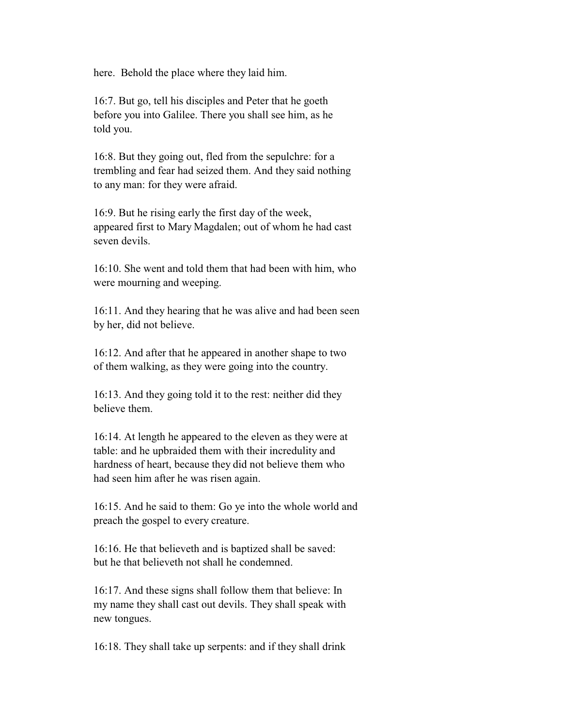here. Behold the place where they laid him.

16:7. But go, tell his disciples and Peter that he goeth before you into Galilee. There you shall see him, as he told you.

16:8. But they going out, fled from the sepulchre: for a trembling and fear had seized them. And they said nothing to any man: for they were afraid.

16:9. But he rising early the first day of the week, appeared first to Mary Magdalen; out of whom he had cast seven devils.

16:10. She went and told them that had been with him, who were mourning and weeping.

16:11. And they hearing that he was alive and had been seen by her, did not believe.

16:12. And after that he appeared in another shape to two of them walking, as they were going into the country.

16:13. And they going told it to the rest: neither did they believe them.

16:14. At length he appeared to the eleven as they were at table: and he upbraided them with their incredulity and hardness of heart, because they did not believe them who had seen him after he was risen again.

16:15. And he said to them: Go ye into the whole world and preach the gospel to every creature.

16:16. He that believeth and is baptized shall be saved: but he that believeth not shall he condemned.

16:17. And these signs shall follow them that believe: In my name they shall cast out devils. They shall speak with new tongues.

16:18. They shall take up serpents: and if they shall drink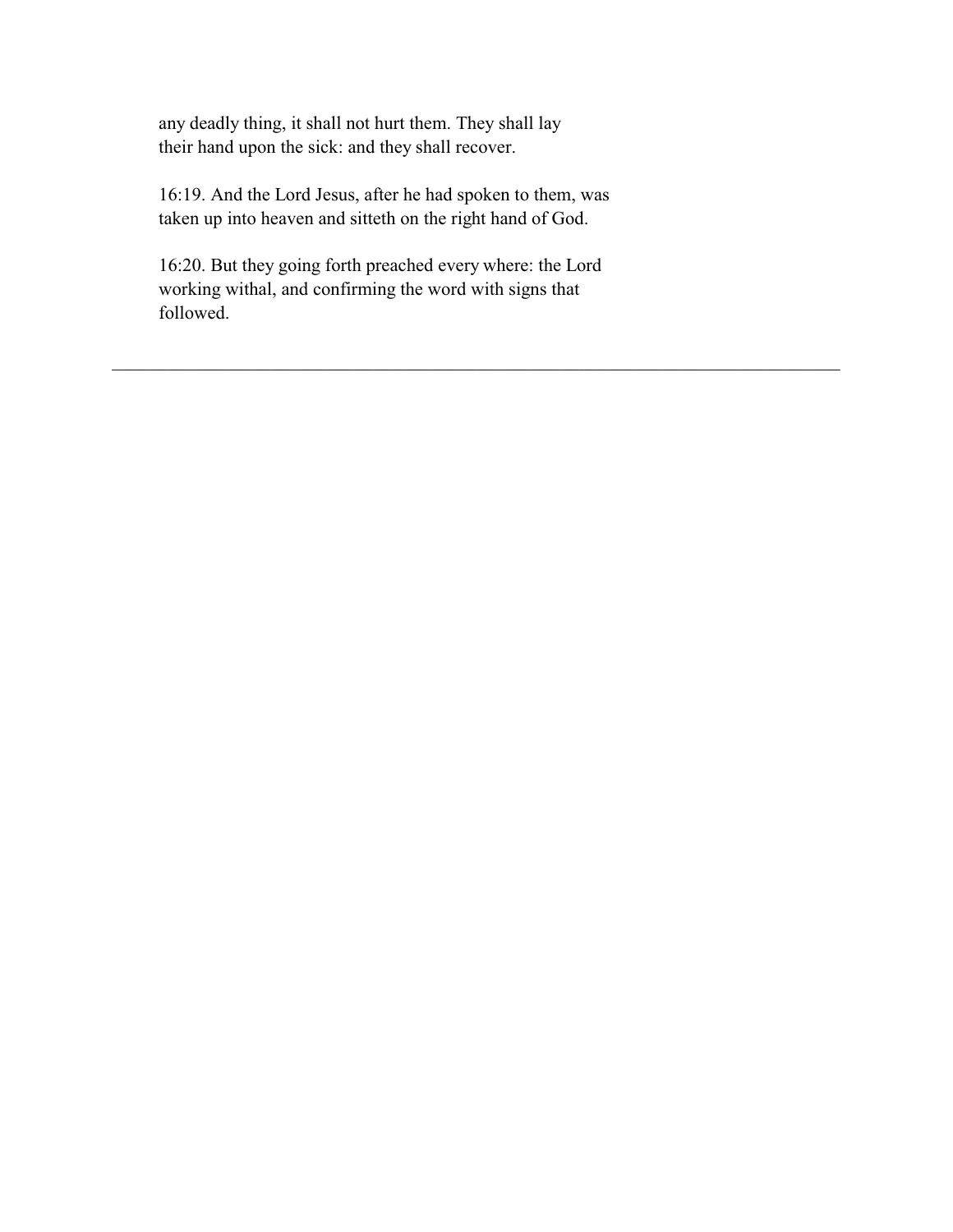any deadly thing, it shall not hurt them. They shall lay their hand upon the sick: and they shall recover.

16:19. And the Lord Jesus, after he had spoken to them, was taken up into heaven and sitteth on the right hand of God.

16:20. But they going forth preached every where: the Lord working withal, and confirming the word with signs that followed.

---